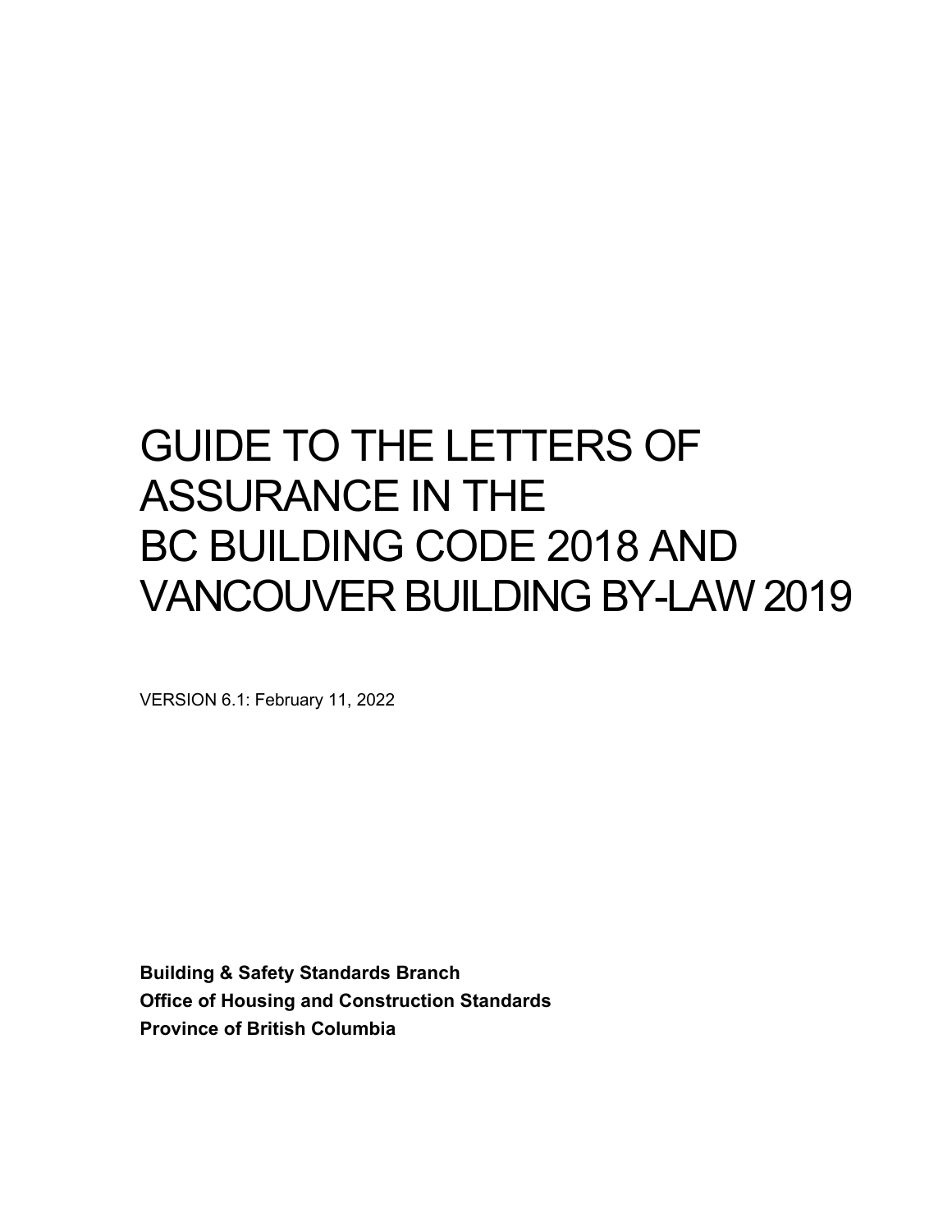# GUIDE TO THE LETTERS OF ASSURANCE IN THE BC BUILDING CODE 2018 AND VANCOUVER BUILDING BY-LAW 2019

VERSION 6.1: February 11, 2022

**Building & Safety Standards Branch**
**Office of Housing and Construction Standards**
**Province of British Columbia**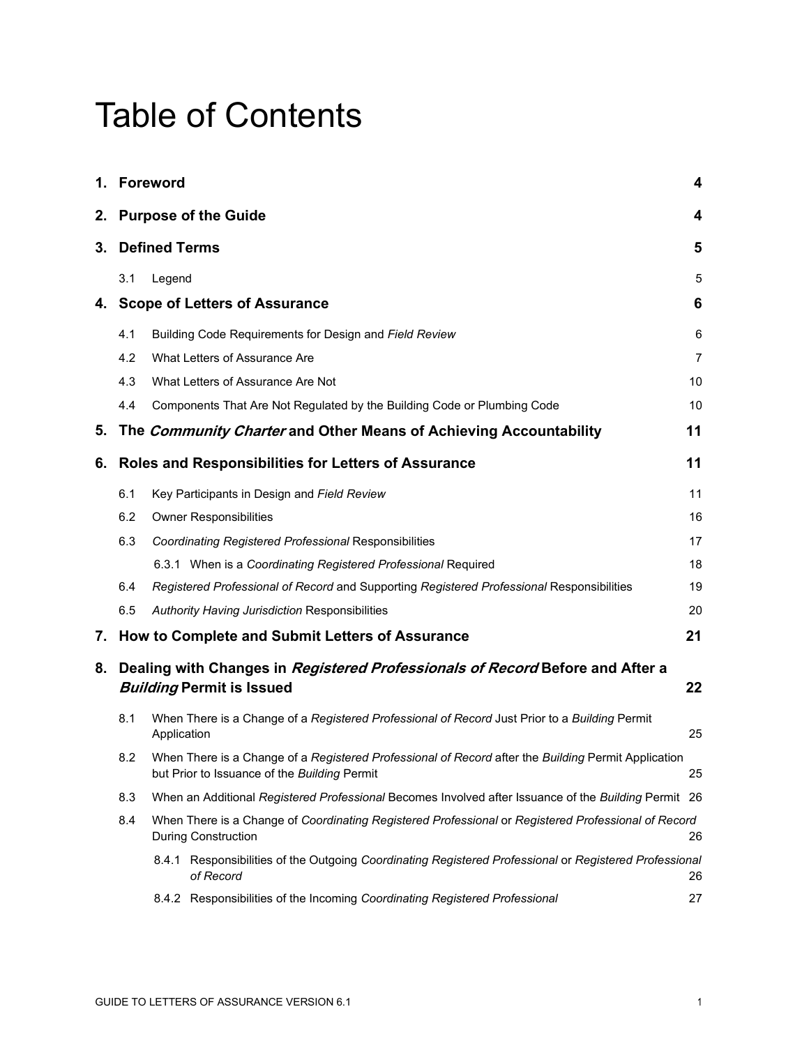# Table of Contents

| | | |
|---|---|---|
| **1.** | **Foreword** | **4** |
| **2.** | **Purpose of the Guide** | **4** |
| **3.** | **Defined Terms** | **5** |
| 3.1 | Legend | 5 |
| **4.** | **Scope of Letters of Assurance** | **6** |
| 4.1 | Building Code Requirements for Design and *Field Review* | 6 |
| 4.2 | What Letters of Assurance Are | 7 |
| 4.3 | What Letters of Assurance Are Not | 10 |
| 4.4 | Components That Are Not Regulated by the Building Code or Plumbing Code | 10 |
| **5.** | **The *Community Charter* and Other Means of Achieving Accountability** | **11** |
| **6.** | **Roles and Responsibilities for Letters of Assurance** | **11** |
| 6.1 | Key Participants in Design and *Field Review* | 11 |
| 6.2 | Owner Responsibilities | 16 |
| 6.3 | *Coordinating Registered Professional* Responsibilities | 17 |
| 6.3.1 | When is a *Coordinating Registered Professional* Required | 18 |
| 6.4 | *Registered Professional of Record* and Supporting *Registered Professional* Responsibilities | 19 |
| 6.5 | *Authority Having Jurisdiction* Responsibilities | 20 |
| **7.** | **How to Complete and Submit Letters of Assurance** | **21** |
| **8.** | **Dealing with Changes in *Registered Professionals of Record* Before and After a *Building* Permit is Issued** | **22** |
| 8.1 | When There is a Change of a *Registered Professional of Record* Just Prior to a *Building* Permit Application | 25 |
| 8.2 | When There is a Change of a *Registered Professional of Record* after the *Building* Permit Application but Prior to Issuance of the *Building* Permit | 25 |
| 8.3 | When an Additional *Registered Professional* Becomes Involved after Issuance of the *Building* Permit | 26 |
| 8.4 | When There is a Change of *Coordinating Registered Professional* or *Registered Professional of Record* During Construction | 26 |
| 8.4.1 | Responsibilities of the Outgoing *Coordinating Registered Professional* or *Registered Professional of Record* | 26 |
| 8.4.2 | Responsibilities of the Incoming *Coordinating Registered Professional* | 27 |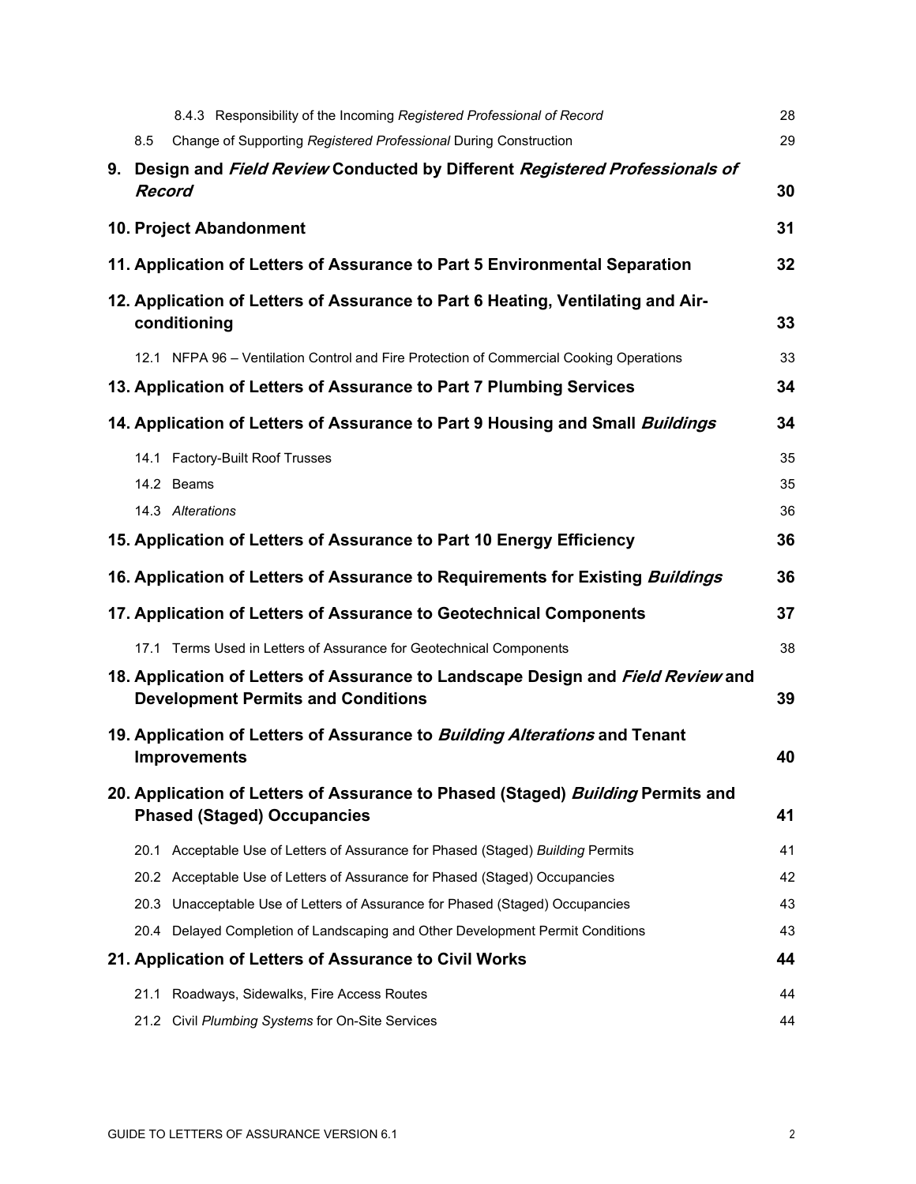| | |
|---|---|
| 8.4.3 Responsibility of the Incoming *Registered Professional of Record* | 28 |
| 8.5 Change of Supporting *Registered Professional* During Construction | 29 |
| **9. Design and *Field Review* Conducted by Different *Registered Professionals of Record*** | **30** |
| **10. Project Abandonment** | **31** |
| **11. Application of Letters of Assurance to Part 5 Environmental Separation** | **32** |
| **12. Application of Letters of Assurance to Part 6 Heating, Ventilating and Air-conditioning** | **33** |
| 12.1 NFPA 96 – Ventilation Control and Fire Protection of Commercial Cooking Operations | 33 |
| **13. Application of Letters of Assurance to Part 7 Plumbing Services** | **34** |
| **14. Application of Letters of Assurance to Part 9 Housing and Small *Buildings*** | **34** |
| 14.1 Factory-Built Roof Trusses | 35 |
| 14.2 Beams | 35 |
| 14.3 *Alterations* | 36 |
| **15. Application of Letters of Assurance to Part 10 Energy Efficiency** | **36** |
| **16. Application of Letters of Assurance to Requirements for Existing *Buildings*** | **36** |
| **17. Application of Letters of Assurance to Geotechnical Components** | **37** |
| 17.1 Terms Used in Letters of Assurance for Geotechnical Components | 38 |
| **18. Application of Letters of Assurance to Landscape Design and *Field Review* and Development Permits and Conditions** | **39** |
| **19. Application of Letters of Assurance to *Building Alterations* and Tenant Improvements** | **40** |
| **20. Application of Letters of Assurance to Phased (Staged) *Building* Permits and Phased (Staged) Occupancies** | **41** |
| 20.1 Acceptable Use of Letters of Assurance for Phased (Staged) *Building* Permits | 41 |
| 20.2 Acceptable Use of Letters of Assurance for Phased (Staged) Occupancies | 42 |
| 20.3 Unacceptable Use of Letters of Assurance for Phased (Staged) Occupancies | 43 |
| 20.4 Delayed Completion of Landscaping and Other Development Permit Conditions | 43 |
| **21. Application of Letters of Assurance to Civil Works** | **44** |
| 21.1 Roadways, Sidewalks, Fire Access Routes | 44 |
| 21.2 Civil *Plumbing Systems* for On-Site Services | 44 |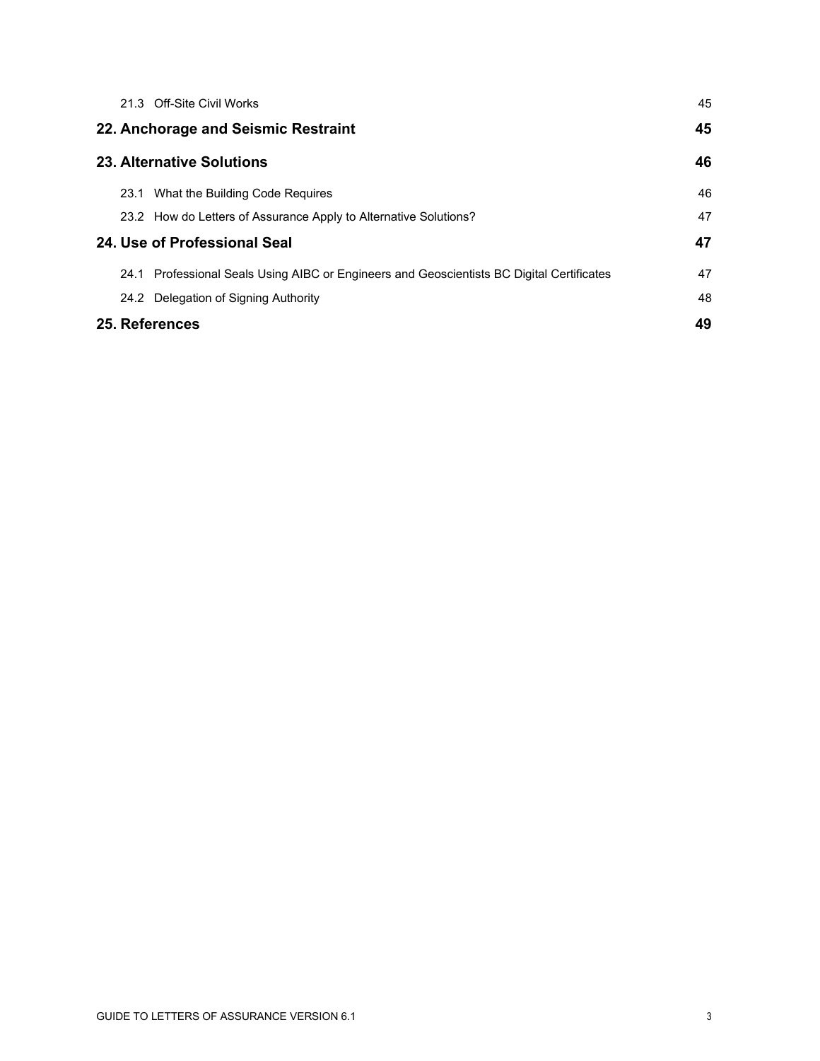21.3 Off-Site Civil Works 45

**22. Anchorage and Seismic Restraint 45**

**23. Alternative Solutions 46**

23.1 What the Building Code Requires 46

23.2 How do Letters of Assurance Apply to Alternative Solutions? 47

**24. Use of Professional Seal 47**

24.1 Professional Seals Using AIBC or Engineers and Geoscientists BC Digital Certificates 47

24.2 Delegation of Signing Authority 48

**25. References 49**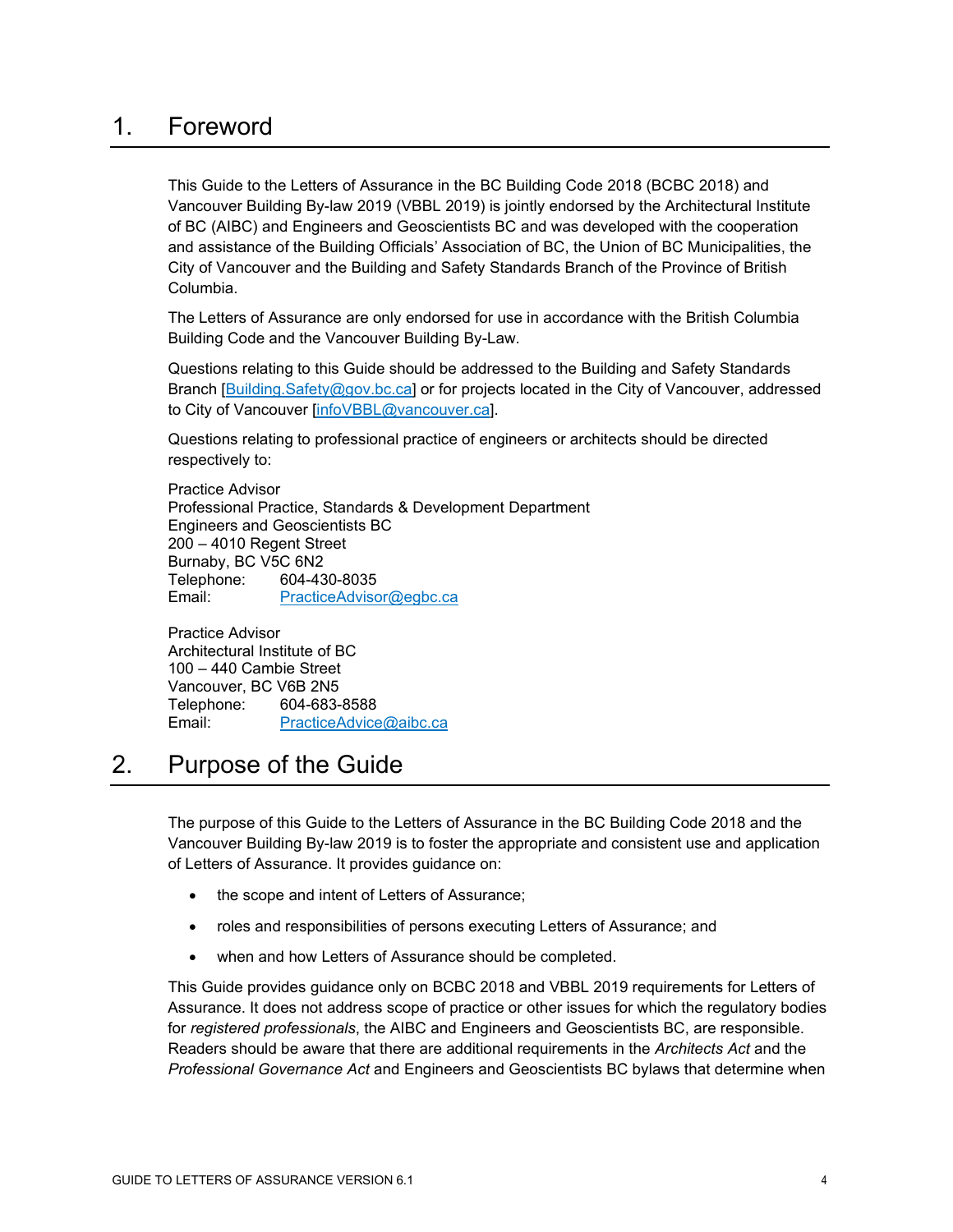# 1. Foreword

This Guide to the Letters of Assurance in the BC Building Code 2018 (BCBC 2018) and Vancouver Building By-law 2019 (VBBL 2019) is jointly endorsed by the Architectural Institute of BC (AIBC) and Engineers and Geoscientists BC and was developed with the cooperation and assistance of the Building Officials' Association of BC, the Union of BC Municipalities, the City of Vancouver and the Building and Safety Standards Branch of the Province of British Columbia.

The Letters of Assurance are only endorsed for use in accordance with the British Columbia Building Code and the Vancouver Building By-Law.

Questions relating to this Guide should be addressed to the Building and Safety Standards Branch [Building.Safety@gov.bc.ca] or for projects located in the City of Vancouver, addressed to City of Vancouver [infoVBBL@vancouver.ca].

Questions relating to professional practice of engineers or architects should be directed respectively to:

Practice Advisor
Professional Practice, Standards & Development Department
Engineers and Geoscientists BC
200 – 4010 Regent Street
Burnaby, BC V5C 6N2
Telephone: 604-430-8035
Email: PracticeAdvisor@egbc.ca

Practice Advisor
Architectural Institute of BC
100 – 440 Cambie Street
Vancouver, BC V6B 2N5
Telephone: 604-683-8588
Email: PracticeAdvice@aibc.ca

# 2. Purpose of the Guide

The purpose of this Guide to the Letters of Assurance in the BC Building Code 2018 and the Vancouver Building By-law 2019 is to foster the appropriate and consistent use and application of Letters of Assurance. It provides guidance on:

- the scope and intent of Letters of Assurance;
- roles and responsibilities of persons executing Letters of Assurance; and
- when and how Letters of Assurance should be completed.

This Guide provides guidance only on BCBC 2018 and VBBL 2019 requirements for Letters of Assurance. It does not address scope of practice or other issues for which the regulatory bodies for *registered professionals*, the AIBC and Engineers and Geoscientists BC, are responsible. Readers should be aware that there are additional requirements in the *Architects Act* and the *Professional Governance Act* and Engineers and Geoscientists BC bylaws that determine when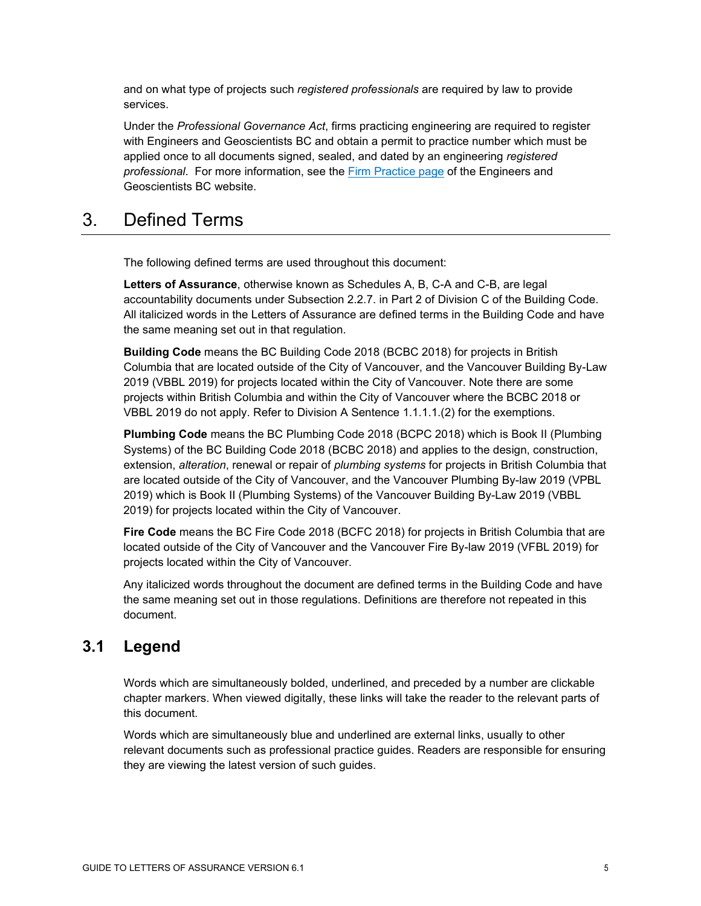and on what type of projects such *registered professionals* are required by law to provide services.

Under the *Professional Governance Act*, firms practicing engineering are required to register with Engineers and Geoscientists BC and obtain a permit to practice number which must be applied once to all documents signed, sealed, and dated by an engineering *registered professional*. For more information, see the [Firm Practice page](#) of the Engineers and Geoscientists BC website.

# 3. Defined Terms

The following defined terms are used throughout this document:

**Letters of Assurance**, otherwise known as Schedules A, B, C-A and C-B, are legal accountability documents under Subsection 2.2.7. in Part 2 of Division C of the Building Code. All italicized words in the Letters of Assurance are defined terms in the Building Code and have the same meaning set out in that regulation.

**Building Code** means the BC Building Code 2018 (BCBC 2018) for projects in British Columbia that are located outside of the City of Vancouver, and the Vancouver Building By-Law 2019 (VBBL 2019) for projects located within the City of Vancouver. Note there are some projects within British Columbia and within the City of Vancouver where the BCBC 2018 or VBBL 2019 do not apply. Refer to Division A Sentence 1.1.1.1.(2) for the exemptions.

**Plumbing Code** means the BC Plumbing Code 2018 (BCPC 2018) which is Book II (Plumbing Systems) of the BC Building Code 2018 (BCBC 2018) and applies to the design, construction, extension, *alteration*, renewal or repair of *plumbing systems* for projects in British Columbia that are located outside of the City of Vancouver, and the Vancouver Plumbing By-law 2019 (VPBL 2019) which is Book II (Plumbing Systems) of the Vancouver Building By-Law 2019 (VBBL 2019) for projects located within the City of Vancouver.

**Fire Code** means the BC Fire Code 2018 (BCFC 2018) for projects in British Columbia that are located outside of the City of Vancouver and the Vancouver Fire By-law 2019 (VFBL 2019) for projects located within the City of Vancouver.

Any italicized words throughout the document are defined terms in the Building Code and have the same meaning set out in those regulations. Definitions are therefore not repeated in this document.

## 3.1 Legend

Words which are simultaneously bolded, underlined, and preceded by a number are clickable chapter markers. When viewed digitally, these links will take the reader to the relevant parts of this document.

Words which are simultaneously blue and underlined are external links, usually to other relevant documents such as professional practice guides. Readers are responsible for ensuring they are viewing the latest version of such guides.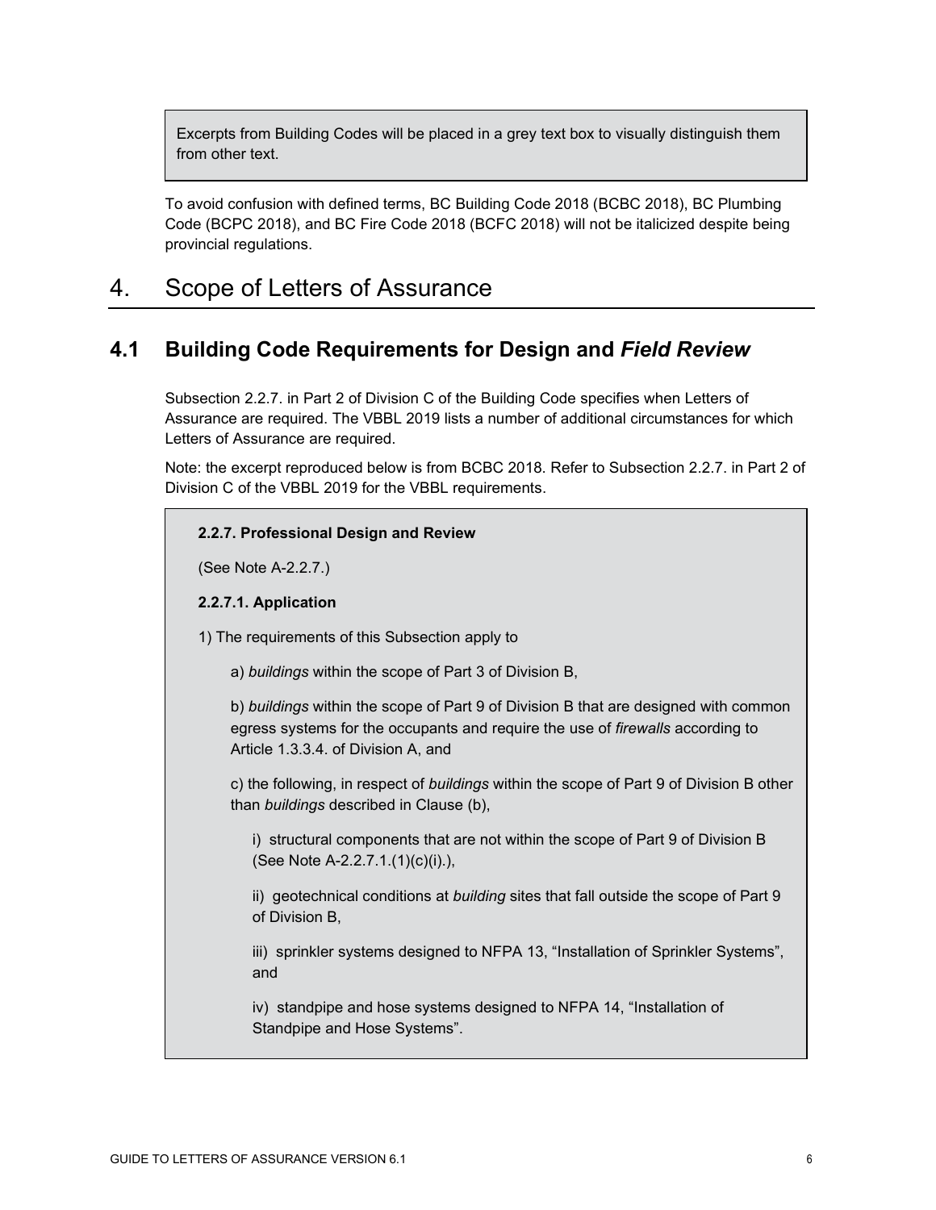> Excerpts from Building Codes will be placed in a grey text box to visually distinguish them from other text.

To avoid confusion with defined terms, BC Building Code 2018 (BCBC 2018), BC Plumbing Code (BCPC 2018), and BC Fire Code 2018 (BCFC 2018) will not be italicized despite being provincial regulations.

# 4. Scope of Letters of Assurance

## 4.1 Building Code Requirements for Design and *Field Review*

Subsection 2.2.7. in Part 2 of Division C of the Building Code specifies when Letters of Assurance are required. The VBBL 2019 lists a number of additional circumstances for which Letters of Assurance are required.

Note: the excerpt reproduced below is from BCBC 2018. Refer to Subsection 2.2.7. in Part 2 of Division C of the VBBL 2019 for the VBBL requirements.

> **2.2.7. Professional Design and Review**
>
> (See Note A-2.2.7.)
>
> **2.2.7.1. Application**
>
> 1) The requirements of this Subsection apply to
>
> a) *buildings* within the scope of Part 3 of Division B,
>
> b) *buildings* within the scope of Part 9 of Division B that are designed with common egress systems for the occupants and require the use of *firewalls* according to Article 1.3.3.4. of Division A, and
>
> c) the following, in respect of *buildings* within the scope of Part 9 of Division B other than *buildings* described in Clause (b),
>
> i) structural components that are not within the scope of Part 9 of Division B (See Note A-2.2.7.1.(1)(c)(i).),
>
> ii) geotechnical conditions at *building* sites that fall outside the scope of Part 9 of Division B,
>
> iii) sprinkler systems designed to NFPA 13, "Installation of Sprinkler Systems", and
>
> iv) standpipe and hose systems designed to NFPA 14, "Installation of Standpipe and Hose Systems".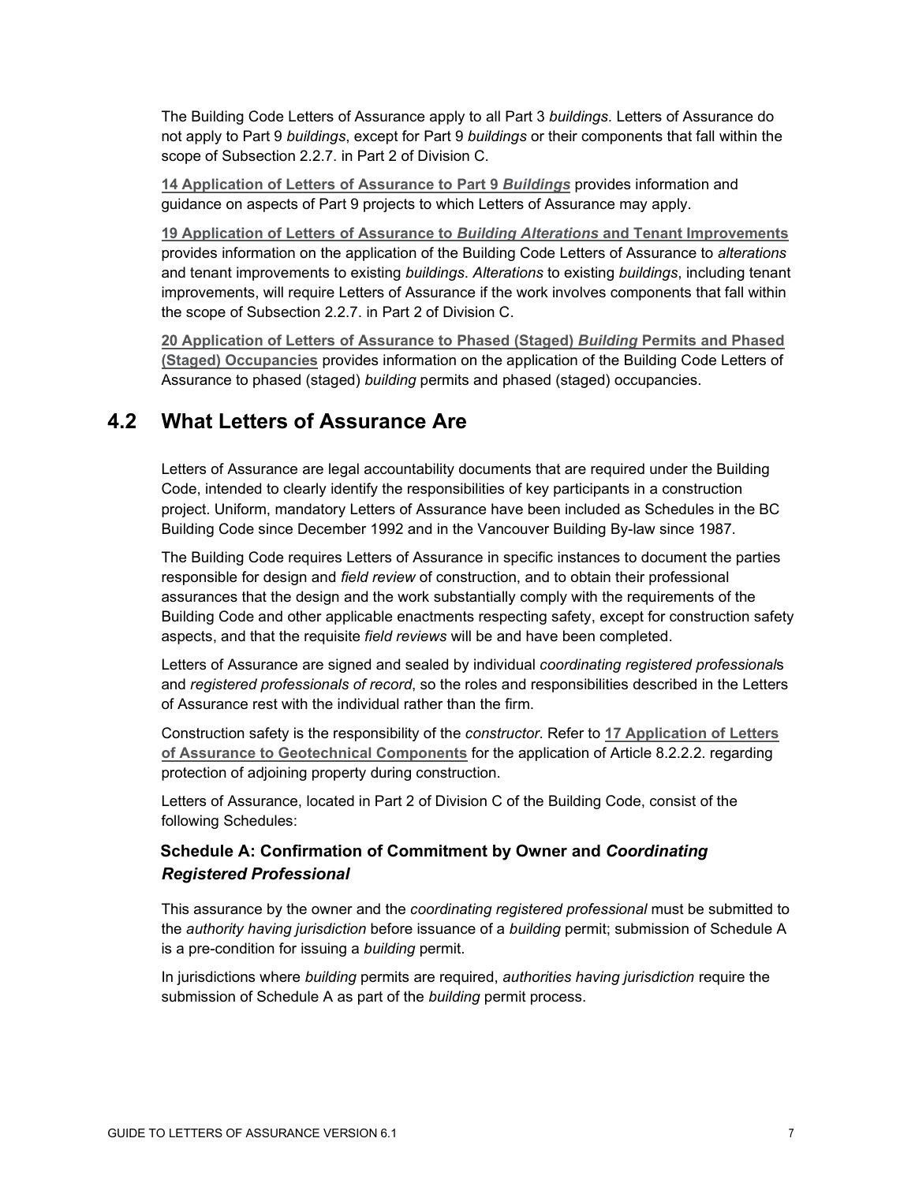The Building Code Letters of Assurance apply to all Part 3 *buildings*. Letters of Assurance do not apply to Part 9 *buildings*, except for Part 9 *buildings* or their components that fall within the scope of Subsection 2.2.7. in Part 2 of Division C.

**14 Application of Letters of Assurance to Part 9 *Buildings*** provides information and guidance on aspects of Part 9 projects to which Letters of Assurance may apply.

**19 Application of Letters of Assurance to *Building Alterations* and Tenant Improvements** provides information on the application of the Building Code Letters of Assurance to *alterations* and tenant improvements to existing *buildings*. *Alterations* to existing *buildings*, including tenant improvements, will require Letters of Assurance if the work involves components that fall within the scope of Subsection 2.2.7. in Part 2 of Division C.

**20 Application of Letters of Assurance to Phased (Staged) *Building* Permits and Phased (Staged) Occupancies** provides information on the application of the Building Code Letters of Assurance to phased (staged) *building* permits and phased (staged) occupancies.

## 4.2 What Letters of Assurance Are

Letters of Assurance are legal accountability documents that are required under the Building Code, intended to clearly identify the responsibilities of key participants in a construction project. Uniform, mandatory Letters of Assurance have been included as Schedules in the BC Building Code since December 1992 and in the Vancouver Building By-law since 1987.

The Building Code requires Letters of Assurance in specific instances to document the parties responsible for design and *field review* of construction, and to obtain their professional assurances that the design and the work substantially comply with the requirements of the Building Code and other applicable enactments respecting safety, except for construction safety aspects, and that the requisite *field reviews* will be and have been completed.

Letters of Assurance are signed and sealed by individual *coordinating registered professional*s and *registered professionals of record*, so the roles and responsibilities described in the Letters of Assurance rest with the individual rather than the firm.

Construction safety is the responsibility of the *constructor*. Refer to **17 Application of Letters of Assurance to Geotechnical Components** for the application of Article 8.2.2.2. regarding protection of adjoining property during construction.

Letters of Assurance, located in Part 2 of Division C of the Building Code, consist of the following Schedules:

### Schedule A: Confirmation of Commitment by Owner and *Coordinating Registered Professional*

This assurance by the owner and the *coordinating registered professional* must be submitted to the *authority having jurisdiction* before issuance of a *building* permit; submission of Schedule A is a pre-condition for issuing a *building* permit.

In jurisdictions where *building* permits are required, *authorities having jurisdiction* require the submission of Schedule A as part of the *building* permit process.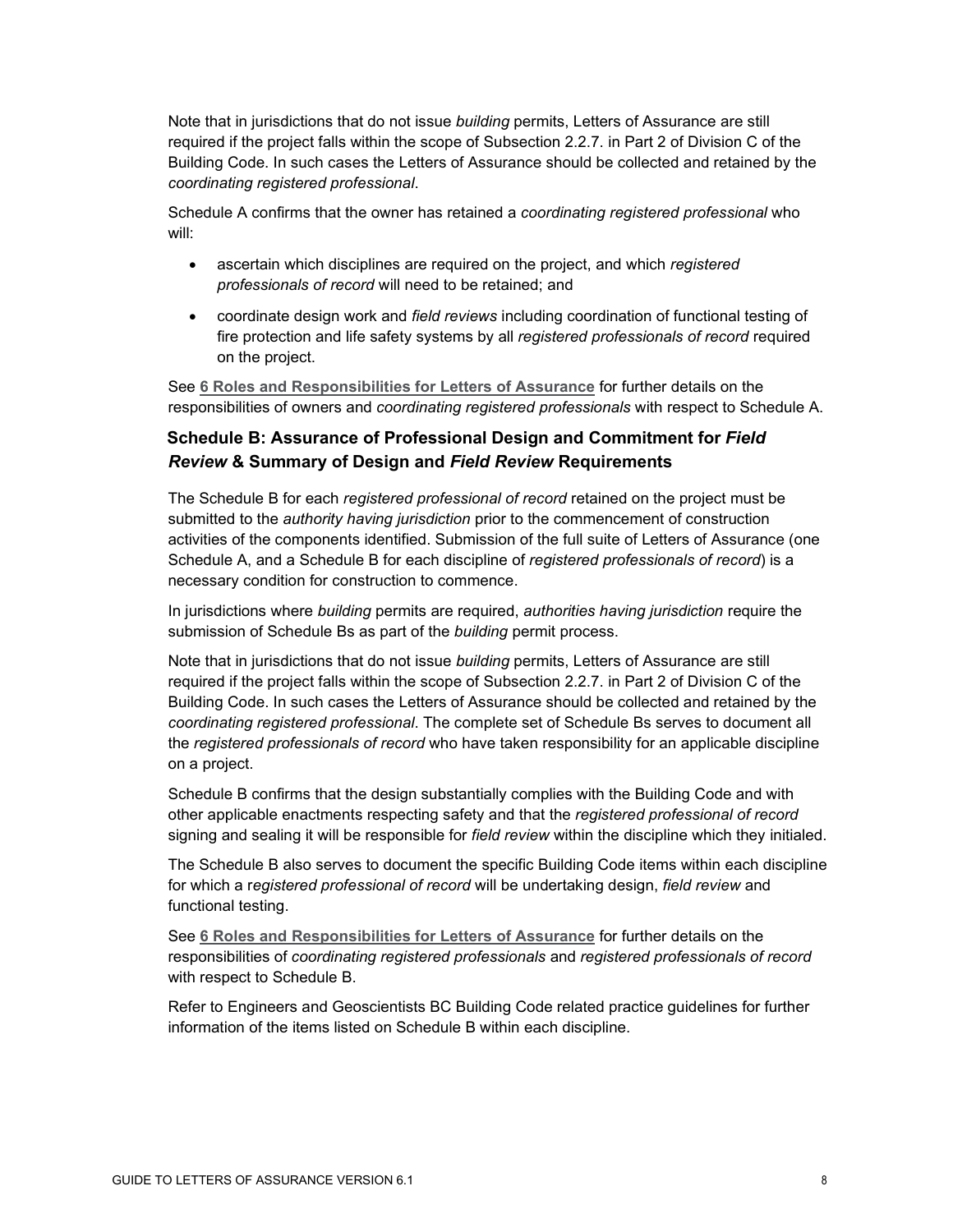Note that in jurisdictions that do not issue *building* permits, Letters of Assurance are still required if the project falls within the scope of Subsection 2.2.7. in Part 2 of Division C of the Building Code. In such cases the Letters of Assurance should be collected and retained by the *coordinating registered professional*.

Schedule A confirms that the owner has retained a *coordinating registered professional* who will:

- ascertain which disciplines are required on the project, and which *registered professionals of record* will need to be retained; and
- coordinate design work and *field reviews* including coordination of functional testing of fire protection and life safety systems by all *registered professionals of record* required on the project.

See **6 Roles and Responsibilities for Letters of Assurance** for further details on the responsibilities of owners and *coordinating registered professionals* with respect to Schedule A.

### Schedule B: Assurance of Professional Design and Commitment for *Field Review* & Summary of Design and *Field Review* Requirements

The Schedule B for each *registered professional of record* retained on the project must be submitted to the *authority having jurisdiction* prior to the commencement of construction activities of the components identified. Submission of the full suite of Letters of Assurance (one Schedule A, and a Schedule B for each discipline of *registered professionals of record*) is a necessary condition for construction to commence.

In jurisdictions where *building* permits are required, *authorities having jurisdiction* require the submission of Schedule Bs as part of the *building* permit process.

Note that in jurisdictions that do not issue *building* permits, Letters of Assurance are still required if the project falls within the scope of Subsection 2.2.7. in Part 2 of Division C of the Building Code. In such cases the Letters of Assurance should be collected and retained by the *coordinating registered professional*. The complete set of Schedule Bs serves to document all the *registered professionals of record* who have taken responsibility for an applicable discipline on a project.

Schedule B confirms that the design substantially complies with the Building Code and with other applicable enactments respecting safety and that the *registered professional of record* signing and sealing it will be responsible for *field review* within the discipline which they initialed.

The Schedule B also serves to document the specific Building Code items within each discipline for which a r*egistered professional of record* will be undertaking design, *field review* and functional testing.

See **6 Roles and Responsibilities for Letters of Assurance** for further details on the responsibilities of *coordinating registered professionals* and *registered professionals of record* with respect to Schedule B.

Refer to Engineers and Geoscientists BC Building Code related practice guidelines for further information of the items listed on Schedule B within each discipline.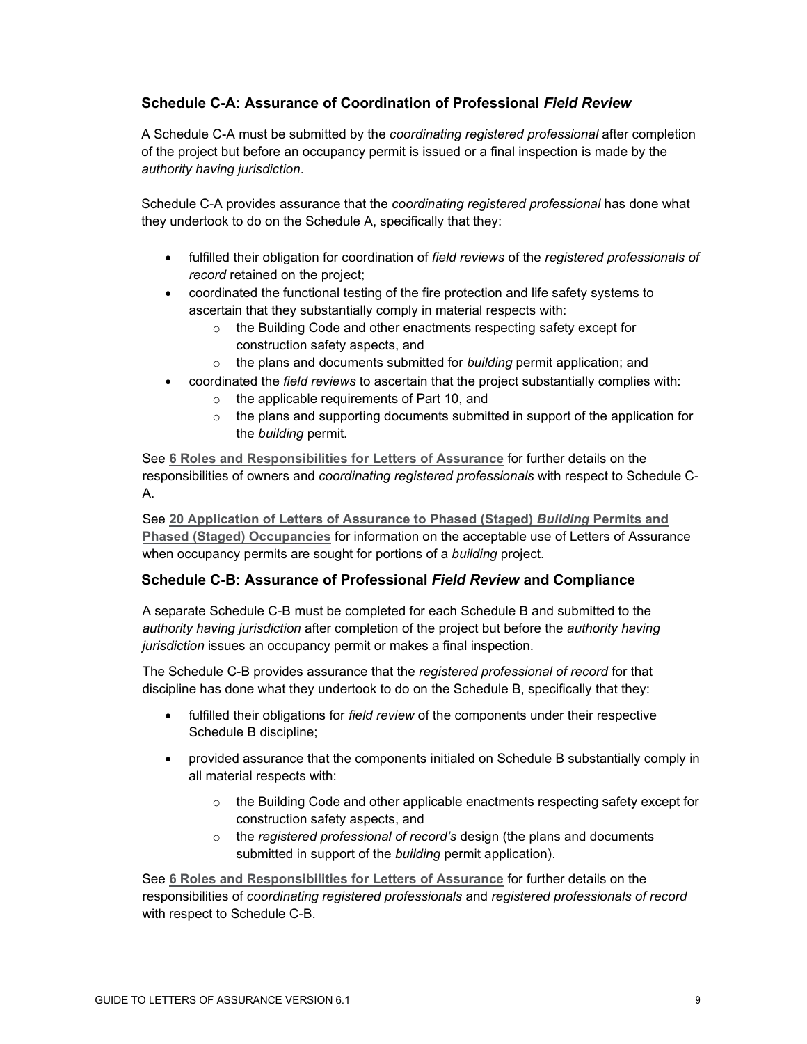### Schedule C-A: Assurance of Coordination of Professional *Field Review*

A Schedule C-A must be submitted by the *coordinating registered professional* after completion of the project but before an occupancy permit is issued or a final inspection is made by the *authority having jurisdiction*.

Schedule C-A provides assurance that the *coordinating registered professional* has done what they undertook to do on the Schedule A, specifically that they:

- fulfilled their obligation for coordination of *field reviews* of the *registered professionals of record* retained on the project;
- coordinated the functional testing of the fire protection and life safety systems to ascertain that they substantially comply in material respects with:
  - the Building Code and other enactments respecting safety except for construction safety aspects, and
  - the plans and documents submitted for *building* permit application; and
- coordinated the *field reviews* to ascertain that the project substantially complies with:
  - the applicable requirements of Part 10, and
  - the plans and supporting documents submitted in support of the application for the *building* permit.

See **6 Roles and Responsibilities for Letters of Assurance** for further details on the responsibilities of owners and *coordinating registered professionals* with respect to Schedule C-A.

See **20 Application of Letters of Assurance to Phased (Staged) *Building* Permits and Phased (Staged) Occupancies** for information on the acceptable use of Letters of Assurance when occupancy permits are sought for portions of a *building* project.

### Schedule C-B: Assurance of Professional *Field Review* and Compliance

A separate Schedule C-B must be completed for each Schedule B and submitted to the *authority having jurisdiction* after completion of the project but before the *authority having jurisdiction* issues an occupancy permit or makes a final inspection.

The Schedule C-B provides assurance that the *registered professional of record* for that discipline has done what they undertook to do on the Schedule B, specifically that they:

- fulfilled their obligations for *field review* of the components under their respective Schedule B discipline;
- provided assurance that the components initialed on Schedule B substantially comply in all material respects with:
  - the Building Code and other applicable enactments respecting safety except for construction safety aspects, and
  - the *registered professional of record's* design (the plans and documents submitted in support of the *building* permit application).

See **6 Roles and Responsibilities for Letters of Assurance** for further details on the responsibilities of *coordinating registered professionals* and *registered professionals of record* with respect to Schedule C-B.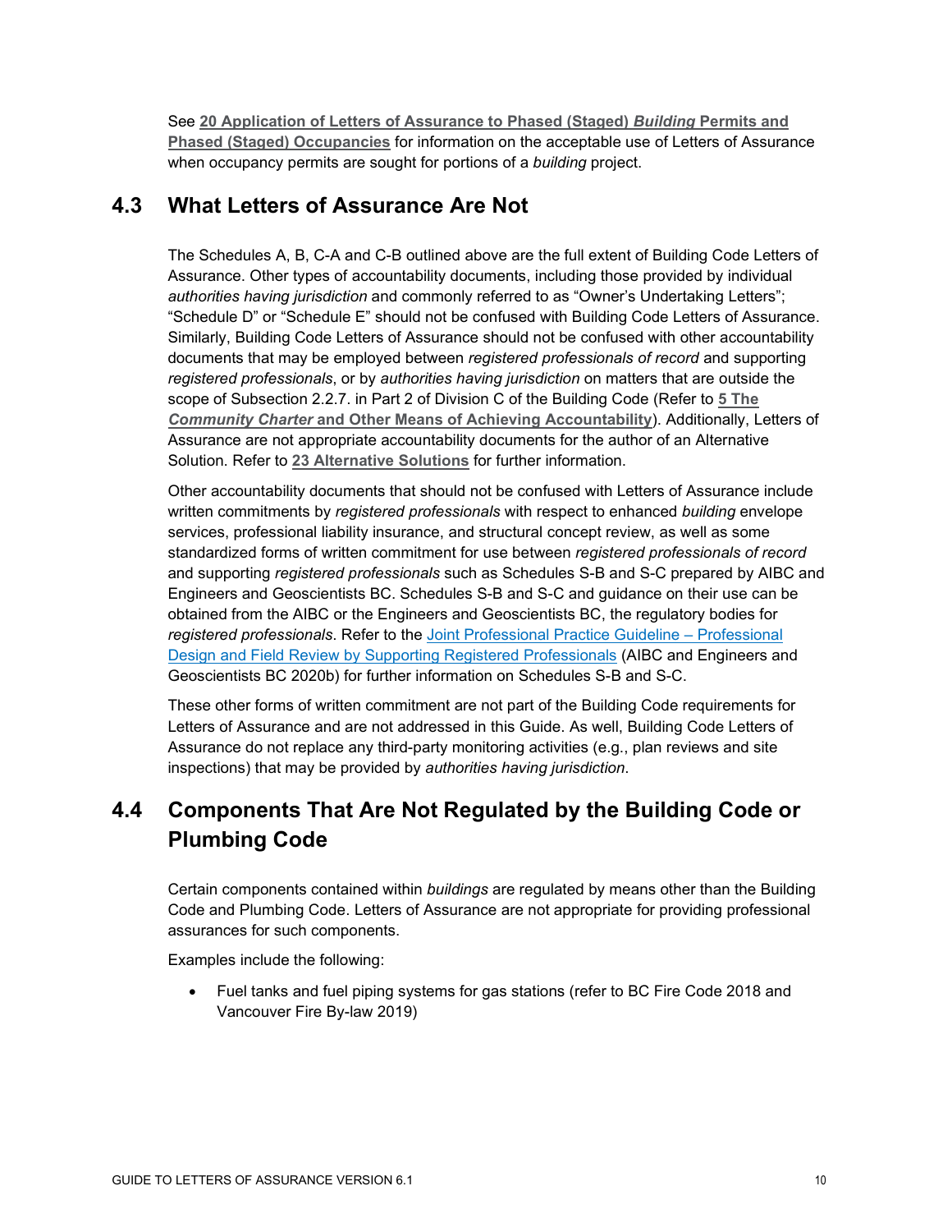See **20 Application of Letters of Assurance to Phased (Staged) *Building* Permits and Phased (Staged) Occupancies** for information on the acceptable use of Letters of Assurance when occupancy permits are sought for portions of a *building* project.

## 4.3 What Letters of Assurance Are Not

The Schedules A, B, C-A and C-B outlined above are the full extent of Building Code Letters of Assurance. Other types of accountability documents, including those provided by individual *authorities having jurisdiction* and commonly referred to as "Owner's Undertaking Letters"; "Schedule D" or "Schedule E" should not be confused with Building Code Letters of Assurance. Similarly, Building Code Letters of Assurance should not be confused with other accountability documents that may be employed between *registered professionals of record* and supporting *registered professionals*, or by *authorities having jurisdiction* on matters that are outside the scope of Subsection 2.2.7. in Part 2 of Division C of the Building Code (Refer to **5 The *Community Charter* and Other Means of Achieving Accountability**). Additionally, Letters of Assurance are not appropriate accountability documents for the author of an Alternative Solution. Refer to **23 Alternative Solutions** for further information.

Other accountability documents that should not be confused with Letters of Assurance include written commitments by *registered professionals* with respect to enhanced *building* envelope services, professional liability insurance, and structural concept review, as well as some standardized forms of written commitment for use between *registered professionals of record* and supporting *registered professionals* such as Schedules S-B and S-C prepared by AIBC and Engineers and Geoscientists BC. Schedules S-B and S-C and guidance on their use can be obtained from the AIBC or the Engineers and Geoscientists BC, the regulatory bodies for *registered professionals*. Refer to the Joint Professional Practice Guideline – Professional Design and Field Review by Supporting Registered Professionals (AIBC and Engineers and Geoscientists BC 2020b) for further information on Schedules S-B and S-C.

These other forms of written commitment are not part of the Building Code requirements for Letters of Assurance and are not addressed in this Guide. As well, Building Code Letters of Assurance do not replace any third-party monitoring activities (e.g., plan reviews and site inspections) that may be provided by *authorities having jurisdiction*.

## 4.4 Components That Are Not Regulated by the Building Code or Plumbing Code

Certain components contained within *buildings* are regulated by means other than the Building Code and Plumbing Code. Letters of Assurance are not appropriate for providing professional assurances for such components.

Examples include the following:

- Fuel tanks and fuel piping systems for gas stations (refer to BC Fire Code 2018 and Vancouver Fire By-law 2019)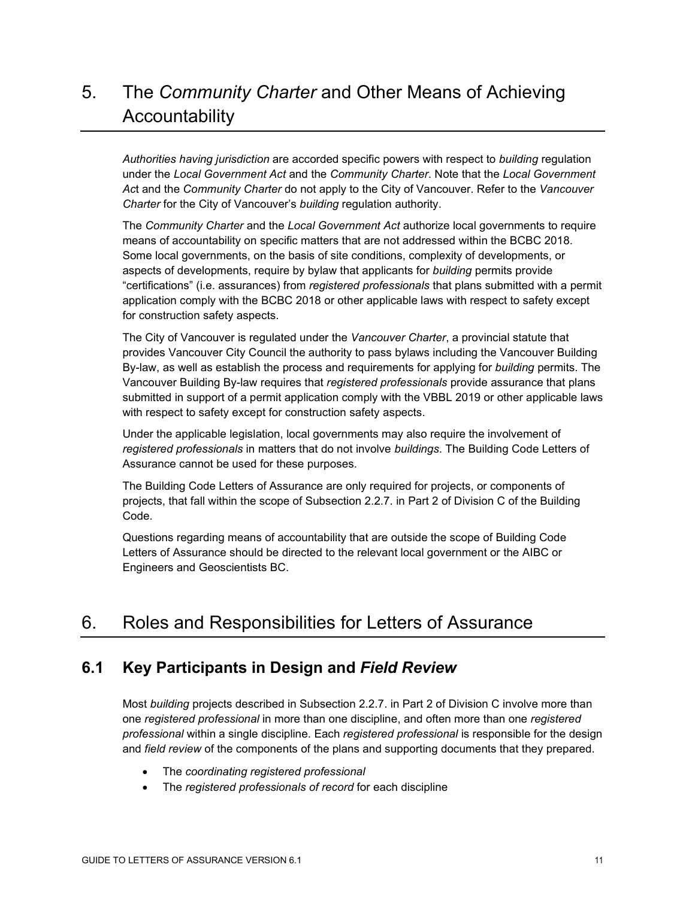# 5. The *Community Charter* and Other Means of Achieving Accountability

*Authorities having jurisdiction* are accorded specific powers with respect to *building* regulation under the *Local Government Act* and the *Community Charter*. Note that the *Local Government Ac*t and the *Community Charter* do not apply to the City of Vancouver. Refer to the *Vancouver Charter* for the City of Vancouver's *building* regulation authority.

The *Community Charter* and the *Local Government Act* authorize local governments to require means of accountability on specific matters that are not addressed within the BCBC 2018. Some local governments, on the basis of site conditions, complexity of developments, or aspects of developments, require by bylaw that applicants for *building* permits provide "certifications" (i.e. assurances) from *registered professionals* that plans submitted with a permit application comply with the BCBC 2018 or other applicable laws with respect to safety except for construction safety aspects.

The City of Vancouver is regulated under the *Vancouver Charter*, a provincial statute that provides Vancouver City Council the authority to pass bylaws including the Vancouver Building By-law, as well as establish the process and requirements for applying for *building* permits. The Vancouver Building By-law requires that *registered professionals* provide assurance that plans submitted in support of a permit application comply with the VBBL 2019 or other applicable laws with respect to safety except for construction safety aspects.

Under the applicable legislation, local governments may also require the involvement of *registered professionals* in matters that do not involve *buildings*. The Building Code Letters of Assurance cannot be used for these purposes.

The Building Code Letters of Assurance are only required for projects, or components of projects, that fall within the scope of Subsection 2.2.7. in Part 2 of Division C of the Building Code.

Questions regarding means of accountability that are outside the scope of Building Code Letters of Assurance should be directed to the relevant local government or the AIBC or Engineers and Geoscientists BC.

# 6. Roles and Responsibilities for Letters of Assurance

## 6.1 Key Participants in Design and *Field Review*

Most *building* projects described in Subsection 2.2.7. in Part 2 of Division C involve more than one *registered professional* in more than one discipline, and often more than one *registered professional* within a single discipline. Each *registered professional* is responsible for the design and *field review* of the components of the plans and supporting documents that they prepared.

- The *coordinating registered professional*
- The *registered professionals of record* for each discipline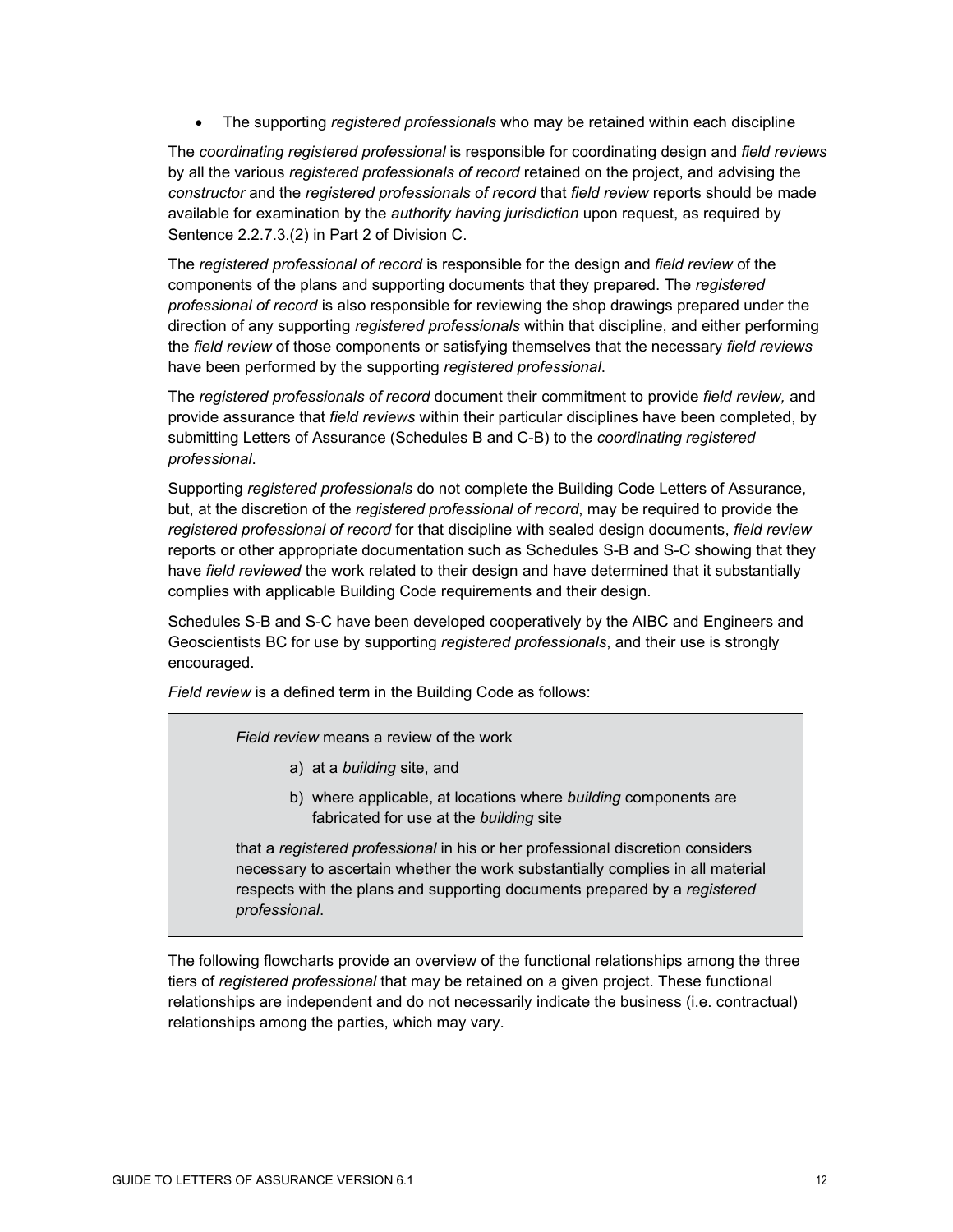- The supporting *registered professionals* who may be retained within each discipline

The *coordinating registered professional* is responsible for coordinating design and *field reviews* by all the various *registered professionals of record* retained on the project, and advising the *constructor* and the *registered professionals of record* that *field review* reports should be made available for examination by the *authority having jurisdiction* upon request, as required by Sentence 2.2.7.3.(2) in Part 2 of Division C.

The *registered professional of record* is responsible for the design and *field review* of the components of the plans and supporting documents that they prepared. The *registered professional of record* is also responsible for reviewing the shop drawings prepared under the direction of any supporting *registered professionals* within that discipline, and either performing the *field review* of those components or satisfying themselves that the necessary *field reviews* have been performed by the supporting *registered professional*.

The *registered professionals of record* document their commitment to provide *field review,* and provide assurance that *field reviews* within their particular disciplines have been completed, by submitting Letters of Assurance (Schedules B and C-B) to the *coordinating registered professional*.

Supporting *registered professionals* do not complete the Building Code Letters of Assurance, but, at the discretion of the *registered professional of record*, may be required to provide the *registered professional of record* for that discipline with sealed design documents, *field review* reports or other appropriate documentation such as Schedules S-B and S-C showing that they have *field reviewed* the work related to their design and have determined that it substantially complies with applicable Building Code requirements and their design.

Schedules S-B and S-C have been developed cooperatively by the AIBC and Engineers and Geoscientists BC for use by supporting *registered professionals*, and their use is strongly encouraged.

*Field review* is a defined term in the Building Code as follows:

> *Field review* means a review of the work
>
> a) at a *building* site, and
>
> b) where applicable, at locations where *building* components are fabricated for use at the *building* site
>
> that a *registered professional* in his or her professional discretion considers necessary to ascertain whether the work substantially complies in all material respects with the plans and supporting documents prepared by a *registered professional*.

The following flowcharts provide an overview of the functional relationships among the three tiers of *registered professional* that may be retained on a given project. These functional relationships are independent and do not necessarily indicate the business (i.e. contractual) relationships among the parties, which may vary.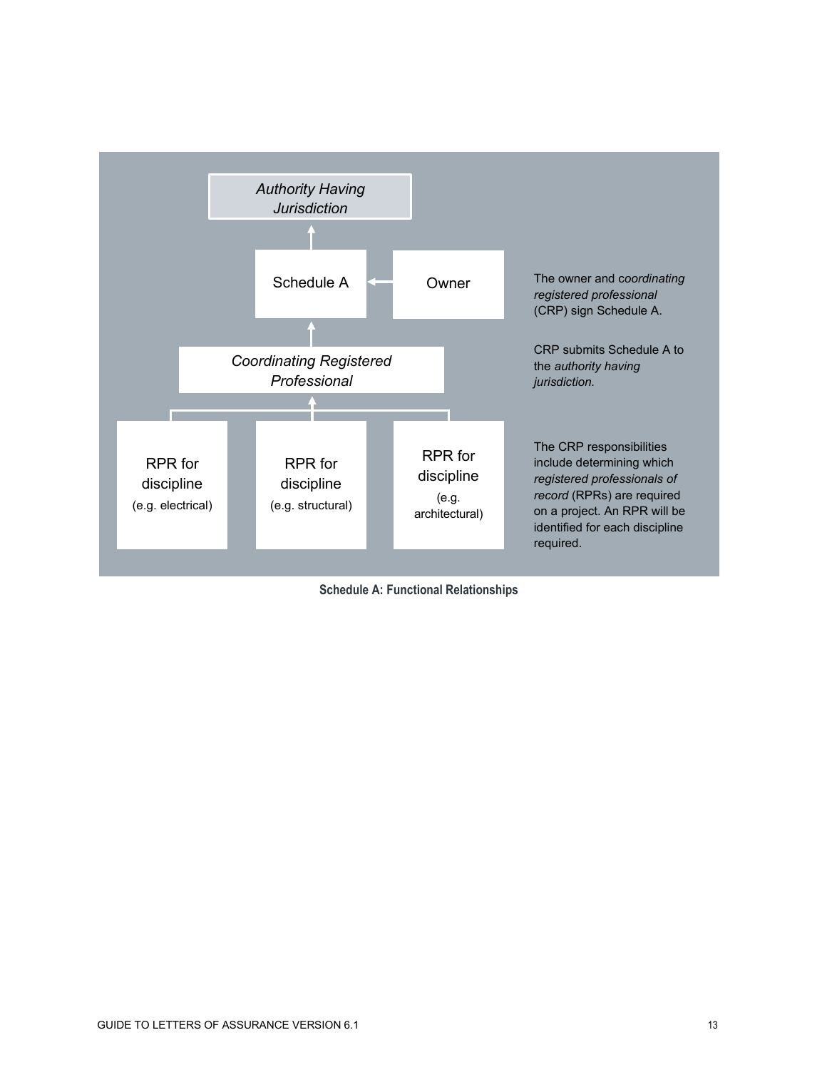*Authority Having Jurisdiction*

Schedule A

Owner

The owner and *coordinating registered professional* (CRP) sign Schedule A.

*Coordinating Registered Professional*

CRP submits Schedule A to the *authority having jurisdiction*.

RPR for discipline (e.g. electrical)

RPR for discipline (e.g. structural)

RPR for discipline (e.g. architectural)

The CRP responsibilities include determining which *registered professionals of record* (RPRs) are required on a project. An RPR will be identified for each discipline required.

**Schedule A: Functional Relationships**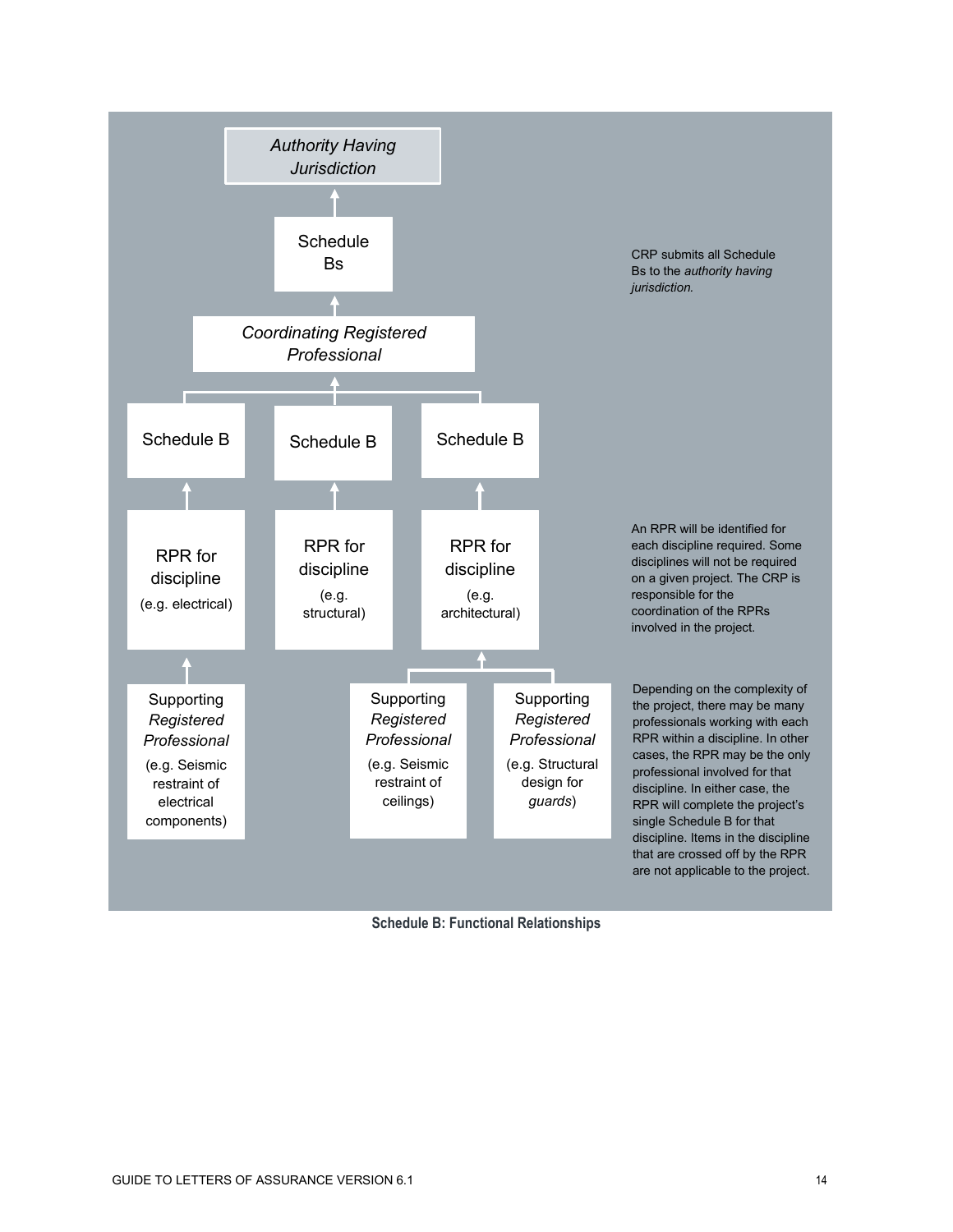*Authority Having Jurisdiction*

Schedule Bs

*Coordinating Registered Professional*

Schedule B | Schedule B | Schedule B

RPR for discipline (e.g. electrical)

RPR for discipline (e.g. structural)

RPR for discipline (e.g. architectural)

Supporting *Registered Professional* (e.g. Seismic restraint of electrical components)

Supporting *Registered Professional* (e.g. Seismic restraint of ceilings)

Supporting *Registered Professional* (e.g. Structural design for *guards*)

CRP submits all Schedule Bs to the *authority having jurisdiction.*

An RPR will be identified for each discipline required. Some disciplines will not be required on a given project. The CRP is responsible for the coordination of the RPRs involved in the project.

Depending on the complexity of the project, there may be many professionals working with each RPR within a discipline. In other cases, the RPR may be the only professional involved for that discipline. In either case, the RPR will complete the project's single Schedule B for that discipline. Items in the discipline that are crossed off by the RPR are not applicable to the project.

**Schedule B: Functional Relationships**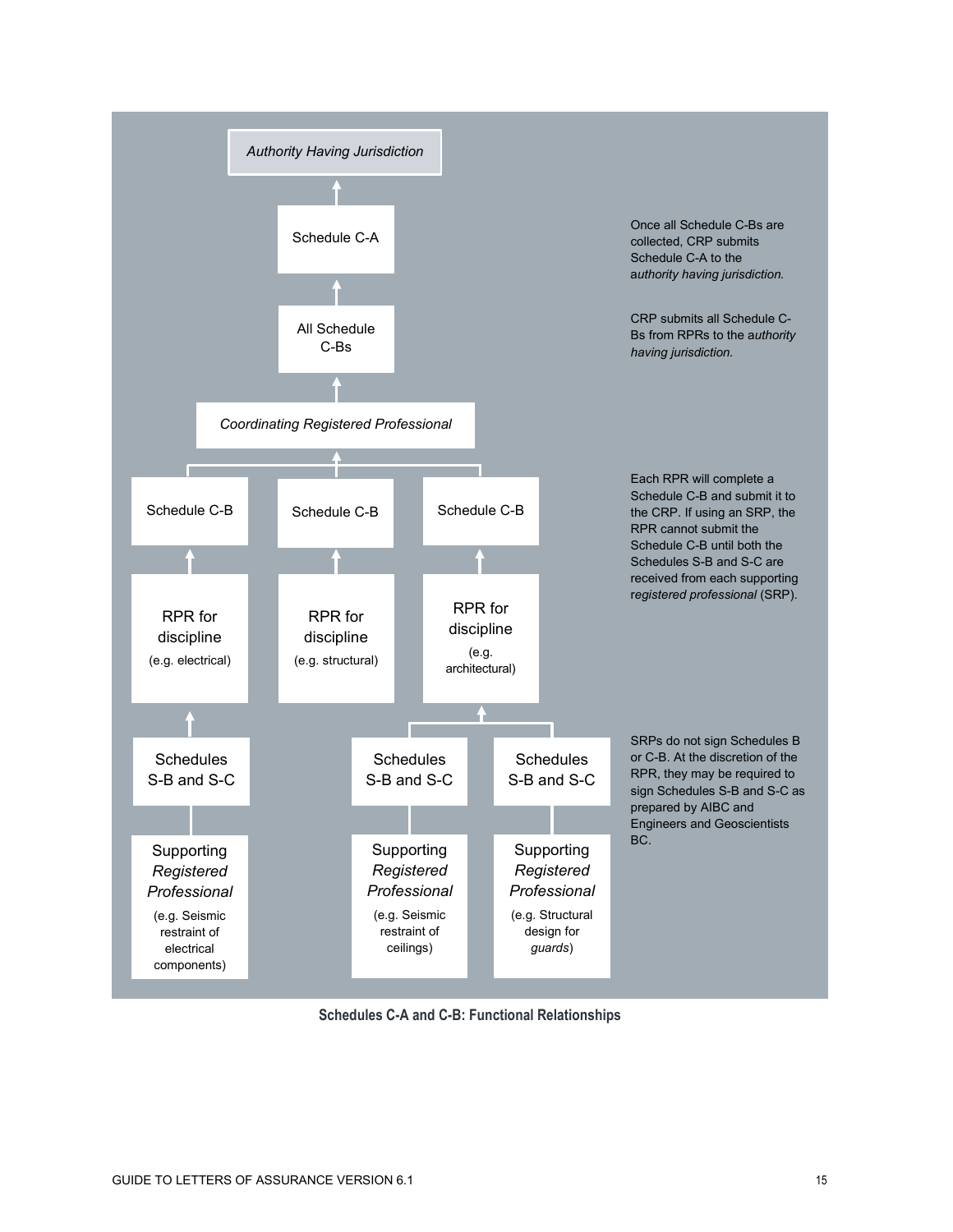Authority Having Jurisdiction

Schedule C-A

Once all Schedule C-Bs are collected, CRP submits Schedule C-A to the *authority having jurisdiction.*

All Schedule C-Bs

CRP submits all Schedule C-Bs from RPRs to the *authority having jurisdiction*.

*Coordinating Registered Professional*

Schedule C-B | Schedule C-B | Schedule C-B

Each RPR will complete a Schedule C-B and submit it to the CRP. If using an SRP, the RPR cannot submit the Schedule C-B until both the Schedules S-B and S-C are received from each supporting *registered professional* (SRP).

RPR for discipline (e.g. electrical) | RPR for discipline (e.g. structural) | RPR for discipline (e.g. architectural)

Schedules S-B and S-C | Schedules S-B and S-C | Schedules S-B and S-C

SRPs do not sign Schedules B or C-B. At the discretion of the RPR, they may be required to sign Schedules S-B and S-C as prepared by AIBC and Engineers and Geoscientists BC.

Supporting *Registered Professional* (e.g. Seismic restraint of electrical components) | Supporting *Registered Professional* (e.g. Seismic restraint of ceilings) | Supporting *Registered Professional* (e.g. Structural design for *guards*)

**Schedules C-A and C-B: Functional Relationships**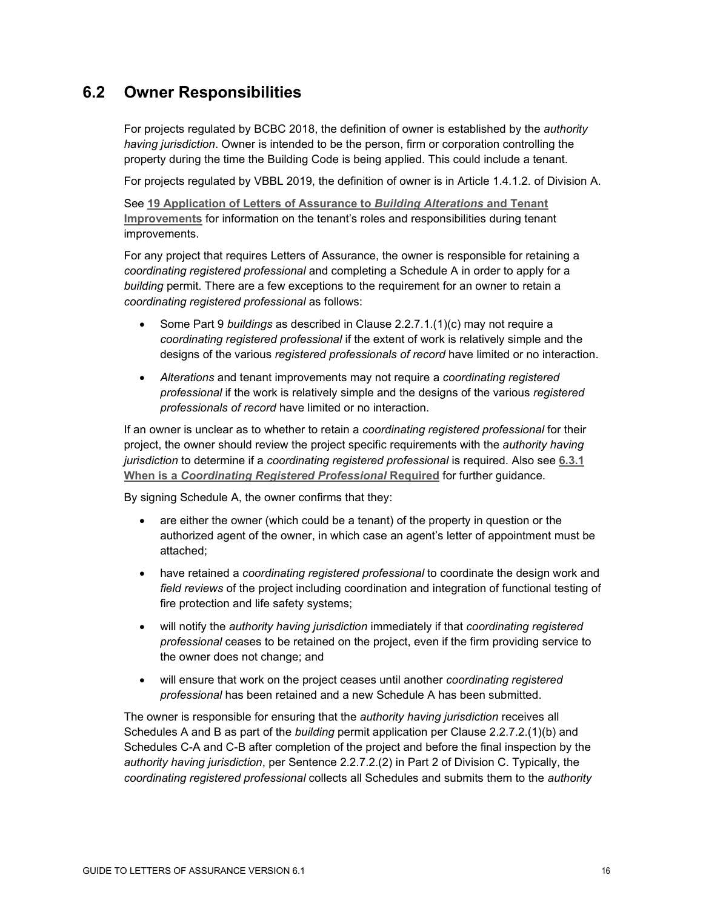## 6.2 Owner Responsibilities

For projects regulated by BCBC 2018, the definition of owner is established by the *authority having jurisdiction*. Owner is intended to be the person, firm or corporation controlling the property during the time the Building Code is being applied. This could include a tenant.

For projects regulated by VBBL 2019, the definition of owner is in Article 1.4.1.2. of Division A.

See **19 Application of Letters of Assurance to *Building Alterations* and Tenant Improvements** for information on the tenant's roles and responsibilities during tenant improvements.

For any project that requires Letters of Assurance, the owner is responsible for retaining a *coordinating registered professional* and completing a Schedule A in order to apply for a *building* permit. There are a few exceptions to the requirement for an owner to retain a *coordinating registered professional* as follows:

- Some Part 9 *buildings* as described in Clause 2.2.7.1.(1)(c) may not require a *coordinating registered professional* if the extent of work is relatively simple and the designs of the various *registered professionals of record* have limited or no interaction.
- *Alterations* and tenant improvements may not require a *coordinating registered professional* if the work is relatively simple and the designs of the various *registered professionals of record* have limited or no interaction.

If an owner is unclear as to whether to retain a *coordinating registered professional* for their project, the owner should review the project specific requirements with the *authority having jurisdiction* to determine if a *coordinating registered professional* is required. Also see **6.3.1 When is a *Coordinating Registered Professional* Required** for further guidance.

By signing Schedule A, the owner confirms that they:

- are either the owner (which could be a tenant) of the property in question or the authorized agent of the owner, in which case an agent's letter of appointment must be attached;
- have retained a *coordinating registered professional* to coordinate the design work and *field reviews* of the project including coordination and integration of functional testing of fire protection and life safety systems;
- will notify the *authority having jurisdiction* immediately if that *coordinating registered professional* ceases to be retained on the project, even if the firm providing service to the owner does not change; and
- will ensure that work on the project ceases until another *coordinating registered professional* has been retained and a new Schedule A has been submitted.

The owner is responsible for ensuring that the *authority having jurisdiction* receives all Schedules A and B as part of the *building* permit application per Clause 2.2.7.2.(1)(b) and Schedules C-A and C-B after completion of the project and before the final inspection by the *authority having jurisdiction*, per Sentence 2.2.7.2.(2) in Part 2 of Division C. Typically, the *coordinating registered professional* collects all Schedules and submits them to the *authority*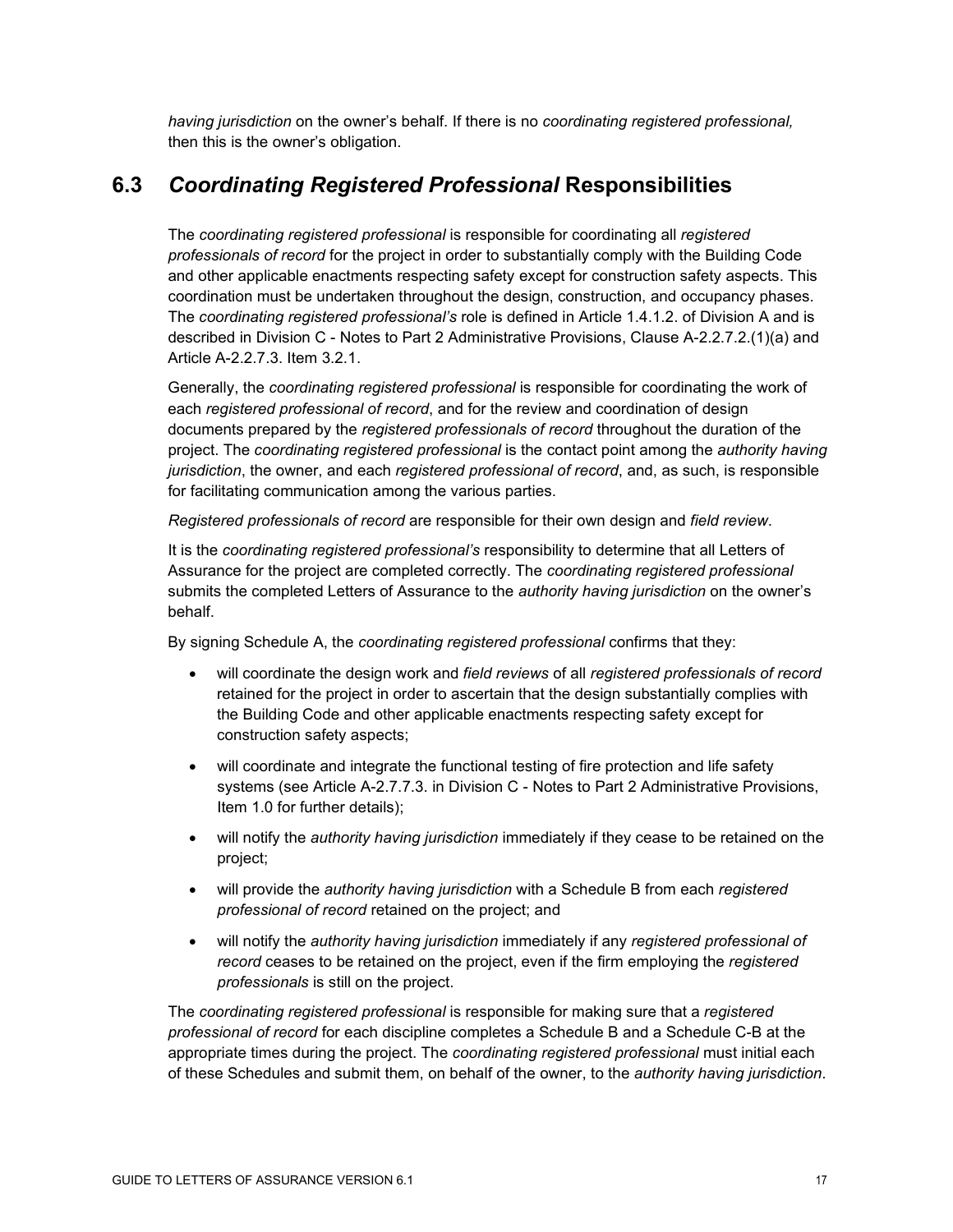*having jurisdiction* on the owner's behalf. If there is no *coordinating registered professional,* then this is the owner's obligation.

## 6.3 *Coordinating Registered Professional* Responsibilities

The *coordinating registered professional* is responsible for coordinating all *registered professionals of record* for the project in order to substantially comply with the Building Code and other applicable enactments respecting safety except for construction safety aspects. This coordination must be undertaken throughout the design, construction, and occupancy phases. The *coordinating registered professional's* role is defined in Article 1.4.1.2. of Division A and is described in Division C - Notes to Part 2 Administrative Provisions, Clause A-2.2.7.2.(1)(a) and Article A-2.2.7.3. Item 3.2.1.

Generally, the *coordinating registered professional* is responsible for coordinating the work of each *registered professional of record*, and for the review and coordination of design documents prepared by the *registered professionals of record* throughout the duration of the project. The *coordinating registered professional* is the contact point among the *authority having jurisdiction*, the owner, and each *registered professional of record*, and, as such, is responsible for facilitating communication among the various parties.

*Registered professionals of record* are responsible for their own design and *field review*.

It is the *coordinating registered professional's* responsibility to determine that all Letters of Assurance for the project are completed correctly. The *coordinating registered professional* submits the completed Letters of Assurance to the *authority having jurisdiction* on the owner's behalf.

By signing Schedule A, the *coordinating registered professional* confirms that they:

- will coordinate the design work and *field reviews* of all *registered professionals of record* retained for the project in order to ascertain that the design substantially complies with the Building Code and other applicable enactments respecting safety except for construction safety aspects;
- will coordinate and integrate the functional testing of fire protection and life safety systems (see Article A-2.7.7.3. in Division C - Notes to Part 2 Administrative Provisions, Item 1.0 for further details);
- will notify the *authority having jurisdiction* immediately if they cease to be retained on the project;
- will provide the *authority having jurisdiction* with a Schedule B from each *registered professional of record* retained on the project; and
- will notify the *authority having jurisdiction* immediately if any *registered professional of record* ceases to be retained on the project, even if the firm employing the *registered professionals* is still on the project.

The *coordinating registered professional* is responsible for making sure that a *registered professional of record* for each discipline completes a Schedule B and a Schedule C-B at the appropriate times during the project. The *coordinating registered professional* must initial each of these Schedules and submit them, on behalf of the owner, to the *authority having jurisdiction*.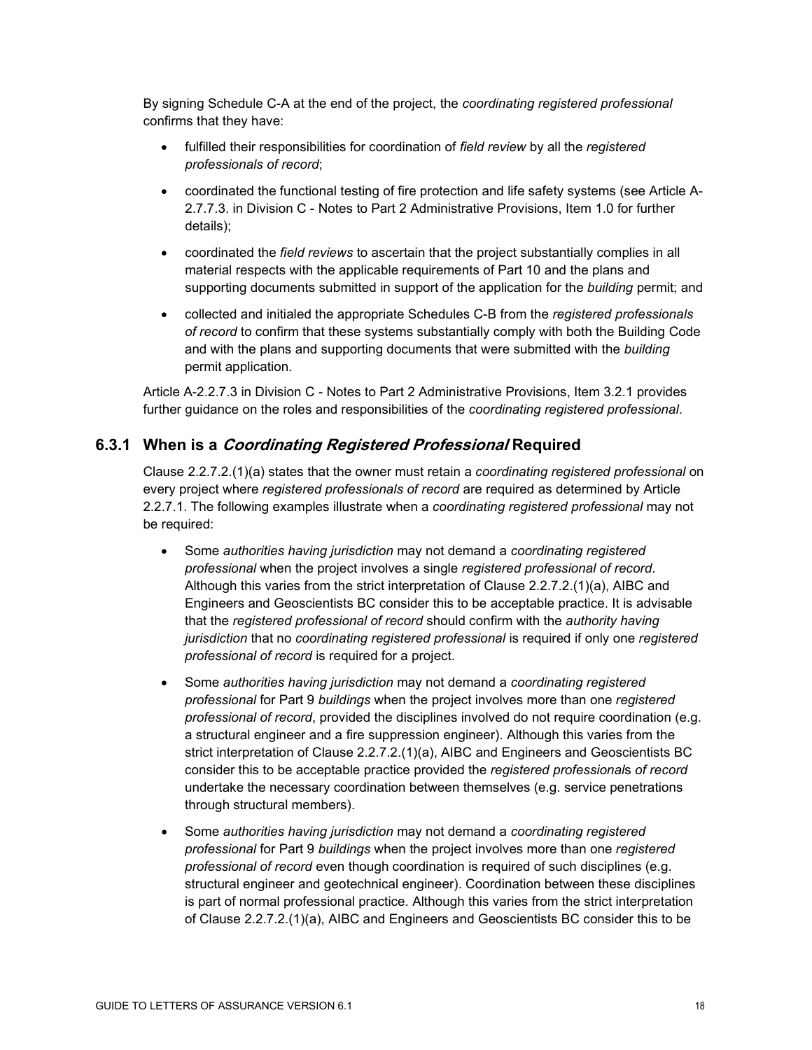By signing Schedule C-A at the end of the project, the *coordinating registered professional* confirms that they have:

- fulfilled their responsibilities for coordination of *field review* by all the *registered professionals of record*;
- coordinated the functional testing of fire protection and life safety systems (see Article A-2.7.7.3. in Division C - Notes to Part 2 Administrative Provisions, Item 1.0 for further details);
- coordinated the *field reviews* to ascertain that the project substantially complies in all material respects with the applicable requirements of Part 10 and the plans and supporting documents submitted in support of the application for the *building* permit; and
- collected and initialed the appropriate Schedules C-B from the *registered professionals of record* to confirm that these systems substantially comply with both the Building Code and with the plans and supporting documents that were submitted with the *building* permit application.

Article A-2.2.7.3 in Division C - Notes to Part 2 Administrative Provisions, Item 3.2.1 provides further guidance on the roles and responsibilities of the *coordinating registered professional*.

### 6.3.1 When is a *Coordinating Registered Professional* Required

Clause 2.2.7.2.(1)(a) states that the owner must retain a *coordinating registered professional* on every project where *registered professionals of record* are required as determined by Article 2.2.7.1. The following examples illustrate when a *coordinating registered professional* may not be required:

- Some *authorities having jurisdiction* may not demand a *coordinating registered professional* when the project involves a single *registered professional of record*. Although this varies from the strict interpretation of Clause 2.2.7.2.(1)(a), AIBC and Engineers and Geoscientists BC consider this to be acceptable practice. It is advisable that the *registered professional of record* should confirm with the *authority having jurisdiction* that no *coordinating registered professional* is required if only one *registered professional of record* is required for a project.
- Some *authorities having jurisdiction* may not demand a *coordinating registered professional* for Part 9 *buildings* when the project involves more than one *registered professional of record*, provided the disciplines involved do not require coordination (e.g. a structural engineer and a fire suppression engineer). Although this varies from the strict interpretation of Clause 2.2.7.2.(1)(a), AIBC and Engineers and Geoscientists BC consider this to be acceptable practice provided the *registered professionals of record* undertake the necessary coordination between themselves (e.g. service penetrations through structural members).
- Some *authorities having jurisdiction* may not demand a *coordinating registered professional* for Part 9 *buildings* when the project involves more than one *registered professional of record* even though coordination is required of such disciplines (e.g. structural engineer and geotechnical engineer). Coordination between these disciplines is part of normal professional practice. Although this varies from the strict interpretation of Clause 2.2.7.2.(1)(a), AIBC and Engineers and Geoscientists BC consider this to be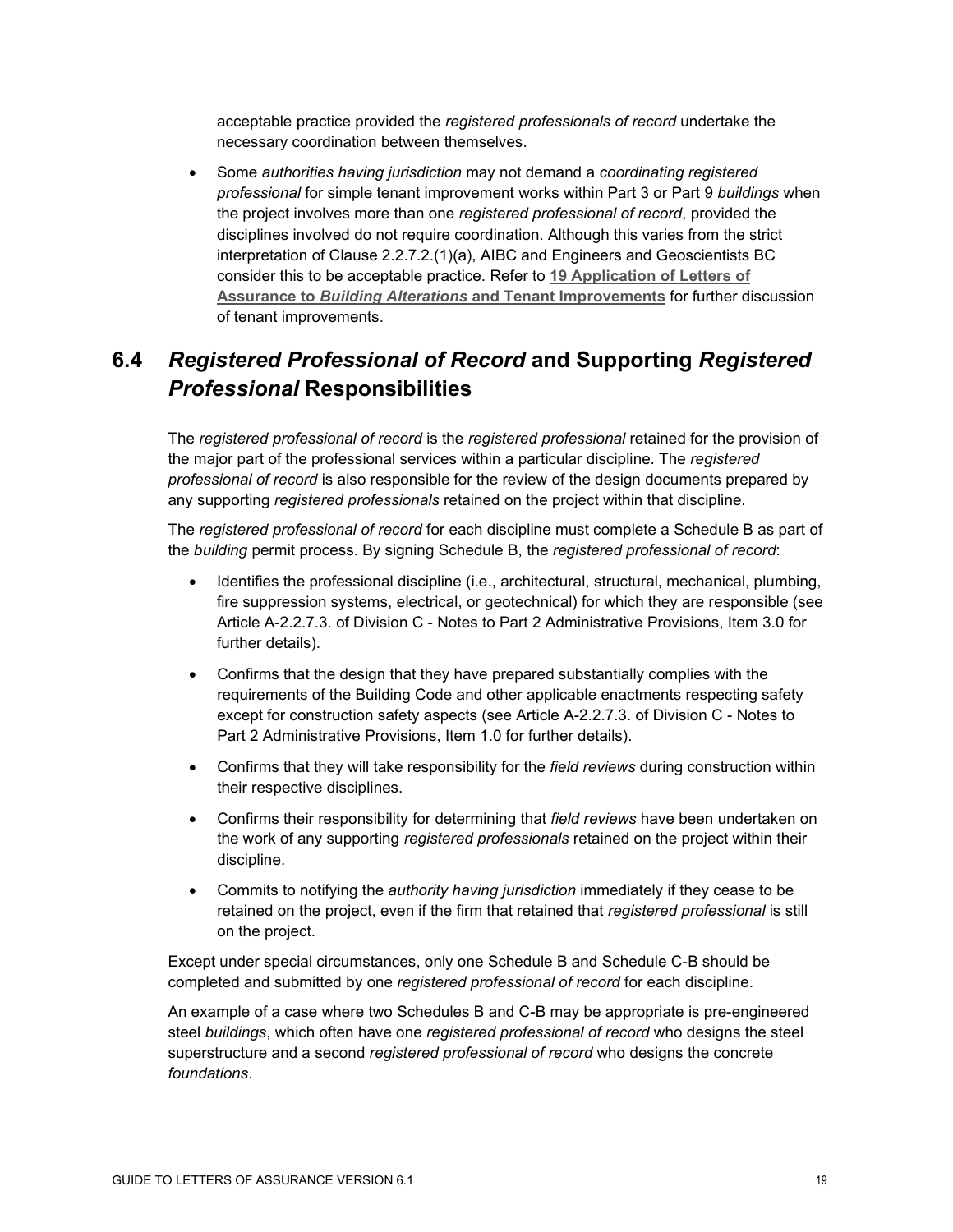acceptable practice provided the *registered professionals of record* undertake the necessary coordination between themselves.

- Some *authorities having jurisdiction* may not demand a *coordinating registered professional* for simple tenant improvement works within Part 3 or Part 9 *buildings* when the project involves more than one *registered professional of record*, provided the disciplines involved do not require coordination. Although this varies from the strict interpretation of Clause 2.2.7.2.(1)(a), AIBC and Engineers and Geoscientists BC consider this to be acceptable practice. Refer to **19 Application of Letters of Assurance to *Building Alterations* and Tenant Improvements** for further discussion of tenant improvements.

## 6.4 *Registered Professional of Record* and Supporting *Registered Professional* Responsibilities

The *registered professional of record* is the *registered professional* retained for the provision of the major part of the professional services within a particular discipline. The *registered professional of record* is also responsible for the review of the design documents prepared by any supporting *registered professionals* retained on the project within that discipline.

The *registered professional of record* for each discipline must complete a Schedule B as part of the *building* permit process. By signing Schedule B, the *registered professional of record*:

- Identifies the professional discipline (i.e., architectural, structural, mechanical, plumbing, fire suppression systems, electrical, or geotechnical) for which they are responsible (see Article A-2.2.7.3. of Division C - Notes to Part 2 Administrative Provisions, Item 3.0 for further details).
- Confirms that the design that they have prepared substantially complies with the requirements of the Building Code and other applicable enactments respecting safety except for construction safety aspects (see Article A-2.2.7.3. of Division C - Notes to Part 2 Administrative Provisions, Item 1.0 for further details).
- Confirms that they will take responsibility for the *field reviews* during construction within their respective disciplines.
- Confirms their responsibility for determining that *field reviews* have been undertaken on the work of any supporting *registered professionals* retained on the project within their discipline.
- Commits to notifying the *authority having jurisdiction* immediately if they cease to be retained on the project, even if the firm that retained that *registered professional* is still on the project.

Except under special circumstances, only one Schedule B and Schedule C-B should be completed and submitted by one *registered professional of record* for each discipline.

An example of a case where two Schedules B and C-B may be appropriate is pre-engineered steel *buildings*, which often have one *registered professional of record* who designs the steel superstructure and a second *registered professional of record* who designs the concrete *foundations*.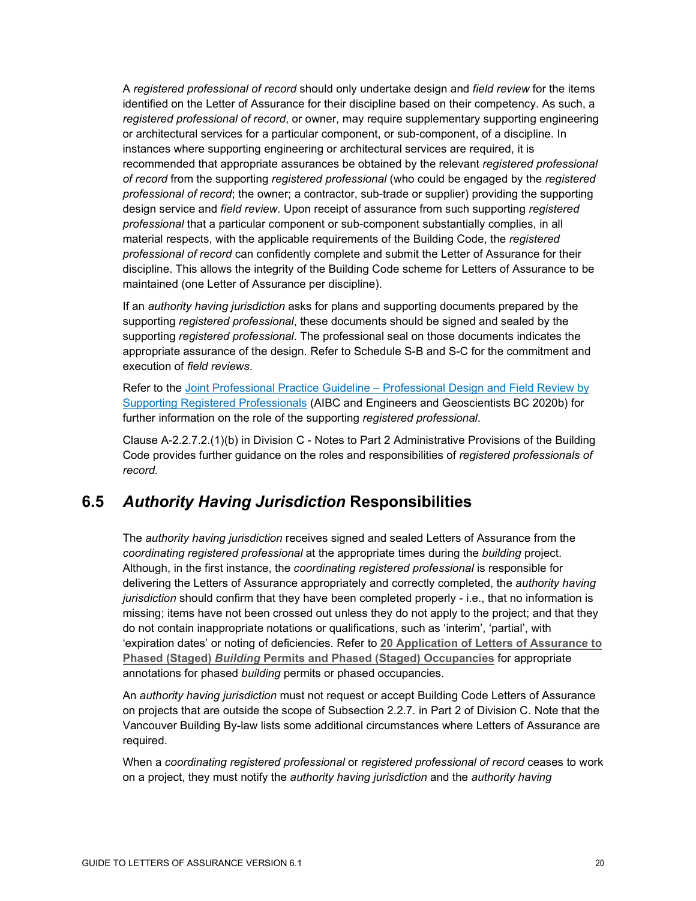A *registered professional of record* should only undertake design and *field review* for the items identified on the Letter of Assurance for their discipline based on their competency. As such, a *registered professional of record*, or owner, may require supplementary supporting engineering or architectural services for a particular component, or sub-component, of a discipline. In instances where supporting engineering or architectural services are required, it is recommended that appropriate assurances be obtained by the relevant *registered professional of record* from the supporting *registered professional* (who could be engaged by the *registered professional of record*; the owner; a contractor, sub-trade or supplier) providing the supporting design service and *field review*. Upon receipt of assurance from such supporting *registered professional* that a particular component or sub-component substantially complies, in all material respects, with the applicable requirements of the Building Code, the *registered professional of record* can confidently complete and submit the Letter of Assurance for their discipline. This allows the integrity of the Building Code scheme for Letters of Assurance to be maintained (one Letter of Assurance per discipline).

If an *authority having jurisdiction* asks for plans and supporting documents prepared by the supporting *registered professional*, these documents should be signed and sealed by the supporting *registered professional*. The professional seal on those documents indicates the appropriate assurance of the design. Refer to Schedule S-B and S-C for the commitment and execution of *field reviews*.

Refer to the [Joint Professional Practice Guideline – Professional Design and Field Review by Supporting Registered Professionals]() (AIBC and Engineers and Geoscientists BC 2020b) for further information on the role of the supporting *registered professional*.

Clause A-2.2.7.2.(1)(b) in Division C - Notes to Part 2 Administrative Provisions of the Building Code provides further guidance on the roles and responsibilities of *registered professionals of record*.

## 6.5 *Authority Having Jurisdiction* Responsibilities

The *authority having jurisdiction* receives signed and sealed Letters of Assurance from the *coordinating registered professional* at the appropriate times during the *building* project. Although, in the first instance, the *coordinating registered professional* is responsible for delivering the Letters of Assurance appropriately and correctly completed, the *authority having jurisdiction* should confirm that they have been completed properly - i.e., that no information is missing; items have not been crossed out unless they do not apply to the project; and that they do not contain inappropriate notations or qualifications, such as 'interim', 'partial', with 'expiration dates' or noting of deficiencies. Refer to **20 Application of Letters of Assurance to Phased (Staged) *Building* Permits and Phased (Staged) Occupancies** for appropriate annotations for phased *building* permits or phased occupancies.

An *authority having jurisdiction* must not request or accept Building Code Letters of Assurance on projects that are outside the scope of Subsection 2.2.7. in Part 2 of Division C. Note that the Vancouver Building By-law lists some additional circumstances where Letters of Assurance are required.

When a *coordinating registered professional* or *registered professional of record* ceases to work on a project, they must notify the *authority having jurisdiction* and the *authority having*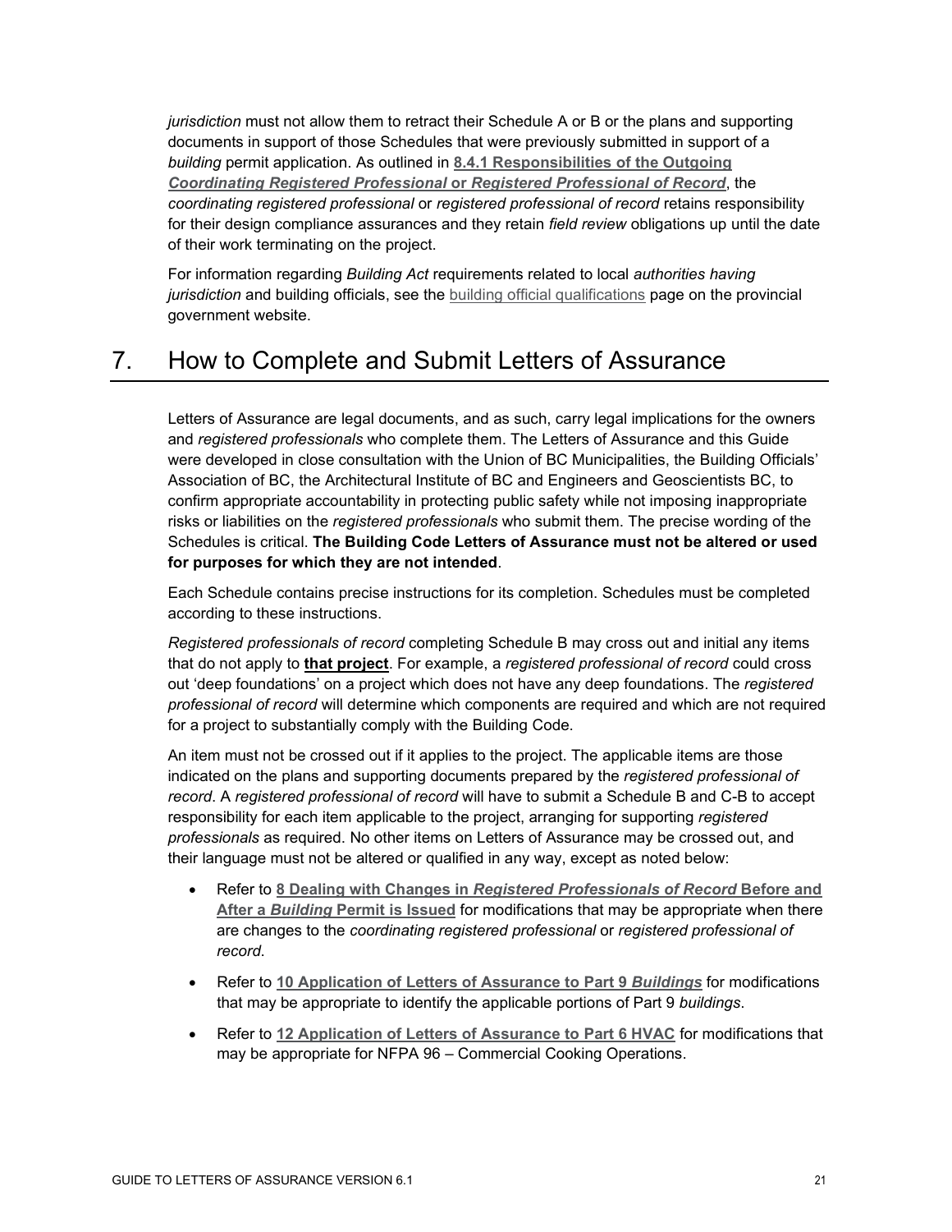*jurisdiction* must not allow them to retract their Schedule A or B or the plans and supporting documents in support of those Schedules that were previously submitted in support of a *building* permit application. As outlined in **8.4.1 Responsibilities of the Outgoing *Coordinating Registered Professional* or *Registered Professional of Record***, the *coordinating registered professional* or *registered professional of record* retains responsibility for their design compliance assurances and they retain *field review* obligations up until the date of their work terminating on the project.

For information regarding *Building Act* requirements related to local *authorities having jurisdiction* and building officials, see the building official qualifications page on the provincial government website.

# 7. How to Complete and Submit Letters of Assurance

Letters of Assurance are legal documents, and as such, carry legal implications for the owners and *registered professionals* who complete them. The Letters of Assurance and this Guide were developed in close consultation with the Union of BC Municipalities, the Building Officials' Association of BC, the Architectural Institute of BC and Engineers and Geoscientists BC, to confirm appropriate accountability in protecting public safety while not imposing inappropriate risks or liabilities on the *registered professionals* who submit them. The precise wording of the Schedules is critical. **The Building Code Letters of Assurance must not be altered or used for purposes for which they are not intended**.

Each Schedule contains precise instructions for its completion. Schedules must be completed according to these instructions.

*Registered professionals of record* completing Schedule B may cross out and initial any items that do not apply to **that project**. For example, a *registered professional of record* could cross out 'deep foundations' on a project which does not have any deep foundations. The *registered professional of record* will determine which components are required and which are not required for a project to substantially comply with the Building Code.

An item must not be crossed out if it applies to the project. The applicable items are those indicated on the plans and supporting documents prepared by the *registered professional of record*. A *registered professional of record* will have to submit a Schedule B and C-B to accept responsibility for each item applicable to the project, arranging for supporting *registered professionals* as required. No other items on Letters of Assurance may be crossed out, and their language must not be altered or qualified in any way, except as noted below:

- Refer to **8 Dealing with Changes in *Registered Professionals of Record* Before and After a *Building* Permit is Issued** for modifications that may be appropriate when there are changes to the *coordinating registered professional* or *registered professional of record*.
- Refer to **10 Application of Letters of Assurance to Part 9 *Buildings*** for modifications that may be appropriate to identify the applicable portions of Part 9 *buildings*.
- Refer to **12 Application of Letters of Assurance to Part 6 HVAC** for modifications that may be appropriate for NFPA 96 – Commercial Cooking Operations.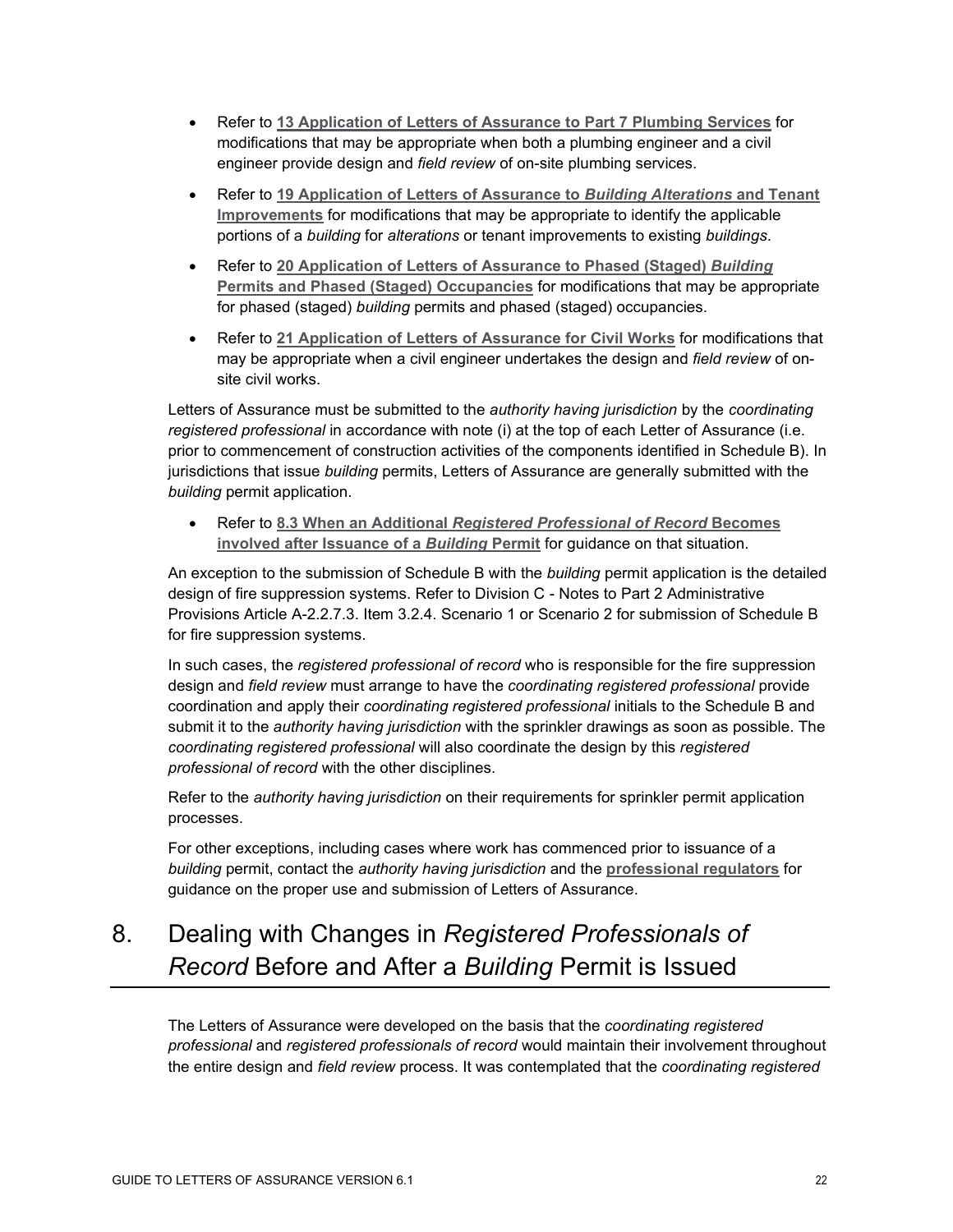- Refer to **13 Application of Letters of Assurance to Part 7 Plumbing Services** for modifications that may be appropriate when both a plumbing engineer and a civil engineer provide design and *field review* of on-site plumbing services.
- Refer to **19 Application of Letters of Assurance to *Building Alterations* and Tenant Improvements** for modifications that may be appropriate to identify the applicable portions of a *building* for *alterations* or tenant improvements to existing *buildings*.
- Refer to **20 Application of Letters of Assurance to Phased (Staged) *Building* Permits and Phased (Staged) Occupancies** for modifications that may be appropriate for phased (staged) *building* permits and phased (staged) occupancies.
- Refer to **21 Application of Letters of Assurance for Civil Works** for modifications that may be appropriate when a civil engineer undertakes the design and *field review* of on-site civil works.

Letters of Assurance must be submitted to the *authority having jurisdiction* by the *coordinating registered professional* in accordance with note (i) at the top of each Letter of Assurance (i.e. prior to commencement of construction activities of the components identified in Schedule B). In jurisdictions that issue *building* permits, Letters of Assurance are generally submitted with the *building* permit application.

- Refer to **8.3 When an Additional *Registered Professional of Record* Becomes involved after Issuance of a *Building* Permit** for guidance on that situation.

An exception to the submission of Schedule B with the *building* permit application is the detailed design of fire suppression systems. Refer to Division C - Notes to Part 2 Administrative Provisions Article A-2.2.7.3. Item 3.2.4. Scenario 1 or Scenario 2 for submission of Schedule B for fire suppression systems.

In such cases, the *registered professional of record* who is responsible for the fire suppression design and *field review* must arrange to have the *coordinating registered professional* provide coordination and apply their *coordinating registered professional* initials to the Schedule B and submit it to the *authority having jurisdiction* with the sprinkler drawings as soon as possible. The *coordinating registered professional* will also coordinate the design by this *registered professional of record* with the other disciplines.

Refer to the *authority having jurisdiction* on their requirements for sprinkler permit application processes.

For other exceptions, including cases where work has commenced prior to issuance of a *building* permit, contact the *authority having jurisdiction* and the **professional regulators** for guidance on the proper use and submission of Letters of Assurance.

# 8. Dealing with Changes in *Registered Professionals of Record* Before and After a *Building* Permit is Issued

The Letters of Assurance were developed on the basis that the *coordinating registered professional* and *registered professionals of record* would maintain their involvement throughout the entire design and *field review* process. It was contemplated that the *coordinating registered*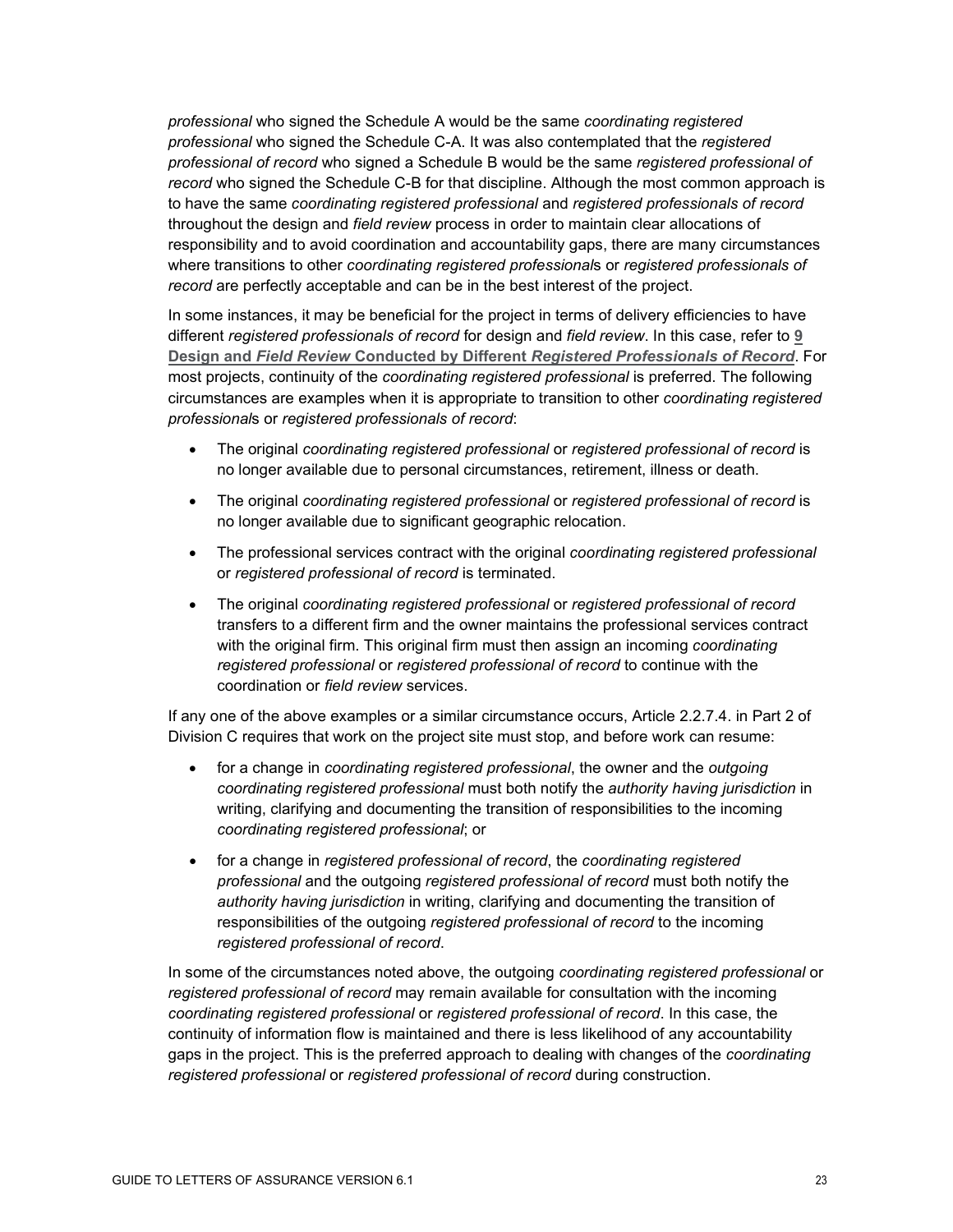*professional* who signed the Schedule A would be the same *coordinating registered professional* who signed the Schedule C-A. It was also contemplated that the *registered professional of record* who signed a Schedule B would be the same *registered professional of record* who signed the Schedule C-B for that discipline. Although the most common approach is to have the same *coordinating registered professional* and *registered professionals of record* throughout the design and *field review* process in order to maintain clear allocations of responsibility and to avoid coordination and accountability gaps, there are many circumstances where transitions to other *coordinating registered professional*s or *registered professionals of record* are perfectly acceptable and can be in the best interest of the project.

In some instances, it may be beneficial for the project in terms of delivery efficiencies to have different *registered professionals of record* for design and *field review*. In this case, refer to **9 Design and *Field Review* Conducted by Different *Registered Professionals of Record***. For most projects, continuity of the *coordinating registered professional* is preferred. The following circumstances are examples when it is appropriate to transition to other *coordinating registered professional*s or *registered professionals of record*:

- The original *coordinating registered professional* or *registered professional of record* is no longer available due to personal circumstances, retirement, illness or death.
- The original *coordinating registered professional* or *registered professional of record* is no longer available due to significant geographic relocation.
- The professional services contract with the original *coordinating registered professional* or *registered professional of record* is terminated.
- The original *coordinating registered professional* or *registered professional of record* transfers to a different firm and the owner maintains the professional services contract with the original firm. This original firm must then assign an incoming *coordinating registered professional* or *registered professional of record* to continue with the coordination or *field review* services.

If any one of the above examples or a similar circumstance occurs, Article 2.2.7.4. in Part 2 of Division C requires that work on the project site must stop, and before work can resume:

- for a change in *coordinating registered professional*, the owner and the *outgoing coordinating registered professional* must both notify the *authority having jurisdiction* in writing, clarifying and documenting the transition of responsibilities to the incoming *coordinating registered professional*; or
- for a change in *registered professional of record*, the *coordinating registered professional* and the outgoing *registered professional of record* must both notify the *authority having jurisdiction* in writing, clarifying and documenting the transition of responsibilities of the outgoing *registered professional of record* to the incoming *registered professional of record*.

In some of the circumstances noted above, the outgoing *coordinating registered professional* or *registered professional of record* may remain available for consultation with the incoming *coordinating registered professional* or *registered professional of record*. In this case, the continuity of information flow is maintained and there is less likelihood of any accountability gaps in the project. This is the preferred approach to dealing with changes of the *coordinating registered professional* or *registered professional of record* during construction.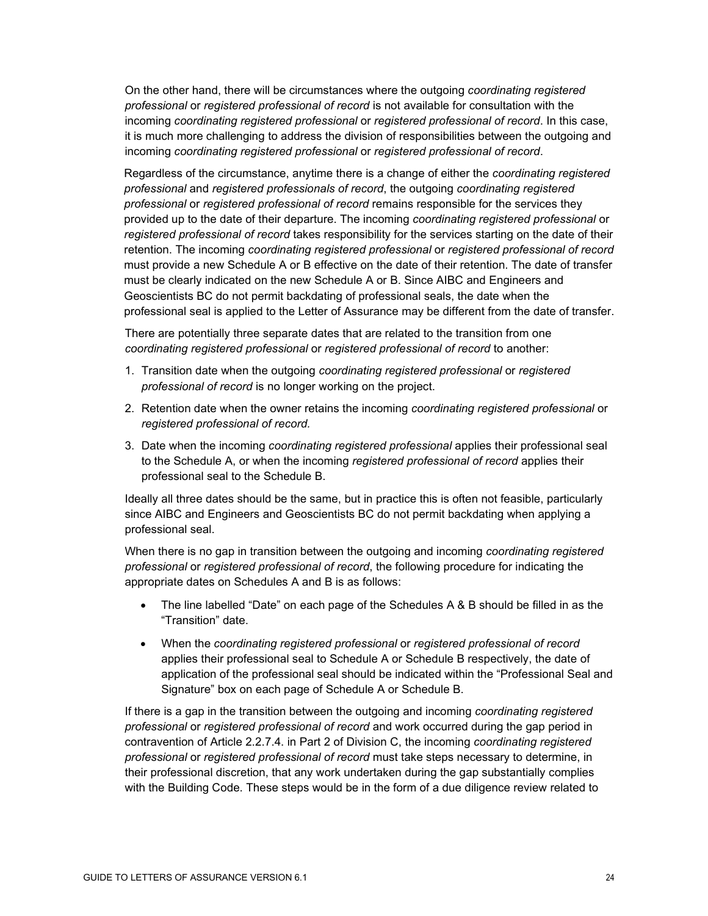On the other hand, there will be circumstances where the outgoing *coordinating registered professional* or *registered professional of record* is not available for consultation with the incoming *coordinating registered professional* or *registered professional of record*. In this case, it is much more challenging to address the division of responsibilities between the outgoing and incoming *coordinating registered professional* or *registered professional of record*.

Regardless of the circumstance, anytime there is a change of either the *coordinating registered professional* and *registered professionals of record*, the outgoing *coordinating registered professional* or *registered professional of record* remains responsible for the services they provided up to the date of their departure. The incoming *coordinating registered professional* or *registered professional of record* takes responsibility for the services starting on the date of their retention. The incoming *coordinating registered professional* or *registered professional of record* must provide a new Schedule A or B effective on the date of their retention. The date of transfer must be clearly indicated on the new Schedule A or B. Since AIBC and Engineers and Geoscientists BC do not permit backdating of professional seals, the date when the professional seal is applied to the Letter of Assurance may be different from the date of transfer.

There are potentially three separate dates that are related to the transition from one *coordinating registered professional* or *registered professional of record* to another:

1. Transition date when the outgoing *coordinating registered professional* or *registered professional of record* is no longer working on the project.
2. Retention date when the owner retains the incoming *coordinating registered professional* or *registered professional of record.*
3. Date when the incoming *coordinating registered professional* applies their professional seal to the Schedule A, or when the incoming *registered professional of record* applies their professional seal to the Schedule B.

Ideally all three dates should be the same, but in practice this is often not feasible, particularly since AIBC and Engineers and Geoscientists BC do not permit backdating when applying a professional seal.

When there is no gap in transition between the outgoing and incoming *coordinating registered professional* or *registered professional of record*, the following procedure for indicating the appropriate dates on Schedules A and B is as follows:

- The line labelled "Date" on each page of the Schedules A & B should be filled in as the "Transition" date.
- When the *coordinating registered professional* or *registered professional of record* applies their professional seal to Schedule A or Schedule B respectively, the date of application of the professional seal should be indicated within the "Professional Seal and Signature" box on each page of Schedule A or Schedule B.

If there is a gap in the transition between the outgoing and incoming *coordinating registered professional* or *registered professional of record* and work occurred during the gap period in contravention of Article 2.2.7.4. in Part 2 of Division C, the incoming *coordinating registered professional* or *registered professional of record* must take steps necessary to determine, in their professional discretion, that any work undertaken during the gap substantially complies with the Building Code. These steps would be in the form of a due diligence review related to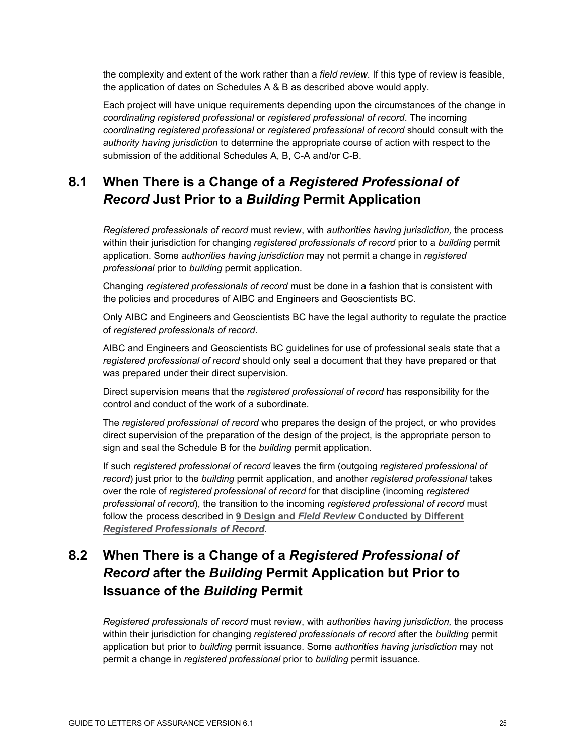the complexity and extent of the work rather than a *field review*. If this type of review is feasible, the application of dates on Schedules A & B as described above would apply.

Each project will have unique requirements depending upon the circumstances of the change in *coordinating registered professional* or *registered professional of record*. The incoming *coordinating registered professional* or *registered professional of record* should consult with the *authority having jurisdiction* to determine the appropriate course of action with respect to the submission of the additional Schedules A, B, C-A and/or C-B.

## 8.1 When There is a Change of a *Registered Professional of Record* Just Prior to a *Building* Permit Application

*Registered professionals of record* must review, with *authorities having jurisdiction,* the process within their jurisdiction for changing *registered professionals of record* prior to a *building* permit application. Some *authorities having jurisdiction* may not permit a change in *registered professional* prior to *building* permit application.

Changing *registered professionals of record* must be done in a fashion that is consistent with the policies and procedures of AIBC and Engineers and Geoscientists BC.

Only AIBC and Engineers and Geoscientists BC have the legal authority to regulate the practice of *registered professionals of record*.

AIBC and Engineers and Geoscientists BC guidelines for use of professional seals state that a *registered professional of record* should only seal a document that they have prepared or that was prepared under their direct supervision.

Direct supervision means that the *registered professional of record* has responsibility for the control and conduct of the work of a subordinate.

The *registered professional of record* who prepares the design of the project, or who provides direct supervision of the preparation of the design of the project, is the appropriate person to sign and seal the Schedule B for the *building* permit application.

If such *registered professional of record* leaves the firm (outgoing *registered professional of record*) just prior to the *building* permit application, and another *registered professional* takes over the role of *registered professional of record* for that discipline (incoming *registered professional of record*), the transition to the incoming *registered professional of record* must follow the process described in **9 Design and *Field Review* Conducted by Different *Registered Professionals of Record***.

## 8.2 When There is a Change of a *Registered Professional of Record* after the *Building* Permit Application but Prior to Issuance of the *Building* Permit

*Registered professionals of record* must review, with *authorities having jurisdiction,* the process within their jurisdiction for changing *registered professionals of record* after the *building* permit application but prior to *building* permit issuance. Some *authorities having jurisdiction* may not permit a change in *registered professional* prior to *building* permit issuance.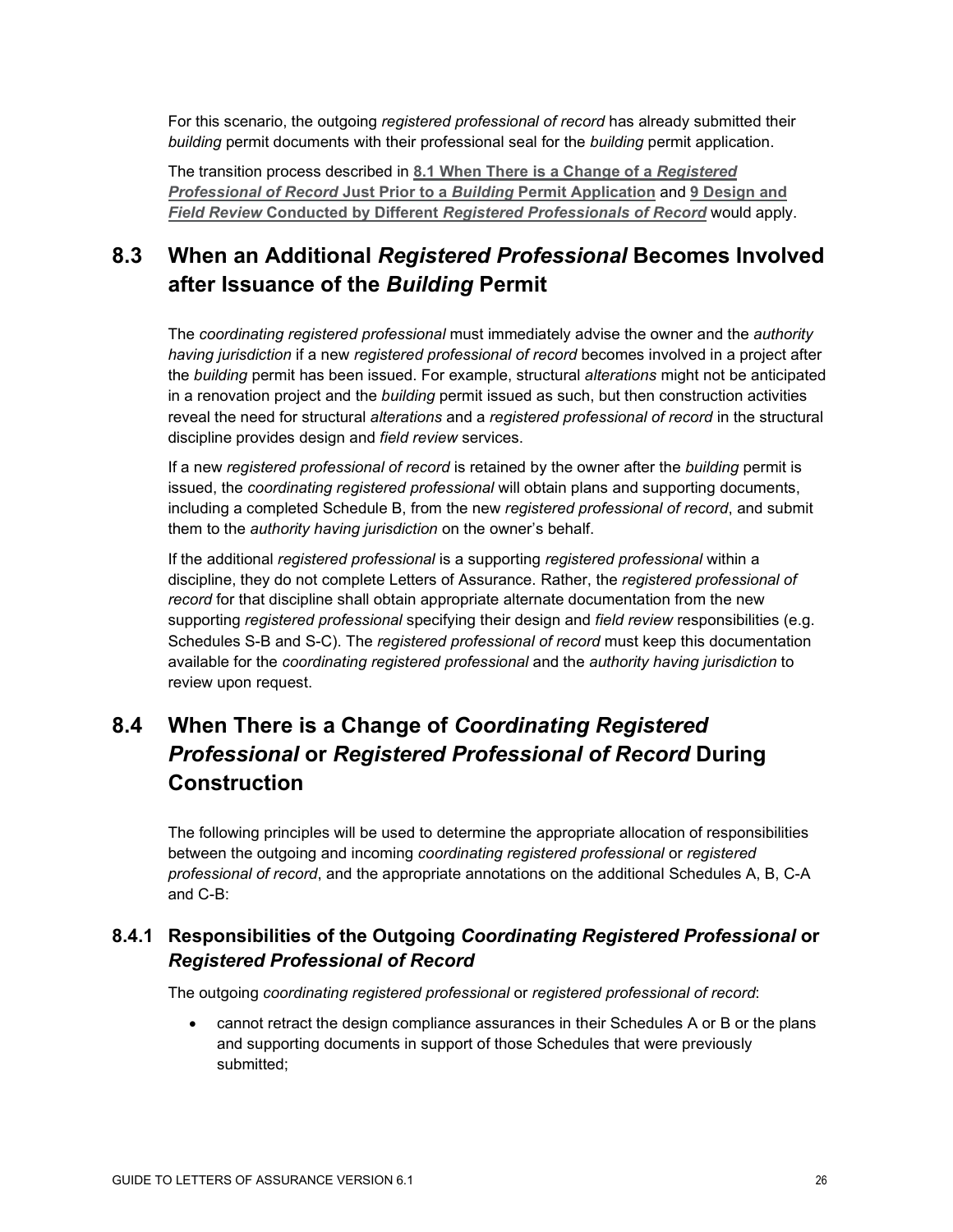For this scenario, the outgoing *registered professional of record* has already submitted their *building* permit documents with their professional seal for the *building* permit application.

The transition process described in **8.1 When There is a Change of a *Registered Professional of Record* Just Prior to a *Building* Permit Application** and **9 Design and *Field Review* Conducted by Different *Registered Professionals of Record*** would apply.

## 8.3 When an Additional *Registered Professional* Becomes Involved after Issuance of the *Building* Permit

The *coordinating registered professional* must immediately advise the owner and the *authority having jurisdiction* if a new *registered professional of record* becomes involved in a project after the *building* permit has been issued. For example, structural *alterations* might not be anticipated in a renovation project and the *building* permit issued as such, but then construction activities reveal the need for structural *alterations* and a *registered professional of record* in the structural discipline provides design and *field review* services.

If a new *registered professional of record* is retained by the owner after the *building* permit is issued, the *coordinating registered professional* will obtain plans and supporting documents, including a completed Schedule B, from the new *registered professional of record*, and submit them to the *authority having jurisdiction* on the owner's behalf.

If the additional *registered professional* is a supporting *registered professional* within a discipline, they do not complete Letters of Assurance. Rather, the *registered professional of record* for that discipline shall obtain appropriate alternate documentation from the new supporting *registered professional* specifying their design and *field review* responsibilities (e.g. Schedules S-B and S-C). The *registered professional of record* must keep this documentation available for the *coordinating registered professional* and the *authority having jurisdiction* to review upon request.

## 8.4 When There is a Change of *Coordinating Registered Professional* or *Registered Professional of Record* During Construction

The following principles will be used to determine the appropriate allocation of responsibilities between the outgoing and incoming *coordinating registered professional* or *registered professional of record*, and the appropriate annotations on the additional Schedules A, B, C-A and C-B:

### 8.4.1 Responsibilities of the Outgoing *Coordinating Registered Professional* or *Registered Professional of Record*

The outgoing *coordinating registered professional* or *registered professional of record*:

- cannot retract the design compliance assurances in their Schedules A or B or the plans and supporting documents in support of those Schedules that were previously submitted;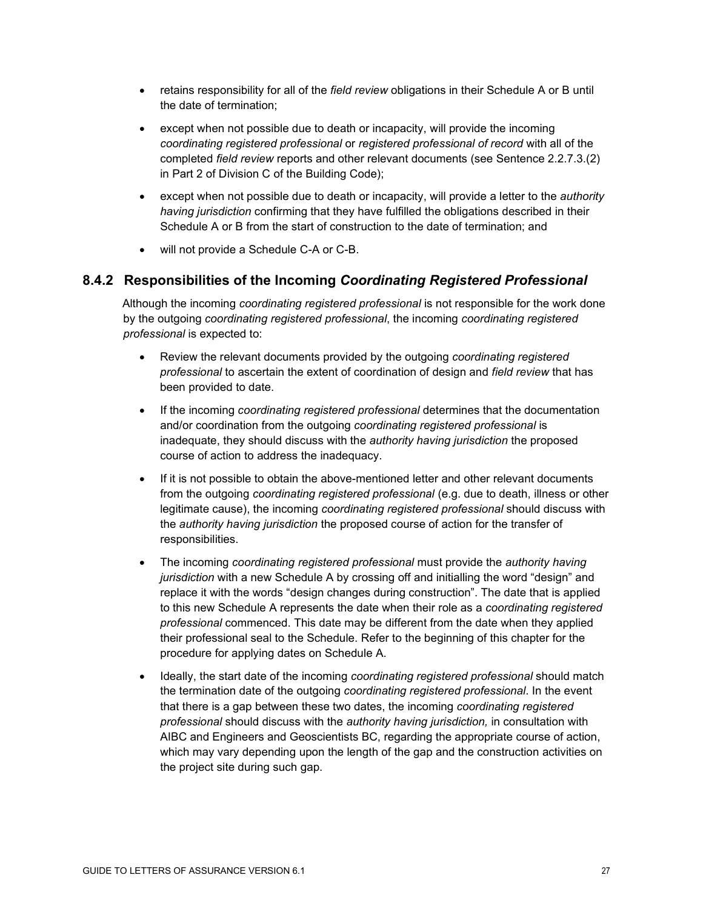- retains responsibility for all of the *field review* obligations in their Schedule A or B until the date of termination;
- except when not possible due to death or incapacity, will provide the incoming *coordinating registered professional* or *registered professional of record* with all of the completed *field review* reports and other relevant documents (see Sentence 2.2.7.3.(2) in Part 2 of Division C of the Building Code);
- except when not possible due to death or incapacity, will provide a letter to the *authority having jurisdiction* confirming that they have fulfilled the obligations described in their Schedule A or B from the start of construction to the date of termination; and
- will not provide a Schedule C-A or C-B.

### 8.4.2 Responsibilities of the Incoming *Coordinating Registered Professional*

Although the incoming *coordinating registered professional* is not responsible for the work done by the outgoing *coordinating registered professional*, the incoming *coordinating registered professional* is expected to:

- Review the relevant documents provided by the outgoing *coordinating registered professional* to ascertain the extent of coordination of design and *field review* that has been provided to date.
- If the incoming *coordinating registered professional* determines that the documentation and/or coordination from the outgoing *coordinating registered professional* is inadequate, they should discuss with the *authority having jurisdiction* the proposed course of action to address the inadequacy.
- If it is not possible to obtain the above-mentioned letter and other relevant documents from the outgoing *coordinating registered professional* (e.g. due to death, illness or other legitimate cause), the incoming *coordinating registered professional* should discuss with the *authority having jurisdiction* the proposed course of action for the transfer of responsibilities.
- The incoming *coordinating registered professional* must provide the *authority having jurisdiction* with a new Schedule A by crossing off and initialling the word "design" and replace it with the words "design changes during construction". The date that is applied to this new Schedule A represents the date when their role as a *coordinating registered professional* commenced. This date may be different from the date when they applied their professional seal to the Schedule. Refer to the beginning of this chapter for the procedure for applying dates on Schedule A.
- Ideally, the start date of the incoming *coordinating registered professional* should match the termination date of the outgoing *coordinating registered professional*. In the event that there is a gap between these two dates, the incoming *coordinating registered professional* should discuss with the *authority having jurisdiction,* in consultation with AIBC and Engineers and Geoscientists BC, regarding the appropriate course of action, which may vary depending upon the length of the gap and the construction activities on the project site during such gap.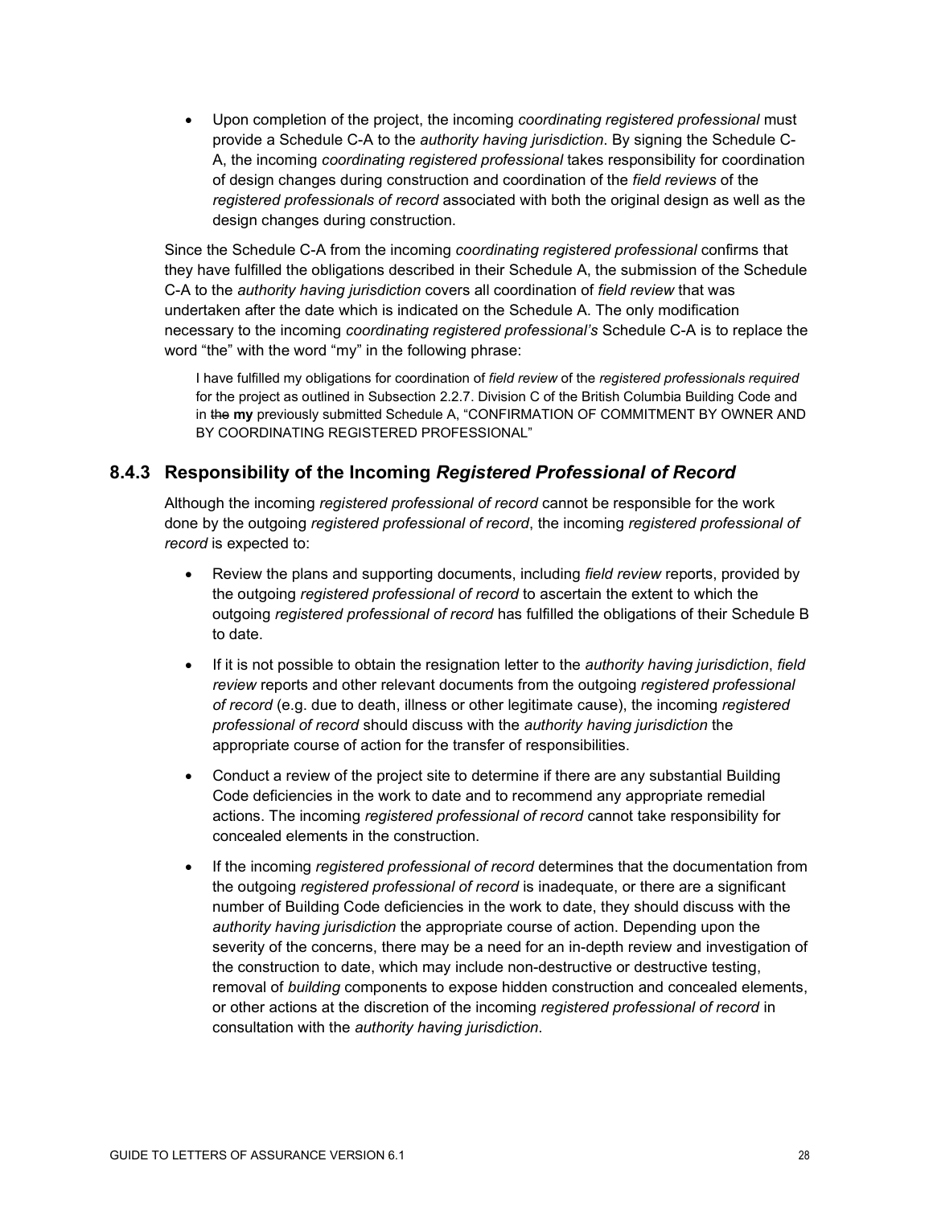- Upon completion of the project, the incoming *coordinating registered professional* must provide a Schedule C-A to the *authority having jurisdiction*. By signing the Schedule C-A, the incoming *coordinating registered professional* takes responsibility for coordination of design changes during construction and coordination of the *field reviews* of the *registered professionals of record* associated with both the original design as well as the design changes during construction.

Since the Schedule C-A from the incoming *coordinating registered professional* confirms that they have fulfilled the obligations described in their Schedule A, the submission of the Schedule C-A to the *authority having jurisdiction* covers all coordination of *field review* that was undertaken after the date which is indicated on the Schedule A. The only modification necessary to the incoming *coordinating registered professional's* Schedule C-A is to replace the word "the" with the word "my" in the following phrase:

> I have fulfilled my obligations for coordination of *field review* of the *registered professionals required* for the project as outlined in Subsection 2.2.7. Division C of the British Columbia Building Code and in ~~the~~ **my** previously submitted Schedule A, "CONFIRMATION OF COMMITMENT BY OWNER AND BY COORDINATING REGISTERED PROFESSIONAL"

### 8.4.3 Responsibility of the Incoming *Registered Professional of Record*

Although the incoming *registered professional of record* cannot be responsible for the work done by the outgoing *registered professional of record*, the incoming *registered professional of record* is expected to:

- Review the plans and supporting documents, including *field review* reports, provided by the outgoing *registered professional of record* to ascertain the extent to which the outgoing *registered professional of record* has fulfilled the obligations of their Schedule B to date.
- If it is not possible to obtain the resignation letter to the *authority having jurisdiction*, *field review* reports and other relevant documents from the outgoing *registered professional of record* (e.g. due to death, illness or other legitimate cause), the incoming *registered professional of record* should discuss with the *authority having jurisdiction* the appropriate course of action for the transfer of responsibilities.
- Conduct a review of the project site to determine if there are any substantial Building Code deficiencies in the work to date and to recommend any appropriate remedial actions. The incoming *registered professional of record* cannot take responsibility for concealed elements in the construction.
- If the incoming *registered professional of record* determines that the documentation from the outgoing *registered professional of record* is inadequate, or there are a significant number of Building Code deficiencies in the work to date, they should discuss with the *authority having jurisdiction* the appropriate course of action. Depending upon the severity of the concerns, there may be a need for an in-depth review and investigation of the construction to date, which may include non-destructive or destructive testing, removal of *building* components to expose hidden construction and concealed elements, or other actions at the discretion of the incoming *registered professional of record* in consultation with the *authority having jurisdiction*.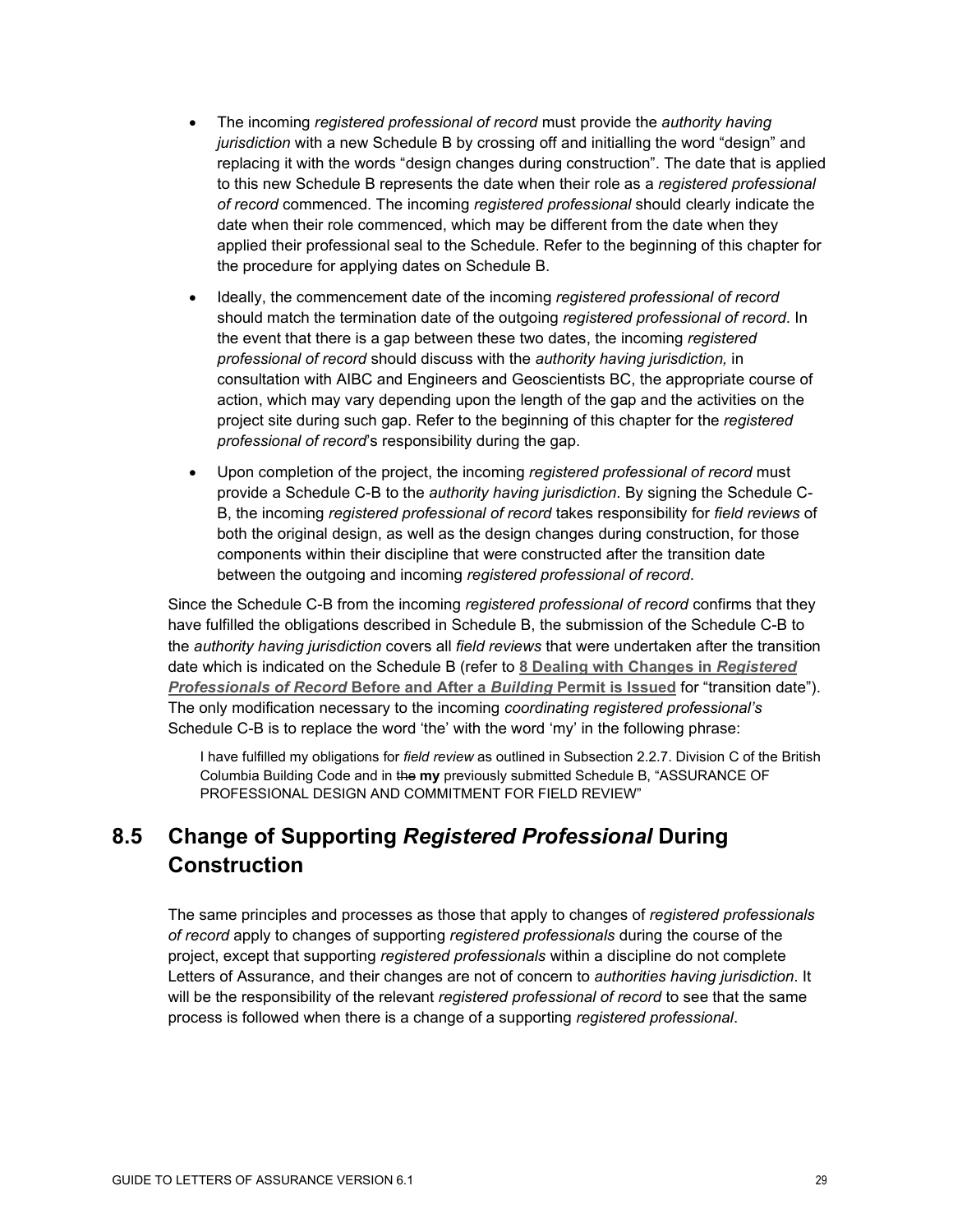- The incoming *registered professional of record* must provide the *authority having jurisdiction* with a new Schedule B by crossing off and initialling the word "design" and replacing it with the words "design changes during construction". The date that is applied to this new Schedule B represents the date when their role as a *registered professional of record* commenced. The incoming *registered professional* should clearly indicate the date when their role commenced, which may be different from the date when they applied their professional seal to the Schedule. Refer to the beginning of this chapter for the procedure for applying dates on Schedule B.
- Ideally, the commencement date of the incoming *registered professional of record* should match the termination date of the outgoing *registered professional of record*. In the event that there is a gap between these two dates, the incoming *registered professional of record* should discuss with the *authority having jurisdiction,* in consultation with AIBC and Engineers and Geoscientists BC, the appropriate course of action, which may vary depending upon the length of the gap and the activities on the project site during such gap. Refer to the beginning of this chapter for the *registered professional of record*'s responsibility during the gap.
- Upon completion of the project, the incoming *registered professional of record* must provide a Schedule C-B to the *authority having jurisdiction*. By signing the Schedule C-B, the incoming *registered professional of record* takes responsibility for *field reviews* of both the original design, as well as the design changes during construction, for those components within their discipline that were constructed after the transition date between the outgoing and incoming *registered professional of record*.

Since the Schedule C-B from the incoming *registered professional of record* confirms that they have fulfilled the obligations described in Schedule B, the submission of the Schedule C-B to the *authority having jurisdiction* covers all *field reviews* that were undertaken after the transition date which is indicated on the Schedule B (refer to **8 Dealing with Changes in *Registered Professionals of Record* Before and After a *Building* Permit is Issued** for "transition date"). The only modification necessary to the incoming *coordinating registered professional's* Schedule C-B is to replace the word 'the' with the word 'my' in the following phrase:

> I have fulfilled my obligations for *field review* as outlined in Subsection 2.2.7. Division C of the British Columbia Building Code and in ~~the~~ **my** previously submitted Schedule B, "ASSURANCE OF PROFESSIONAL DESIGN AND COMMITMENT FOR FIELD REVIEW"

## 8.5 Change of Supporting *Registered Professional* During Construction

The same principles and processes as those that apply to changes of *registered professionals of record* apply to changes of supporting *registered professionals* during the course of the project, except that supporting *registered professionals* within a discipline do not complete Letters of Assurance, and their changes are not of concern to *authorities having jurisdiction*. It will be the responsibility of the relevant *registered professional of record* to see that the same process is followed when there is a change of a supporting *registered professional*.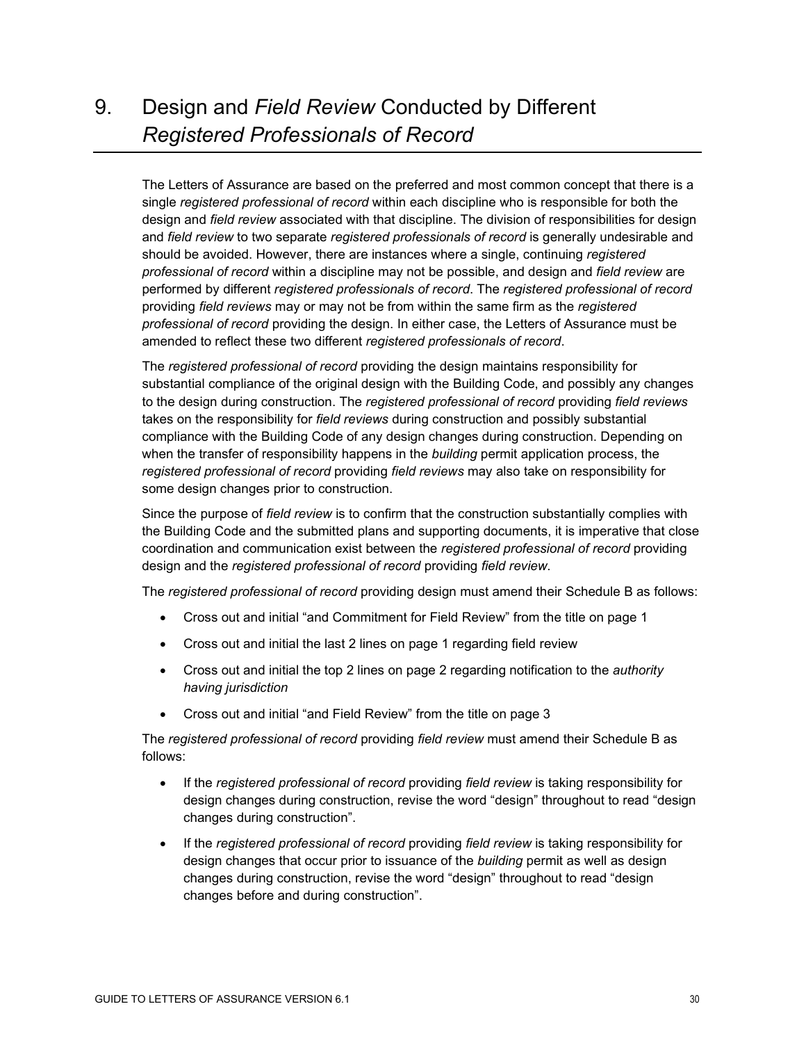# 9. Design and *Field Review* Conducted by Different *Registered Professionals of Record*

The Letters of Assurance are based on the preferred and most common concept that there is a single *registered professional of record* within each discipline who is responsible for both the design and *field review* associated with that discipline. The division of responsibilities for design and *field review* to two separate *registered professionals of record* is generally undesirable and should be avoided. However, there are instances where a single, continuing *registered professional of record* within a discipline may not be possible, and design and *field review* are performed by different *registered professionals of record*. The *registered professional of record* providing *field reviews* may or may not be from within the same firm as the *registered professional of record* providing the design. In either case, the Letters of Assurance must be amended to reflect these two different *registered professionals of record*.

The *registered professional of record* providing the design maintains responsibility for substantial compliance of the original design with the Building Code, and possibly any changes to the design during construction. The *registered professional of record* providing *field reviews* takes on the responsibility for *field reviews* during construction and possibly substantial compliance with the Building Code of any design changes during construction. Depending on when the transfer of responsibility happens in the *building* permit application process, the *registered professional of record* providing *field reviews* may also take on responsibility for some design changes prior to construction.

Since the purpose of *field review* is to confirm that the construction substantially complies with the Building Code and the submitted plans and supporting documents, it is imperative that close coordination and communication exist between the *registered professional of record* providing design and the *registered professional of record* providing *field review*.

The *registered professional of record* providing design must amend their Schedule B as follows:

- Cross out and initial "and Commitment for Field Review" from the title on page 1
- Cross out and initial the last 2 lines on page 1 regarding field review
- Cross out and initial the top 2 lines on page 2 regarding notification to the *authority having jurisdiction*
- Cross out and initial "and Field Review" from the title on page 3

The *registered professional of record* providing *field review* must amend their Schedule B as follows:

- If the *registered professional of record* providing *field review* is taking responsibility for design changes during construction, revise the word "design" throughout to read "design changes during construction".
- If the *registered professional of record* providing *field review* is taking responsibility for design changes that occur prior to issuance of the *building* permit as well as design changes during construction, revise the word "design" throughout to read "design changes before and during construction".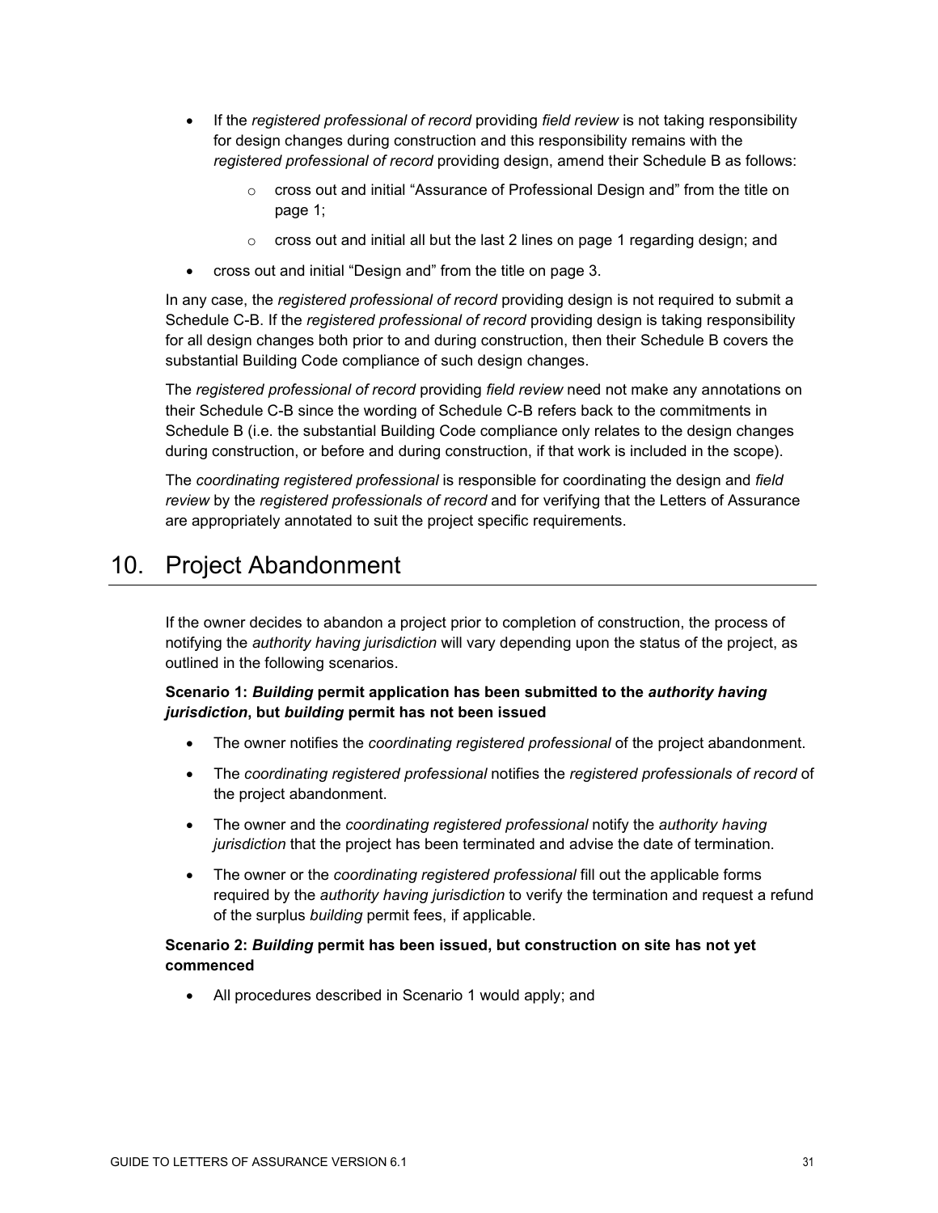- If the *registered professional of record* providing *field review* is not taking responsibility for design changes during construction and this responsibility remains with the *registered professional of record* providing design, amend their Schedule B as follows:
    - cross out and initial "Assurance of Professional Design and" from the title on page 1;
    - cross out and initial all but the last 2 lines on page 1 regarding design; and
- cross out and initial "Design and" from the title on page 3.

In any case, the *registered professional of record* providing design is not required to submit a Schedule C-B. If the *registered professional of record* providing design is taking responsibility for all design changes both prior to and during construction, then their Schedule B covers the substantial Building Code compliance of such design changes.

The *registered professional of record* providing *field review* need not make any annotations on their Schedule C-B since the wording of Schedule C-B refers back to the commitments in Schedule B (i.e. the substantial Building Code compliance only relates to the design changes during construction, or before and during construction, if that work is included in the scope).

The *coordinating registered professional* is responsible for coordinating the design and *field review* by the *registered professionals of record* and for verifying that the Letters of Assurance are appropriately annotated to suit the project specific requirements.

# 10. Project Abandonment

If the owner decides to abandon a project prior to completion of construction, the process of notifying the *authority having jurisdiction* will vary depending upon the status of the project, as outlined in the following scenarios.

**Scenario 1: *Building* permit application has been submitted to the *authority having jurisdiction*, but *building* permit has not been issued**

- The owner notifies the *coordinating registered professional* of the project abandonment.
- The *coordinating registered professional* notifies the *registered professionals of record* of the project abandonment.
- The owner and the *coordinating registered professional* notify the *authority having jurisdiction* that the project has been terminated and advise the date of termination.
- The owner or the *coordinating registered professional* fill out the applicable forms required by the *authority having jurisdiction* to verify the termination and request a refund of the surplus *building* permit fees, if applicable.

**Scenario 2: *Building* permit has been issued, but construction on site has not yet commenced**

- All procedures described in Scenario 1 would apply; and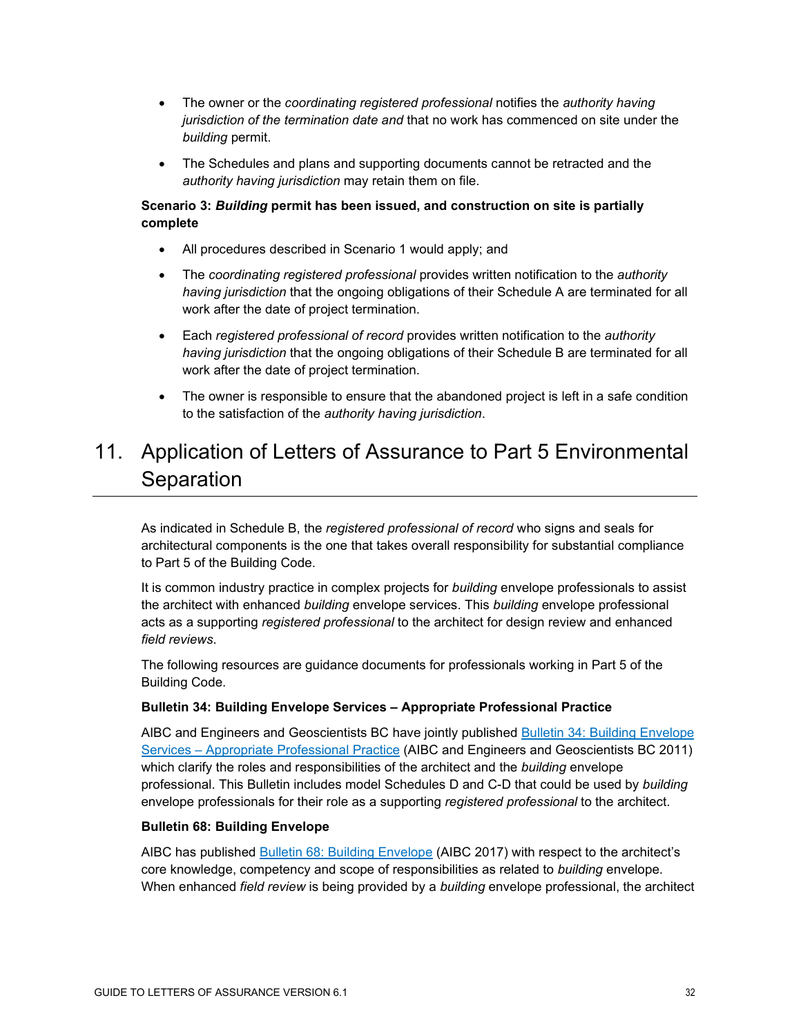- The owner or the *coordinating registered professional* notifies the *authority having jurisdiction of the termination date and* that no work has commenced on site under the *building* permit.
- The Schedules and plans and supporting documents cannot be retracted and the *authority having jurisdiction* may retain them on file.

**Scenario 3: *Building* permit has been issued, and construction on site is partially complete**

- All procedures described in Scenario 1 would apply; and
- The *coordinating registered professional* provides written notification to the *authority having jurisdiction* that the ongoing obligations of their Schedule A are terminated for all work after the date of project termination.
- Each *registered professional of record* provides written notification to the *authority having jurisdiction* that the ongoing obligations of their Schedule B are terminated for all work after the date of project termination.
- The owner is responsible to ensure that the abandoned project is left in a safe condition to the satisfaction of the *authority having jurisdiction*.

# 11. Application of Letters of Assurance to Part 5 Environmental Separation

As indicated in Schedule B, the *registered professional of record* who signs and seals for architectural components is the one that takes overall responsibility for substantial compliance to Part 5 of the Building Code.

It is common industry practice in complex projects for *building* envelope professionals to assist the architect with enhanced *building* envelope services. This *building* envelope professional acts as a supporting *registered professional* to the architect for design review and enhanced *field reviews*.

The following resources are guidance documents for professionals working in Part 5 of the Building Code.

**Bulletin 34: Building Envelope Services – Appropriate Professional Practice**

AIBC and Engineers and Geoscientists BC have jointly published Bulletin 34: Building Envelope Services – Appropriate Professional Practice (AIBC and Engineers and Geoscientists BC 2011) which clarify the roles and responsibilities of the architect and the *building* envelope professional. This Bulletin includes model Schedules D and C-D that could be used by *building* envelope professionals for their role as a supporting *registered professional* to the architect.

**Bulletin 68: Building Envelope**

AIBC has published Bulletin 68: Building Envelope (AIBC 2017) with respect to the architect's core knowledge, competency and scope of responsibilities as related to *building* envelope. When enhanced *field review* is being provided by a *building* envelope professional, the architect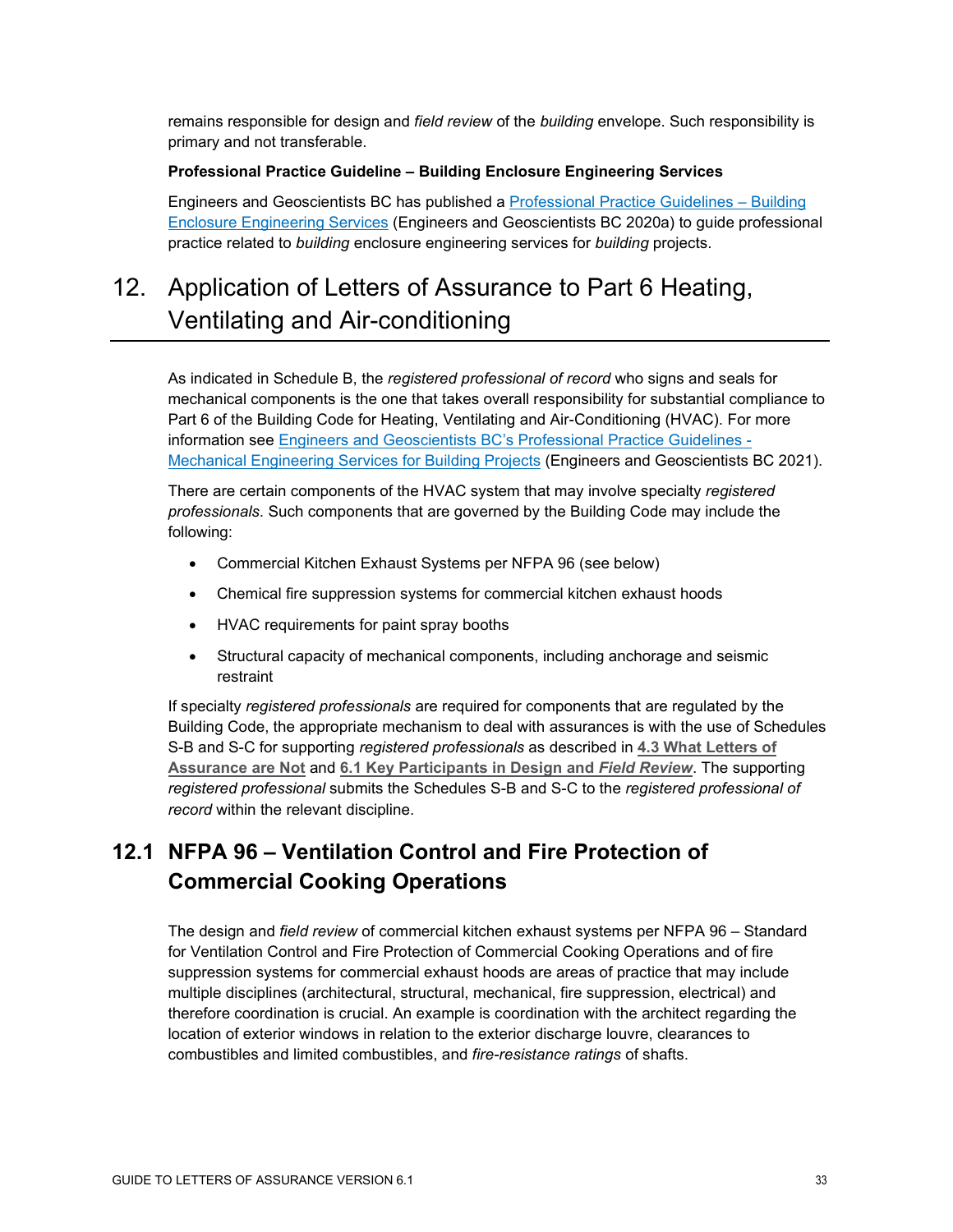remains responsible for design and *field review* of the *building* envelope. Such responsibility is primary and not transferable.

**Professional Practice Guideline – Building Enclosure Engineering Services**

Engineers and Geoscientists BC has published a [Professional Practice Guidelines – Building Enclosure Engineering Services]() (Engineers and Geoscientists BC 2020a) to guide professional practice related to *building* enclosure engineering services for *building* projects.

# 12. Application of Letters of Assurance to Part 6 Heating, Ventilating and Air-conditioning

As indicated in Schedule B, the *registered professional of record* who signs and seals for mechanical components is the one that takes overall responsibility for substantial compliance to Part 6 of the Building Code for Heating, Ventilating and Air-Conditioning (HVAC). For more information see [Engineers and Geoscientists BC's Professional Practice Guidelines - Mechanical Engineering Services for Building Projects]() (Engineers and Geoscientists BC 2021).

There are certain components of the HVAC system that may involve specialty *registered professionals*. Such components that are governed by the Building Code may include the following:

- Commercial Kitchen Exhaust Systems per NFPA 96 (see below)
- Chemical fire suppression systems for commercial kitchen exhaust hoods
- HVAC requirements for paint spray booths
- Structural capacity of mechanical components, including anchorage and seismic restraint

If specialty *registered professionals* are required for components that are regulated by the Building Code, the appropriate mechanism to deal with assurances is with the use of Schedules S-B and S-C for supporting *registered professionals* as described in **4.3 What Letters of Assurance are Not** and **6.1 Key Participants in Design and *Field Review***. The supporting *registered professional* submits the Schedules S-B and S-C to the *registered professional of record* within the relevant discipline.

## 12.1 NFPA 96 – Ventilation Control and Fire Protection of Commercial Cooking Operations

The design and *field review* of commercial kitchen exhaust systems per NFPA 96 – Standard for Ventilation Control and Fire Protection of Commercial Cooking Operations and of fire suppression systems for commercial exhaust hoods are areas of practice that may include multiple disciplines (architectural, structural, mechanical, fire suppression, electrical) and therefore coordination is crucial. An example is coordination with the architect regarding the location of exterior windows in relation to the exterior discharge louvre, clearances to combustibles and limited combustibles, and *fire-resistance ratings* of shafts.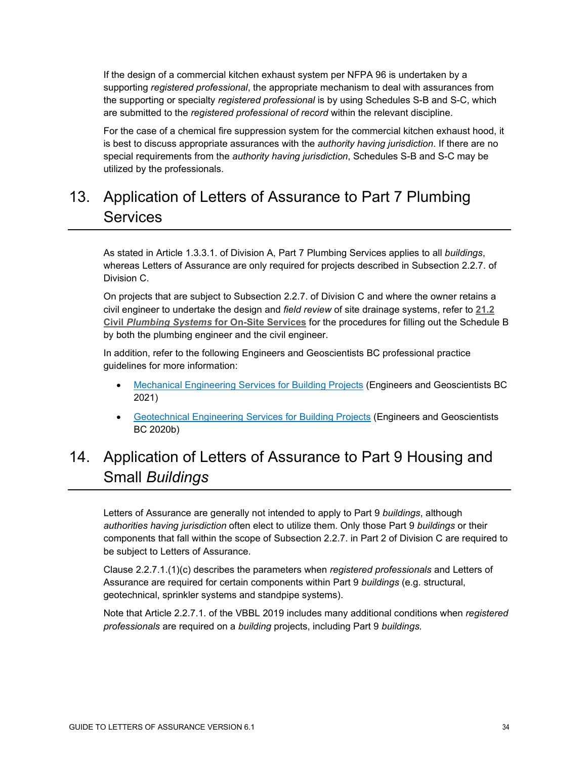If the design of a commercial kitchen exhaust system per NFPA 96 is undertaken by a supporting *registered professional*, the appropriate mechanism to deal with assurances from the supporting or specialty *registered professional* is by using Schedules S-B and S-C, which are submitted to the *registered professional of record* within the relevant discipline.

For the case of a chemical fire suppression system for the commercial kitchen exhaust hood, it is best to discuss appropriate assurances with the *authority having jurisdiction*. If there are no special requirements from the *authority having jurisdiction*, Schedules S-B and S-C may be utilized by the professionals.

# 13. Application of Letters of Assurance to Part 7 Plumbing Services

As stated in Article 1.3.3.1. of Division A, Part 7 Plumbing Services applies to all *buildings*, whereas Letters of Assurance are only required for projects described in Subsection 2.2.7. of Division C.

On projects that are subject to Subsection 2.2.7. of Division C and where the owner retains a civil engineer to undertake the design and *field review* of site drainage systems, refer to **21.2 Civil *Plumbing Systems* for On-Site Services** for the procedures for filling out the Schedule B by both the plumbing engineer and the civil engineer.

In addition, refer to the following Engineers and Geoscientists BC professional practice guidelines for more information:

- Mechanical Engineering Services for Building Projects (Engineers and Geoscientists BC 2021)
- Geotechnical Engineering Services for Building Projects (Engineers and Geoscientists BC 2020b)

# 14. Application of Letters of Assurance to Part 9 Housing and Small *Buildings*

Letters of Assurance are generally not intended to apply to Part 9 *buildings*, although *authorities having jurisdiction* often elect to utilize them. Only those Part 9 *buildings* or their components that fall within the scope of Subsection 2.2.7. in Part 2 of Division C are required to be subject to Letters of Assurance.

Clause 2.2.7.1.(1)(c) describes the parameters when *registered professionals* and Letters of Assurance are required for certain components within Part 9 *buildings* (e.g. structural, geotechnical, sprinkler systems and standpipe systems).

Note that Article 2.2.7.1. of the VBBL 2019 includes many additional conditions when *registered professionals* are required on a *building* projects, including Part 9 *buildings.*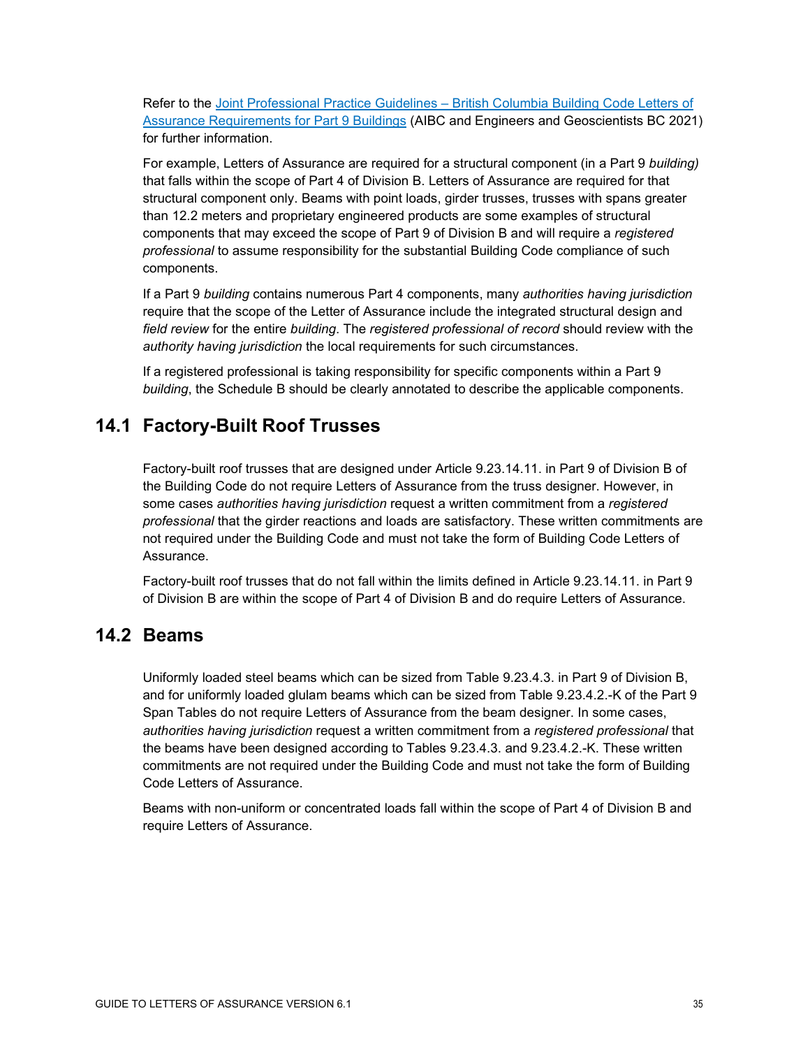Refer to the [Joint Professional Practice Guidelines – British Columbia Building Code Letters of Assurance Requirements for Part 9 Buildings](#) (AIBC and Engineers and Geoscientists BC 2021) for further information.

For example, Letters of Assurance are required for a structural component (in a Part 9 *building)* that falls within the scope of Part 4 of Division B. Letters of Assurance are required for that structural component only. Beams with point loads, girder trusses, trusses with spans greater than 12.2 meters and proprietary engineered products are some examples of structural components that may exceed the scope of Part 9 of Division B and will require a *registered professional* to assume responsibility for the substantial Building Code compliance of such components.

If a Part 9 *building* contains numerous Part 4 components, many *authorities having jurisdiction* require that the scope of the Letter of Assurance include the integrated structural design and *field review* for the entire *building*. The *registered professional of record* should review with the *authority having jurisdiction* the local requirements for such circumstances.

If a registered professional is taking responsibility for specific components within a Part 9 *building*, the Schedule B should be clearly annotated to describe the applicable components.

## 14.1 Factory-Built Roof Trusses

Factory-built roof trusses that are designed under Article 9.23.14.11. in Part 9 of Division B of the Building Code do not require Letters of Assurance from the truss designer. However, in some cases *authorities having jurisdiction* request a written commitment from a *registered professional* that the girder reactions and loads are satisfactory. These written commitments are not required under the Building Code and must not take the form of Building Code Letters of Assurance.

Factory-built roof trusses that do not fall within the limits defined in Article 9.23.14.11. in Part 9 of Division B are within the scope of Part 4 of Division B and do require Letters of Assurance.

## 14.2 Beams

Uniformly loaded steel beams which can be sized from Table 9.23.4.3. in Part 9 of Division B, and for uniformly loaded glulam beams which can be sized from Table 9.23.4.2.-K of the Part 9 Span Tables do not require Letters of Assurance from the beam designer. In some cases, *authorities having jurisdiction* request a written commitment from a *registered professional* that the beams have been designed according to Tables 9.23.4.3. and 9.23.4.2.-K. These written commitments are not required under the Building Code and must not take the form of Building Code Letters of Assurance.

Beams with non-uniform or concentrated loads fall within the scope of Part 4 of Division B and require Letters of Assurance.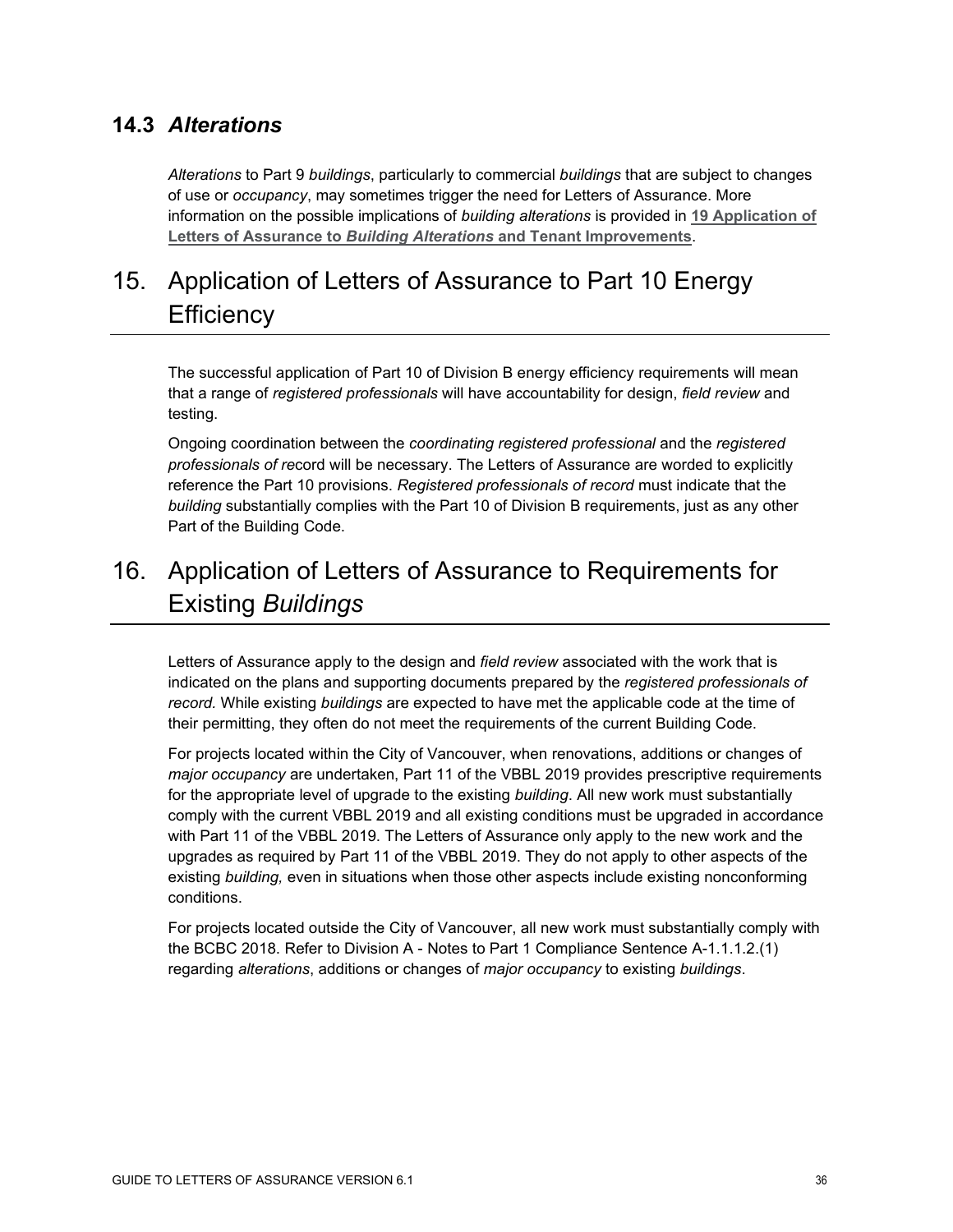### 14.3 *Alterations*

*Alterations* to Part 9 *buildings*, particularly to commercial *buildings* that are subject to changes of use or *occupancy*, may sometimes trigger the need for Letters of Assurance. More information on the possible implications of *building alterations* is provided in **19 Application of Letters of Assurance to *Building Alterations* and Tenant Improvements**.

## 15. Application of Letters of Assurance to Part 10 Energy Efficiency

The successful application of Part 10 of Division B energy efficiency requirements will mean that a range of *registered professionals* will have accountability for design, *field review* and testing.

Ongoing coordination between the *coordinating registered professional* and the *registered professionals of re*cord will be necessary. The Letters of Assurance are worded to explicitly reference the Part 10 provisions. *Registered professionals of record* must indicate that the *building* substantially complies with the Part 10 of Division B requirements, just as any other Part of the Building Code.

## 16. Application of Letters of Assurance to Requirements for Existing *Buildings*

Letters of Assurance apply to the design and *field review* associated with the work that is indicated on the plans and supporting documents prepared by the *registered professionals of record.* While existing *buildings* are expected to have met the applicable code at the time of their permitting, they often do not meet the requirements of the current Building Code.

For projects located within the City of Vancouver, when renovations, additions or changes of *major occupancy* are undertaken, Part 11 of the VBBL 2019 provides prescriptive requirements for the appropriate level of upgrade to the existing *building*. All new work must substantially comply with the current VBBL 2019 and all existing conditions must be upgraded in accordance with Part 11 of the VBBL 2019. The Letters of Assurance only apply to the new work and the upgrades as required by Part 11 of the VBBL 2019. They do not apply to other aspects of the existing *building,* even in situations when those other aspects include existing nonconforming conditions.

For projects located outside the City of Vancouver, all new work must substantially comply with the BCBC 2018. Refer to Division A - Notes to Part 1 Compliance Sentence A-1.1.1.2.(1) regarding *alterations*, additions or changes of *major occupancy* to existing *buildings*.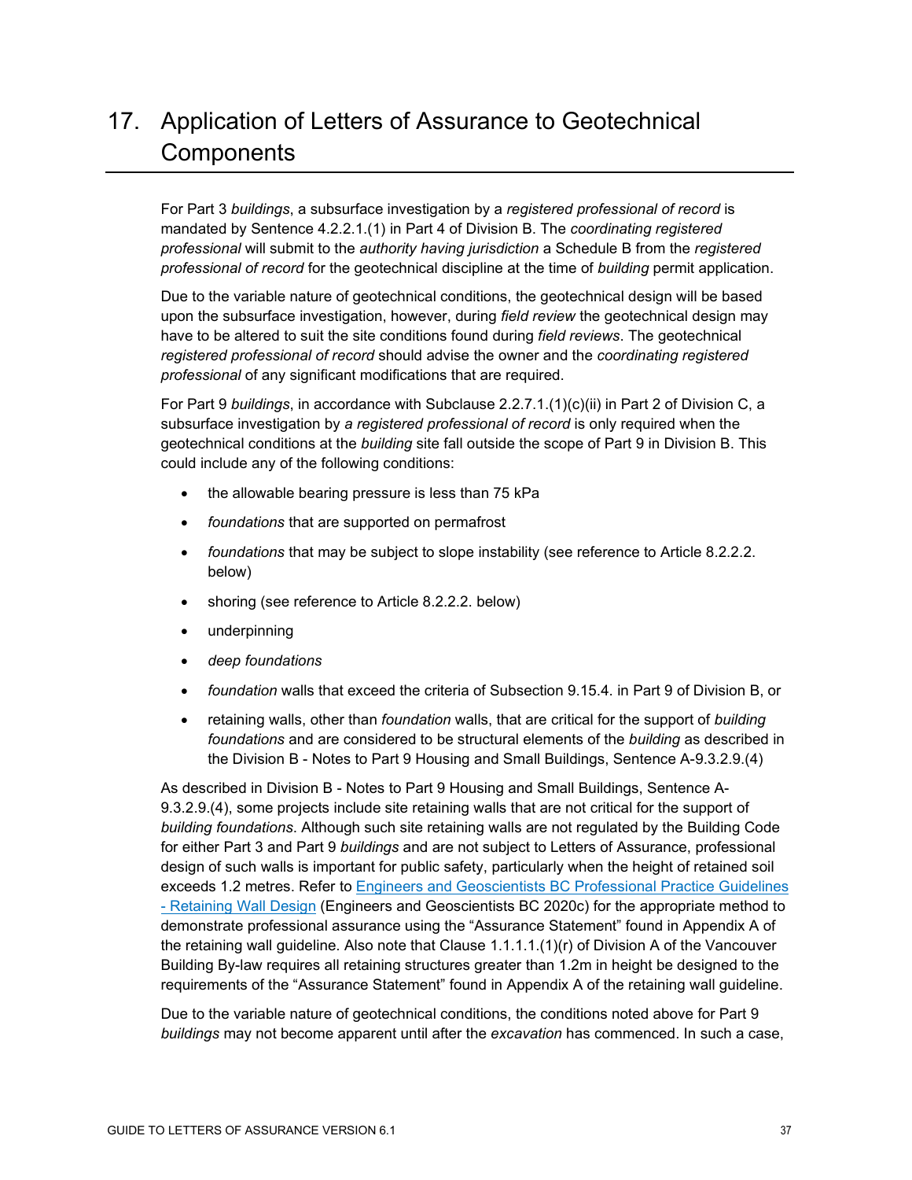# 17. Application of Letters of Assurance to Geotechnical Components

For Part 3 *buildings*, a subsurface investigation by a *registered professional of record* is mandated by Sentence 4.2.2.1.(1) in Part 4 of Division B. The *coordinating registered professional* will submit to the *authority having jurisdiction* a Schedule B from the *registered professional of record* for the geotechnical discipline at the time of *building* permit application.

Due to the variable nature of geotechnical conditions, the geotechnical design will be based upon the subsurface investigation, however, during *field review* the geotechnical design may have to be altered to suit the site conditions found during *field reviews*. The geotechnical *registered professional of record* should advise the owner and the *coordinating registered professional* of any significant modifications that are required.

For Part 9 *buildings*, in accordance with Subclause 2.2.7.1.(1)(c)(ii) in Part 2 of Division C, a subsurface investigation by *a registered professional of record* is only required when the geotechnical conditions at the *building* site fall outside the scope of Part 9 in Division B. This could include any of the following conditions:

- the allowable bearing pressure is less than 75 kPa
- *foundations* that are supported on permafrost
- *foundations* that may be subject to slope instability (see reference to Article 8.2.2.2. below)
- shoring (see reference to Article 8.2.2.2. below)
- underpinning
- *deep foundations*
- *foundation* walls that exceed the criteria of Subsection 9.15.4. in Part 9 of Division B, or
- retaining walls, other than *foundation* walls, that are critical for the support of *building foundations* and are considered to be structural elements of the *building* as described in the Division B - Notes to Part 9 Housing and Small Buildings, Sentence A-9.3.2.9.(4)

As described in Division B - Notes to Part 9 Housing and Small Buildings, Sentence A-9.3.2.9.(4), some projects include site retaining walls that are not critical for the support of *building foundations*. Although such site retaining walls are not regulated by the Building Code for either Part 3 and Part 9 *buildings* and are not subject to Letters of Assurance, professional design of such walls is important for public safety, particularly when the height of retained soil exceeds 1.2 metres. Refer to [Engineers and Geoscientists BC Professional Practice Guidelines - Retaining Wall Design]() (Engineers and Geoscientists BC 2020c) for the appropriate method to demonstrate professional assurance using the "Assurance Statement" found in Appendix A of the retaining wall guideline. Also note that Clause 1.1.1.1.(1)(r) of Division A of the Vancouver Building By-law requires all retaining structures greater than 1.2m in height be designed to the requirements of the "Assurance Statement" found in Appendix A of the retaining wall guideline.

Due to the variable nature of geotechnical conditions, the conditions noted above for Part 9 *buildings* may not become apparent until after the *excavation* has commenced. In such a case,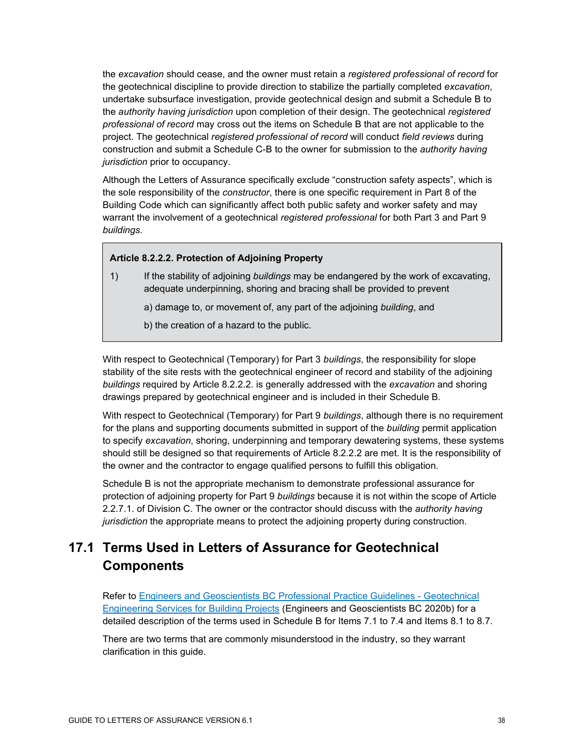the *excavation* should cease, and the owner must retain a *registered professional of record* for the geotechnical discipline to provide direction to stabilize the partially completed *excavation*, undertake subsurface investigation, provide geotechnical design and submit a Schedule B to the *authority having jurisdiction* upon completion of their design. The geotechnical *registered professional of record* may cross out the items on Schedule B that are not applicable to the project. The geotechnical *registered professional of record* will conduct *field reviews* during construction and submit a Schedule C-B to the owner for submission to the *authority having jurisdiction* prior to occupancy.

Although the Letters of Assurance specifically exclude "construction safety aspects", which is the sole responsibility of the *constructor*, there is one specific requirement in Part 8 of the Building Code which can significantly affect both public safety and worker safety and may warrant the involvement of a geotechnical *registered professional* for both Part 3 and Part 9 *buildings.*

> **Article 8.2.2.2. Protection of Adjoining Property**
>
> 1) If the stability of adjoining *buildings* may be endangered by the work of excavating, adequate underpinning, shoring and bracing shall be provided to prevent
>
> a) damage to, or movement of, any part of the adjoining *building*, and
>
> b) the creation of a hazard to the public.

With respect to Geotechnical (Temporary) for Part 3 *buildings*, the responsibility for slope stability of the site rests with the geotechnical engineer of record and stability of the adjoining *buildings* required by Article 8.2.2.2. is generally addressed with the *excavation* and shoring drawings prepared by geotechnical engineer and is included in their Schedule B.

With respect to Geotechnical (Temporary) for Part 9 *buildings*, although there is no requirement for the plans and supporting documents submitted in support of the *building* permit application to specify *excavation*, shoring, underpinning and temporary dewatering systems, these systems should still be designed so that requirements of Article 8.2.2.2 are met. It is the responsibility of the owner and the contractor to engage qualified persons to fulfill this obligation.

Schedule B is not the appropriate mechanism to demonstrate professional assurance for protection of adjoining property for Part 9 *buildings* because it is not within the scope of Article 2.2.7.1. of Division C. The owner or the contractor should discuss with the *authority having jurisdiction* the appropriate means to protect the adjoining property during construction.

## 17.1 Terms Used in Letters of Assurance for Geotechnical Components

Refer to Engineers and Geoscientists BC Professional Practice Guidelines - Geotechnical Engineering Services for Building Projects (Engineers and Geoscientists BC 2020b) for a detailed description of the terms used in Schedule B for Items 7.1 to 7.4 and Items 8.1 to 8.7.

There are two terms that are commonly misunderstood in the industry, so they warrant clarification in this guide.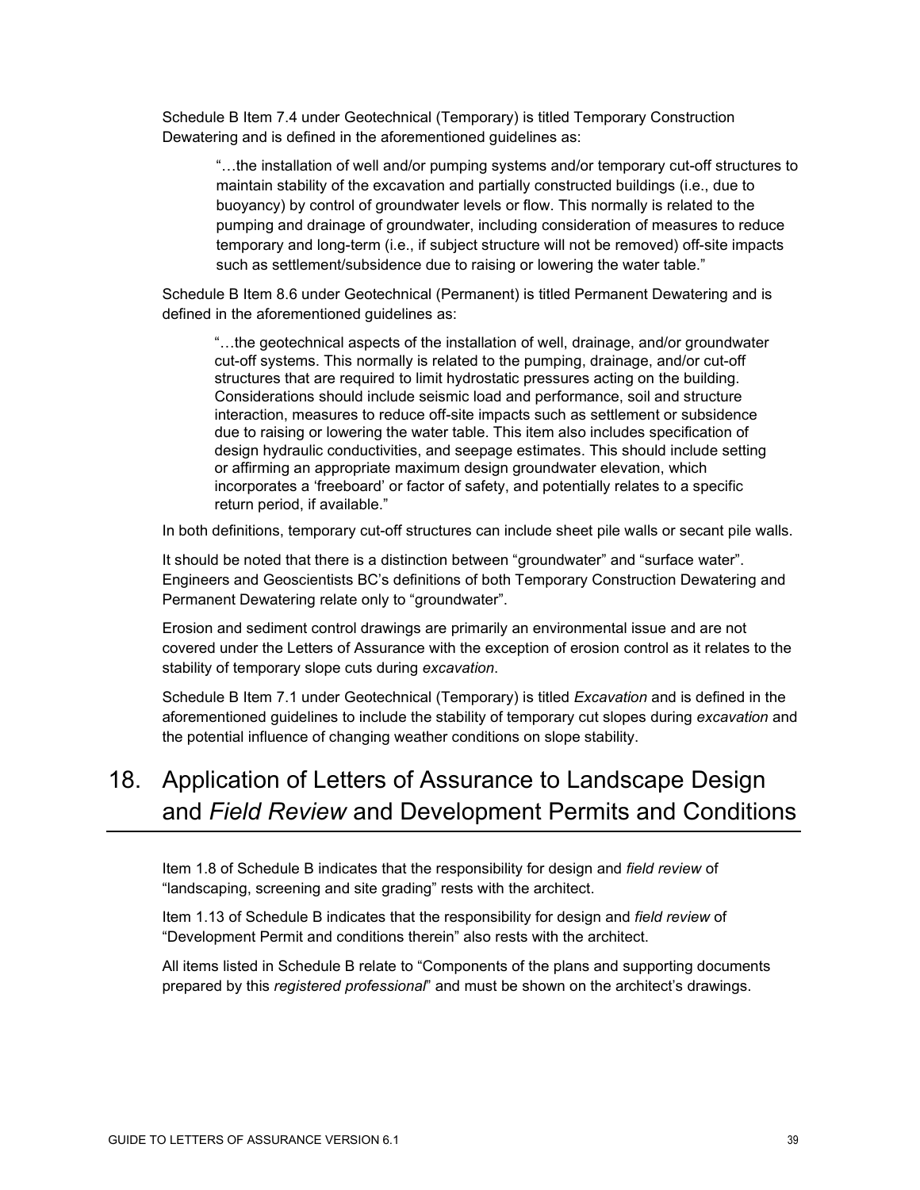Schedule B Item 7.4 under Geotechnical (Temporary) is titled Temporary Construction Dewatering and is defined in the aforementioned guidelines as:

> "…the installation of well and/or pumping systems and/or temporary cut-off structures to maintain stability of the excavation and partially constructed buildings (i.e., due to buoyancy) by control of groundwater levels or flow. This normally is related to the pumping and drainage of groundwater, including consideration of measures to reduce temporary and long-term (i.e., if subject structure will not be removed) off-site impacts such as settlement/subsidence due to raising or lowering the water table."

Schedule B Item 8.6 under Geotechnical (Permanent) is titled Permanent Dewatering and is defined in the aforementioned guidelines as:

> "…the geotechnical aspects of the installation of well, drainage, and/or groundwater cut-off systems. This normally is related to the pumping, drainage, and/or cut-off structures that are required to limit hydrostatic pressures acting on the building. Considerations should include seismic load and performance, soil and structure interaction, measures to reduce off-site impacts such as settlement or subsidence due to raising or lowering the water table. This item also includes specification of design hydraulic conductivities, and seepage estimates. This should include setting or affirming an appropriate maximum design groundwater elevation, which incorporates a 'freeboard' or factor of safety, and potentially relates to a specific return period, if available."

In both definitions, temporary cut-off structures can include sheet pile walls or secant pile walls.

It should be noted that there is a distinction between "groundwater" and "surface water". Engineers and Geoscientists BC's definitions of both Temporary Construction Dewatering and Permanent Dewatering relate only to "groundwater".

Erosion and sediment control drawings are primarily an environmental issue and are not covered under the Letters of Assurance with the exception of erosion control as it relates to the stability of temporary slope cuts during *excavation*.

Schedule B Item 7.1 under Geotechnical (Temporary) is titled *Excavation* and is defined in the aforementioned guidelines to include the stability of temporary cut slopes during *excavation* and the potential influence of changing weather conditions on slope stability.

# 18. Application of Letters of Assurance to Landscape Design and *Field Review* and Development Permits and Conditions

Item 1.8 of Schedule B indicates that the responsibility for design and *field review* of "landscaping, screening and site grading" rests with the architect.

Item 1.13 of Schedule B indicates that the responsibility for design and *field review* of "Development Permit and conditions therein" also rests with the architect.

All items listed in Schedule B relate to "Components of the plans and supporting documents prepared by this *registered professional*" and must be shown on the architect's drawings.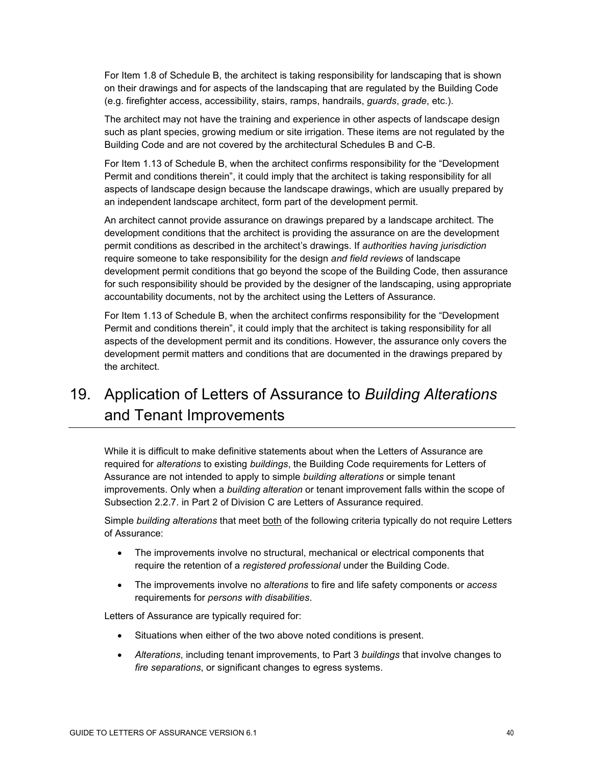For Item 1.8 of Schedule B, the architect is taking responsibility for landscaping that is shown on their drawings and for aspects of the landscaping that are regulated by the Building Code (e.g. firefighter access, accessibility, stairs, ramps, handrails, *guards*, *grade*, etc.).

The architect may not have the training and experience in other aspects of landscape design such as plant species, growing medium or site irrigation. These items are not regulated by the Building Code and are not covered by the architectural Schedules B and C-B.

For Item 1.13 of Schedule B, when the architect confirms responsibility for the "Development Permit and conditions therein", it could imply that the architect is taking responsibility for all aspects of landscape design because the landscape drawings, which are usually prepared by an independent landscape architect, form part of the development permit.

An architect cannot provide assurance on drawings prepared by a landscape architect. The development conditions that the architect is providing the assurance on are the development permit conditions as described in the architect's drawings. If *authorities having jurisdiction* require someone to take responsibility for the design *and field reviews* of landscape development permit conditions that go beyond the scope of the Building Code, then assurance for such responsibility should be provided by the designer of the landscaping, using appropriate accountability documents, not by the architect using the Letters of Assurance.

For Item 1.13 of Schedule B, when the architect confirms responsibility for the "Development Permit and conditions therein", it could imply that the architect is taking responsibility for all aspects of the development permit and its conditions. However, the assurance only covers the development permit matters and conditions that are documented in the drawings prepared by the architect.

# 19. Application of Letters of Assurance to *Building Alterations* and Tenant Improvements

While it is difficult to make definitive statements about when the Letters of Assurance are required for *alterations* to existing *buildings*, the Building Code requirements for Letters of Assurance are not intended to apply to simple *building alterations* or simple tenant improvements. Only when a *building alteration* or tenant improvement falls within the scope of Subsection 2.2.7. in Part 2 of Division C are Letters of Assurance required.

Simple *building alterations* that meet <u>both</u> of the following criteria typically do not require Letters of Assurance:

- The improvements involve no structural, mechanical or electrical components that require the retention of a *registered professional* under the Building Code.
- The improvements involve no *alterations* to fire and life safety components or *access* requirements for *persons with disabilities*.

Letters of Assurance are typically required for:

- Situations when either of the two above noted conditions is present.
- *Alterations*, including tenant improvements, to Part 3 *buildings* that involve changes to *fire separations*, or significant changes to egress systems.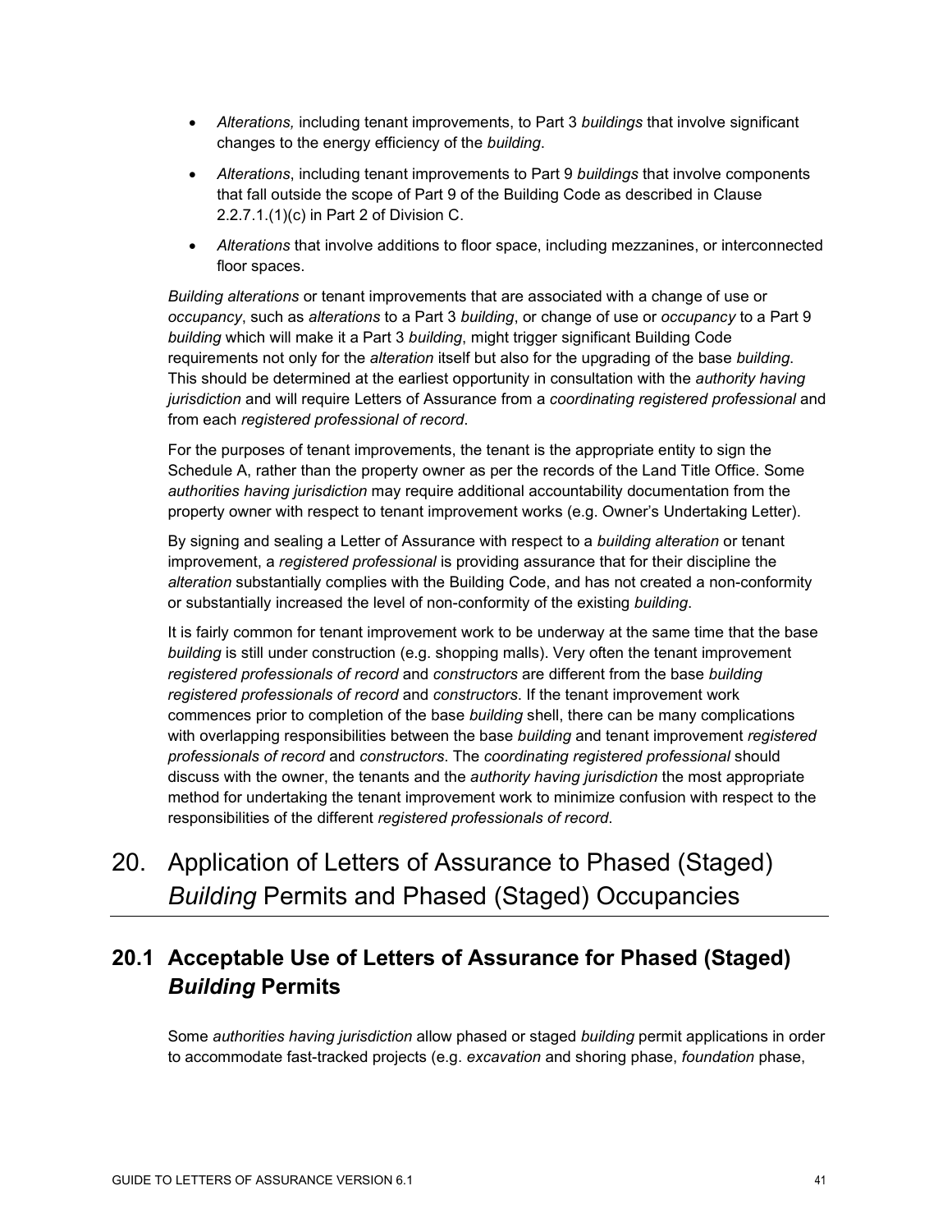- *Alterations,* including tenant improvements, to Part 3 *buildings* that involve significant changes to the energy efficiency of the *building*.
- *Alterations*, including tenant improvements to Part 9 *buildings* that involve components that fall outside the scope of Part 9 of the Building Code as described in Clause 2.2.7.1.(1)(c) in Part 2 of Division C.
- *Alterations* that involve additions to floor space, including mezzanines, or interconnected floor spaces.

*Building alterations* or tenant improvements that are associated with a change of use or *occupancy*, such as *alterations* to a Part 3 *building*, or change of use or *occupancy* to a Part 9 *building* which will make it a Part 3 *building*, might trigger significant Building Code requirements not only for the *alteration* itself but also for the upgrading of the base *building*. This should be determined at the earliest opportunity in consultation with the *authority having jurisdiction* and will require Letters of Assurance from a *coordinating registered professional* and from each *registered professional of record*.

For the purposes of tenant improvements, the tenant is the appropriate entity to sign the Schedule A, rather than the property owner as per the records of the Land Title Office. Some *authorities having jurisdiction* may require additional accountability documentation from the property owner with respect to tenant improvement works (e.g. Owner's Undertaking Letter).

By signing and sealing a Letter of Assurance with respect to a *building alteration* or tenant improvement, a *registered professional* is providing assurance that for their discipline the *alteration* substantially complies with the Building Code, and has not created a non-conformity or substantially increased the level of non-conformity of the existing *building*.

It is fairly common for tenant improvement work to be underway at the same time that the base *building* is still under construction (e.g. shopping malls). Very often the tenant improvement *registered professionals of record* and *constructors* are different from the base *building registered professionals of record* and *constructors*. If the tenant improvement work commences prior to completion of the base *building* shell, there can be many complications with overlapping responsibilities between the base *building* and tenant improvement *registered professionals of record* and *constructors*. The *coordinating registered professional* should discuss with the owner, the tenants and the *authority having jurisdiction* the most appropriate method for undertaking the tenant improvement work to minimize confusion with respect to the responsibilities of the different *registered professionals of record*.

# 20. Application of Letters of Assurance to Phased (Staged) *Building* Permits and Phased (Staged) Occupancies

## 20.1 Acceptable Use of Letters of Assurance for Phased (Staged) *Building* Permits

Some *authorities having jurisdiction* allow phased or staged *building* permit applications in order to accommodate fast-tracked projects (e.g. *excavation* and shoring phase, *foundation* phase,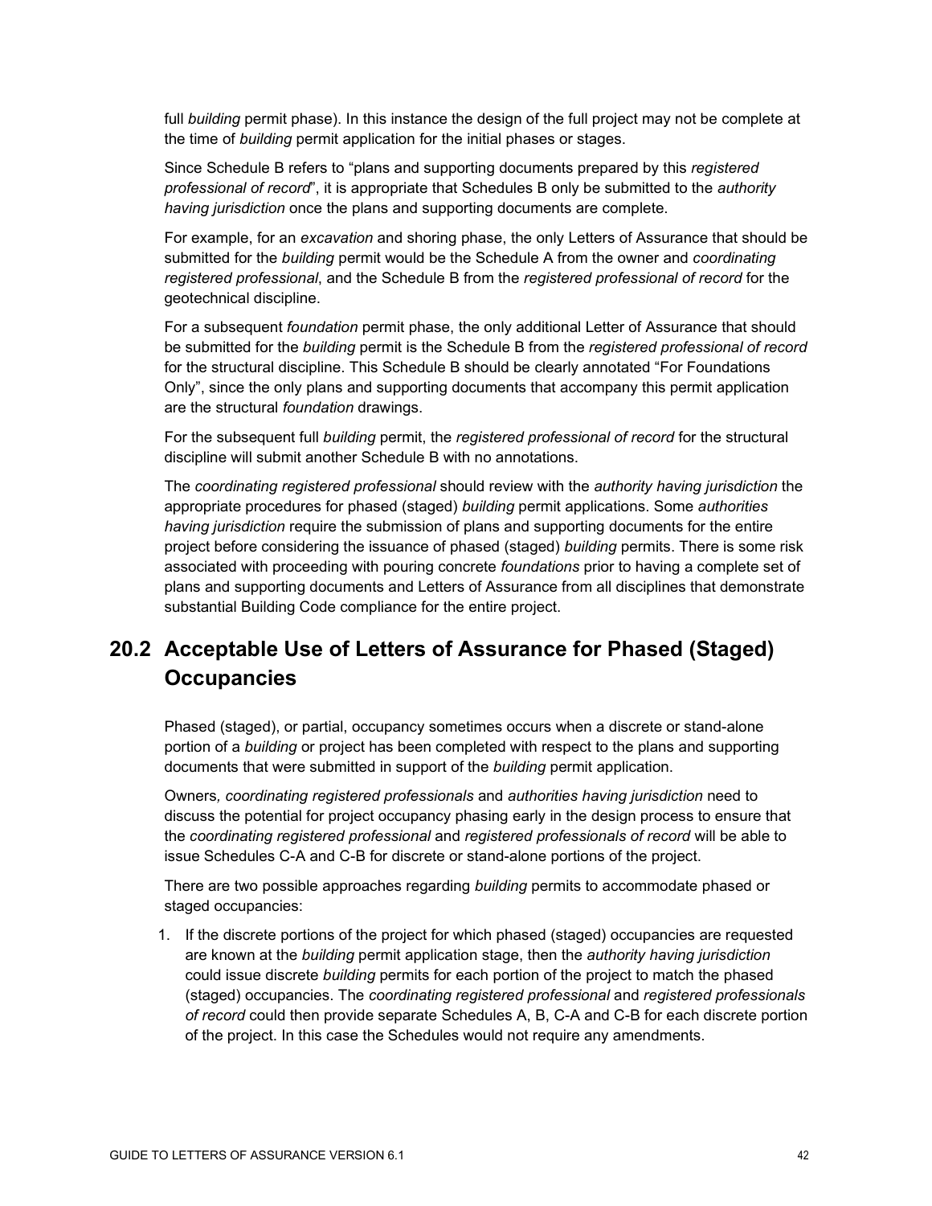full *building* permit phase). In this instance the design of the full project may not be complete at the time of *building* permit application for the initial phases or stages.

Since Schedule B refers to “plans and supporting documents prepared by this *registered professional of record*”, it is appropriate that Schedules B only be submitted to the *authority having jurisdiction* once the plans and supporting documents are complete.

For example, for an *excavation* and shoring phase, the only Letters of Assurance that should be submitted for the *building* permit would be the Schedule A from the owner and *coordinating registered professional*, and the Schedule B from the *registered professional of record* for the geotechnical discipline.

For a subsequent *foundation* permit phase, the only additional Letter of Assurance that should be submitted for the *building* permit is the Schedule B from the *registered professional of record* for the structural discipline. This Schedule B should be clearly annotated “For Foundations Only”, since the only plans and supporting documents that accompany this permit application are the structural *foundation* drawings.

For the subsequent full *building* permit, the *registered professional of record* for the structural discipline will submit another Schedule B with no annotations.

The *coordinating registered professional* should review with the *authority having jurisdiction* the appropriate procedures for phased (staged) *building* permit applications. Some *authorities having jurisdiction* require the submission of plans and supporting documents for the entire project before considering the issuance of phased (staged) *building* permits. There is some risk associated with proceeding with pouring concrete *foundations* prior to having a complete set of plans and supporting documents and Letters of Assurance from all disciplines that demonstrate substantial Building Code compliance for the entire project.

## 20.2 Acceptable Use of Letters of Assurance for Phased (Staged) Occupancies

Phased (staged), or partial, occupancy sometimes occurs when a discrete or stand-alone portion of a *building* or project has been completed with respect to the plans and supporting documents that were submitted in support of the *building* permit application.

Owners*, coordinating registered professionals* and *authorities having jurisdiction* need to discuss the potential for project occupancy phasing early in the design process to ensure that the *coordinating registered professional* and *registered professionals of record* will be able to issue Schedules C-A and C-B for discrete or stand-alone portions of the project.

There are two possible approaches regarding *building* permits to accommodate phased or staged occupancies:

1. If the discrete portions of the project for which phased (staged) occupancies are requested are known at the *building* permit application stage, then the *authority having jurisdiction* could issue discrete *building* permits for each portion of the project to match the phased (staged) occupancies. The *coordinating registered professional* and *registered professionals of record* could then provide separate Schedules A, B, C-A and C-B for each discrete portion of the project. In this case the Schedules would not require any amendments.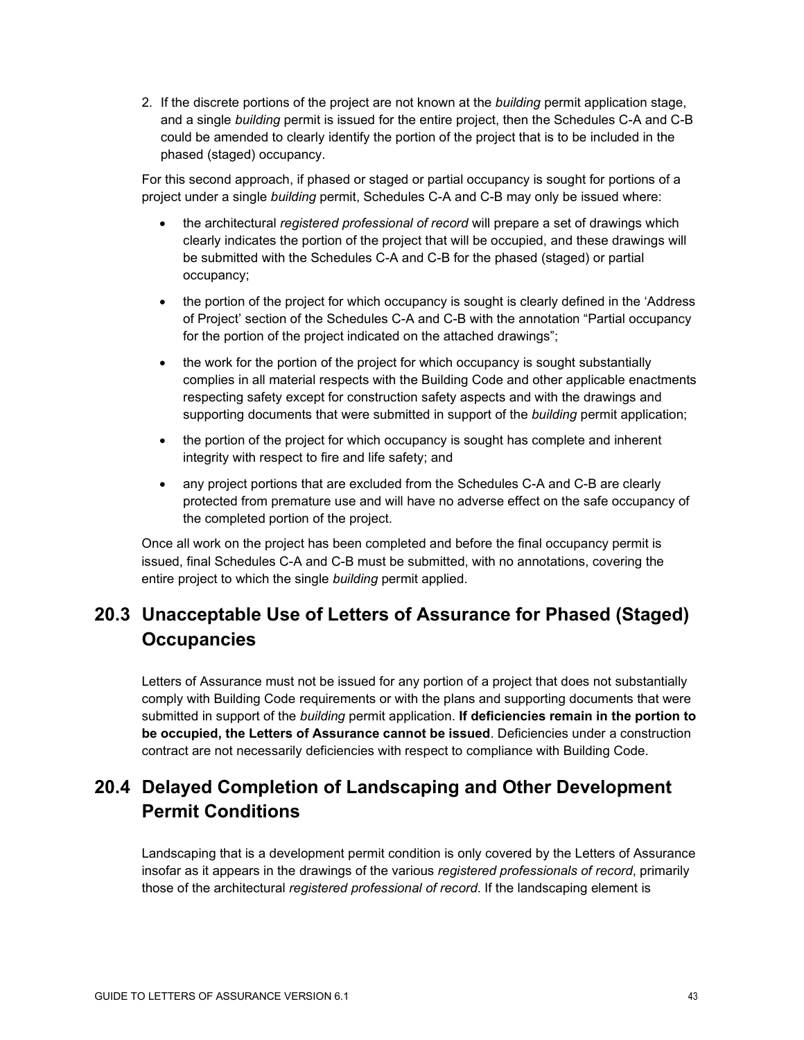2. If the discrete portions of the project are not known at the *building* permit application stage, and a single *building* permit is issued for the entire project, then the Schedules C-A and C-B could be amended to clearly identify the portion of the project that is to be included in the phased (staged) occupancy.

For this second approach, if phased or staged or partial occupancy is sought for portions of a project under a single *building* permit, Schedules C-A and C-B may only be issued where:

- the architectural *registered professional of record* will prepare a set of drawings which clearly indicates the portion of the project that will be occupied, and these drawings will be submitted with the Schedules C-A and C-B for the phased (staged) or partial occupancy;
- the portion of the project for which occupancy is sought is clearly defined in the 'Address of Project' section of the Schedules C-A and C-B with the annotation "Partial occupancy for the portion of the project indicated on the attached drawings";
- the work for the portion of the project for which occupancy is sought substantially complies in all material respects with the Building Code and other applicable enactments respecting safety except for construction safety aspects and with the drawings and supporting documents that were submitted in support of the *building* permit application;
- the portion of the project for which occupancy is sought has complete and inherent integrity with respect to fire and life safety; and
- any project portions that are excluded from the Schedules C-A and C-B are clearly protected from premature use and will have no adverse effect on the safe occupancy of the completed portion of the project.

Once all work on the project has been completed and before the final occupancy permit is issued, final Schedules C-A and C-B must be submitted, with no annotations, covering the entire project to which the single *building* permit applied.

## 20.3 Unacceptable Use of Letters of Assurance for Phased (Staged) Occupancies

Letters of Assurance must not be issued for any portion of a project that does not substantially comply with Building Code requirements or with the plans and supporting documents that were submitted in support of the *building* permit application. **If deficiencies remain in the portion to be occupied, the Letters of Assurance cannot be issued**. Deficiencies under a construction contract are not necessarily deficiencies with respect to compliance with Building Code.

## 20.4 Delayed Completion of Landscaping and Other Development Permit Conditions

Landscaping that is a development permit condition is only covered by the Letters of Assurance insofar as it appears in the drawings of the various *registered professionals of record*, primarily those of the architectural *registered professional of record*. If the landscaping element is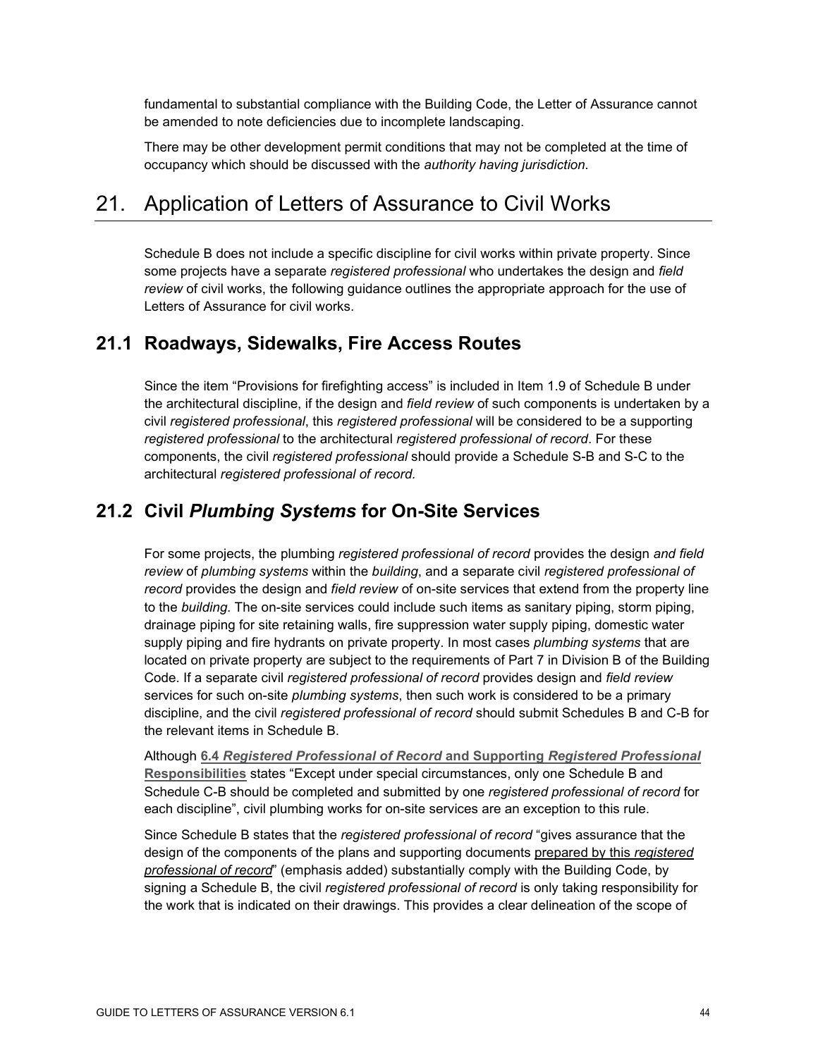fundamental to substantial compliance with the Building Code, the Letter of Assurance cannot be amended to note deficiencies due to incomplete landscaping.

There may be other development permit conditions that may not be completed at the time of occupancy which should be discussed with the *authority having jurisdiction*.

# 21. Application of Letters of Assurance to Civil Works

Schedule B does not include a specific discipline for civil works within private property. Since some projects have a separate *registered professional* who undertakes the design and *field review* of civil works, the following guidance outlines the appropriate approach for the use of Letters of Assurance for civil works.

## 21.1 Roadways, Sidewalks, Fire Access Routes

Since the item "Provisions for firefighting access" is included in Item 1.9 of Schedule B under the architectural discipline, if the design and *field review* of such components is undertaken by a civil *registered professional*, this *registered professional* will be considered to be a supporting *registered professional* to the architectural *registered professional of record*. For these components, the civil *registered professional* should provide a Schedule S-B and S-C to the architectural *registered professional of record*.

## 21.2 Civil *Plumbing Systems* for On-Site Services

For some projects, the plumbing *registered professional of record* provides the design *and field review* of *plumbing systems* within the *building*, and a separate civil *registered professional of record* provides the design and *field review* of on-site services that extend from the property line to the *building*. The on-site services could include such items as sanitary piping, storm piping, drainage piping for site retaining walls, fire suppression water supply piping, domestic water supply piping and fire hydrants on private property. In most cases *plumbing systems* that are located on private property are subject to the requirements of Part 7 in Division B of the Building Code. If a separate civil *registered professional of record* provides design and *field review* services for such on-site *plumbing systems*, then such work is considered to be a primary discipline, and the civil *registered professional of record* should submit Schedules B and C-B for the relevant items in Schedule B.

Although **6.4 *Registered Professional of Record* and Supporting *Registered Professional* Responsibilities** states "Except under special circumstances, only one Schedule B and Schedule C-B should be completed and submitted by one *registered professional of record* for each discipline", civil plumbing works for on-site services are an exception to this rule.

Since Schedule B states that the *registered professional of record* "gives assurance that the design of the components of the plans and supporting documents <u>prepared by this *registered professional of record*</u>" (emphasis added) substantially comply with the Building Code, by signing a Schedule B, the civil *registered professional of record* is only taking responsibility for the work that is indicated on their drawings. This provides a clear delineation of the scope of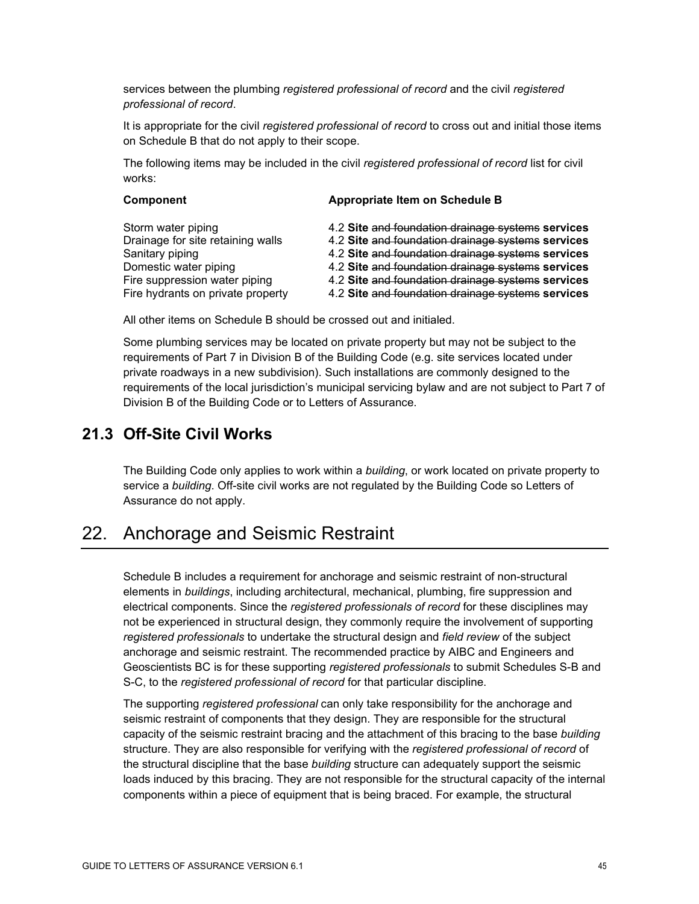services between the plumbing *registered professional of record* and the civil *registered professional of record*.

It is appropriate for the civil *registered professional of record* to cross out and initial those items on Schedule B that do not apply to their scope.

The following items may be included in the civil *registered professional of record* list for civil works:

| **Component** | **Appropriate Item on Schedule B** |
| --- | --- |
| Storm water piping | 4.2 **Site** ~~and foundation drainage systems~~ **services** |
| Drainage for site retaining walls | 4.2 **Site** ~~and foundation drainage systems~~ **services** |
| Sanitary piping | 4.2 **Site** ~~and foundation drainage systems~~ **services** |
| Domestic water piping | 4.2 **Site** ~~and foundation drainage systems~~ **services** |
| Fire suppression water piping | 4.2 **Site** ~~and foundation drainage systems~~ **services** |
| Fire hydrants on private property | 4.2 **Site** ~~and foundation drainage systems~~ **services** |

All other items on Schedule B should be crossed out and initialed.

Some plumbing services may be located on private property but may not be subject to the requirements of Part 7 in Division B of the Building Code (e.g. site services located under private roadways in a new subdivision). Such installations are commonly designed to the requirements of the local jurisdiction's municipal servicing bylaw and are not subject to Part 7 of Division B of the Building Code or to Letters of Assurance.

### 21.3 Off-Site Civil Works

The Building Code only applies to work within a *building*, or work located on private property to service a *building*. Off-site civil works are not regulated by the Building Code so Letters of Assurance do not apply.

## 22. Anchorage and Seismic Restraint

Schedule B includes a requirement for anchorage and seismic restraint of non-structural elements in *buildings*, including architectural, mechanical, plumbing, fire suppression and electrical components. Since the *registered professionals of record* for these disciplines may not be experienced in structural design, they commonly require the involvement of supporting *registered professionals* to undertake the structural design and *field review* of the subject anchorage and seismic restraint. The recommended practice by AIBC and Engineers and Geoscientists BC is for these supporting *registered professionals* to submit Schedules S-B and S-C, to the *registered professional of record* for that particular discipline.

The supporting *registered professional* can only take responsibility for the anchorage and seismic restraint of components that they design. They are responsible for the structural capacity of the seismic restraint bracing and the attachment of this bracing to the base *building* structure. They are also responsible for verifying with the *registered professional of record* of the structural discipline that the base *building* structure can adequately support the seismic loads induced by this bracing. They are not responsible for the structural capacity of the internal components within a piece of equipment that is being braced. For example, the structural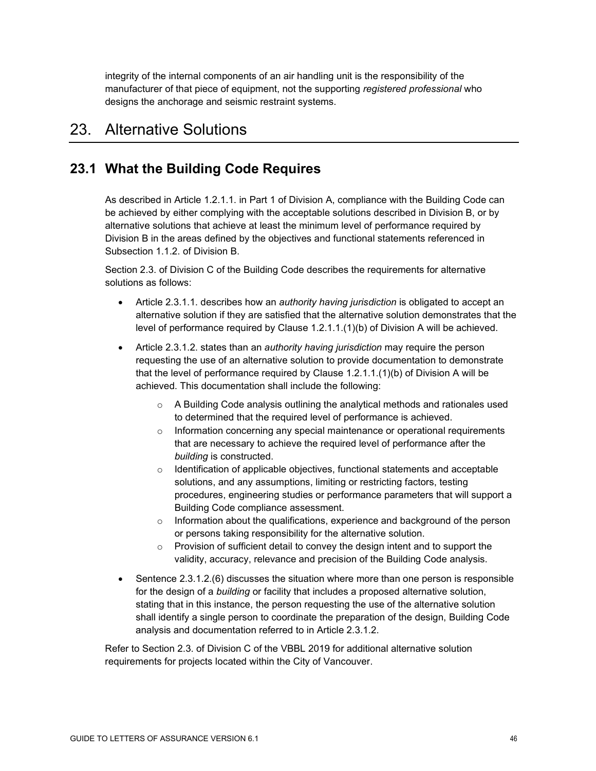integrity of the internal components of an air handling unit is the responsibility of the manufacturer of that piece of equipment, not the supporting *registered professional* who designs the anchorage and seismic restraint systems.

# 23. Alternative Solutions

## 23.1 What the Building Code Requires

As described in Article 1.2.1.1. in Part 1 of Division A, compliance with the Building Code can be achieved by either complying with the acceptable solutions described in Division B, or by alternative solutions that achieve at least the minimum level of performance required by Division B in the areas defined by the objectives and functional statements referenced in Subsection 1.1.2. of Division B.

Section 2.3. of Division C of the Building Code describes the requirements for alternative solutions as follows:

- Article 2.3.1.1. describes how an *authority having jurisdiction* is obligated to accept an alternative solution if they are satisfied that the alternative solution demonstrates that the level of performance required by Clause 1.2.1.1.(1)(b) of Division A will be achieved.
- Article 2.3.1.2. states than an *authority having jurisdiction* may require the person requesting the use of an alternative solution to provide documentation to demonstrate that the level of performance required by Clause 1.2.1.1.(1)(b) of Division A will be achieved. This documentation shall include the following:
  - A Building Code analysis outlining the analytical methods and rationales used to determined that the required level of performance is achieved.
  - Information concerning any special maintenance or operational requirements that are necessary to achieve the required level of performance after the *building* is constructed.
  - Identification of applicable objectives, functional statements and acceptable solutions, and any assumptions, limiting or restricting factors, testing procedures, engineering studies or performance parameters that will support a Building Code compliance assessment.
  - Information about the qualifications, experience and background of the person or persons taking responsibility for the alternative solution.
  - Provision of sufficient detail to convey the design intent and to support the validity, accuracy, relevance and precision of the Building Code analysis.
- Sentence 2.3.1.2.(6) discusses the situation where more than one person is responsible for the design of a *building* or facility that includes a proposed alternative solution, stating that in this instance, the person requesting the use of the alternative solution shall identify a single person to coordinate the preparation of the design, Building Code analysis and documentation referred to in Article 2.3.1.2.

Refer to Section 2.3. of Division C of the VBBL 2019 for additional alternative solution requirements for projects located within the City of Vancouver.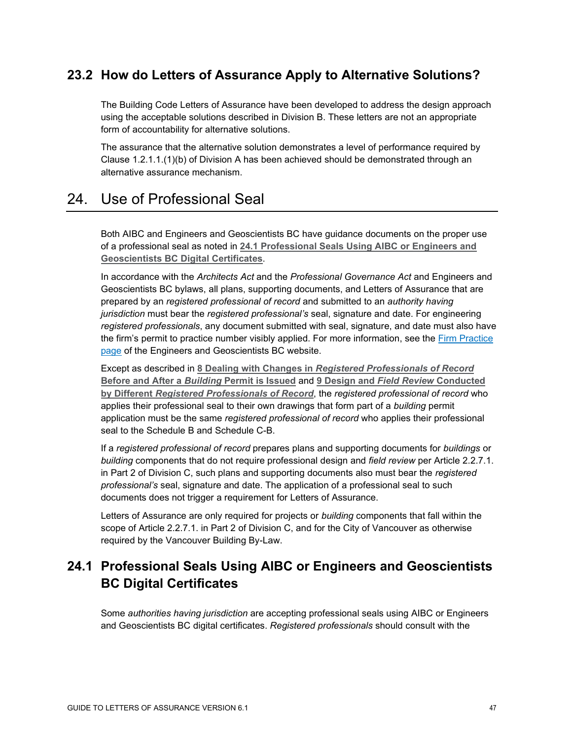## 23.2 How do Letters of Assurance Apply to Alternative Solutions?

The Building Code Letters of Assurance have been developed to address the design approach using the acceptable solutions described in Division B. These letters are not an appropriate form of accountability for alternative solutions.

The assurance that the alternative solution demonstrates a level of performance required by Clause 1.2.1.1.(1)(b) of Division A has been achieved should be demonstrated through an alternative assurance mechanism.

# 24. Use of Professional Seal

Both AIBC and Engineers and Geoscientists BC have guidance documents on the proper use of a professional seal as noted in **24.1 Professional Seals Using AIBC or Engineers and Geoscientists BC Digital Certificates**.

In accordance with the *Architects Act* and the *Professional Governance Act* and Engineers and Geoscientists BC bylaws, all plans, supporting documents, and Letters of Assurance that are prepared by an *registered professional of record* and submitted to an *authority having jurisdiction* must bear the *registered professional's* seal, signature and date. For engineering *registered professionals*, any document submitted with seal, signature, and date must also have the firm's permit to practice number visibly applied. For more information, see the Firm Practice page of the Engineers and Geoscientists BC website.

Except as described in **8 Dealing with Changes in *Registered Professionals of Record* Before and After a *Building* Permit is Issued** and **9 Design and *Field Review* Conducted by Different *Registered Professionals of Record***, the *registered professional of record* who applies their professional seal to their own drawings that form part of a *building* permit application must be the same *registered professional of record* who applies their professional seal to the Schedule B and Schedule C-B.

If a *registered professional of record* prepares plans and supporting documents for *buildings* or *building* components that do not require professional design and *field review* per Article 2.2.7.1. in Part 2 of Division C, such plans and supporting documents also must bear the *registered professional's* seal, signature and date. The application of a professional seal to such documents does not trigger a requirement for Letters of Assurance.

Letters of Assurance are only required for projects or *building* components that fall within the scope of Article 2.2.7.1. in Part 2 of Division C, and for the City of Vancouver as otherwise required by the Vancouver Building By-Law.

## 24.1 Professional Seals Using AIBC or Engineers and Geoscientists BC Digital Certificates

Some *authorities having jurisdiction* are accepting professional seals using AIBC or Engineers and Geoscientists BC digital certificates. *Registered professionals* should consult with the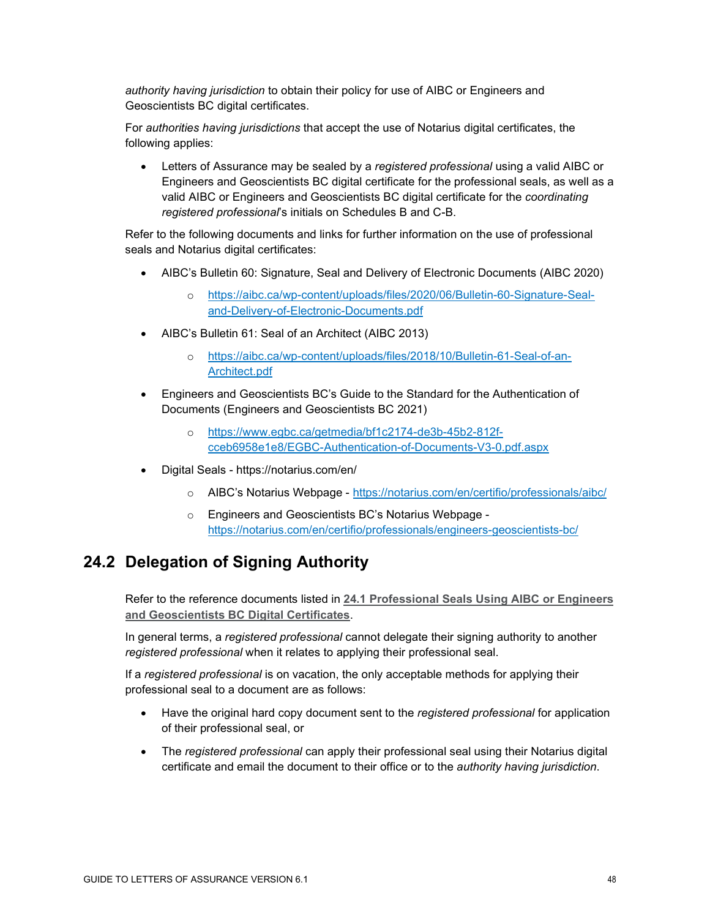*authority having jurisdiction* to obtain their policy for use of AIBC or Engineers and Geoscientists BC digital certificates.

For *authorities having jurisdictions* that accept the use of Notarius digital certificates, the following applies:

- Letters of Assurance may be sealed by a *registered professional* using a valid AIBC or Engineers and Geoscientists BC digital certificate for the professional seals, as well as a valid AIBC or Engineers and Geoscientists BC digital certificate for the *coordinating registered professional*'s initials on Schedules B and C-B.

Refer to the following documents and links for further information on the use of professional seals and Notarius digital certificates:

- AIBC's Bulletin 60: Signature, Seal and Delivery of Electronic Documents (AIBC 2020)
  - https://aibc.ca/wp-content/uploads/files/2020/06/Bulletin-60-Signature-Seal-and-Delivery-of-Electronic-Documents.pdf
- AIBC's Bulletin 61: Seal of an Architect (AIBC 2013)
  - https://aibc.ca/wp-content/uploads/files/2018/10/Bulletin-61-Seal-of-an-Architect.pdf
- Engineers and Geoscientists BC's Guide to the Standard for the Authentication of Documents (Engineers and Geoscientists BC 2021)
  - https://www.egbc.ca/getmedia/bf1c2174-de3b-45b2-812f-cceb6958e1e8/EGBC-Authentication-of-Documents-V3-0.pdf.aspx
- Digital Seals - https://notarius.com/en/
  - AIBC's Notarius Webpage - https://notarius.com/en/certifio/professionals/aibc/
  - Engineers and Geoscientists BC's Notarius Webpage - https://notarius.com/en/certifio/professionals/engineers-geoscientists-bc/

## 24.2 Delegation of Signing Authority

Refer to the reference documents listed in **24.1 Professional Seals Using AIBC or Engineers and Geoscientists BC Digital Certificates**.

In general terms, a *registered professional* cannot delegate their signing authority to another *registered professional* when it relates to applying their professional seal.

If a *registered professional* is on vacation, the only acceptable methods for applying their professional seal to a document are as follows:

- Have the original hard copy document sent to the *registered professional* for application of their professional seal, or
- The *registered professional* can apply their professional seal using their Notarius digital certificate and email the document to their office or to the *authority having jurisdiction*.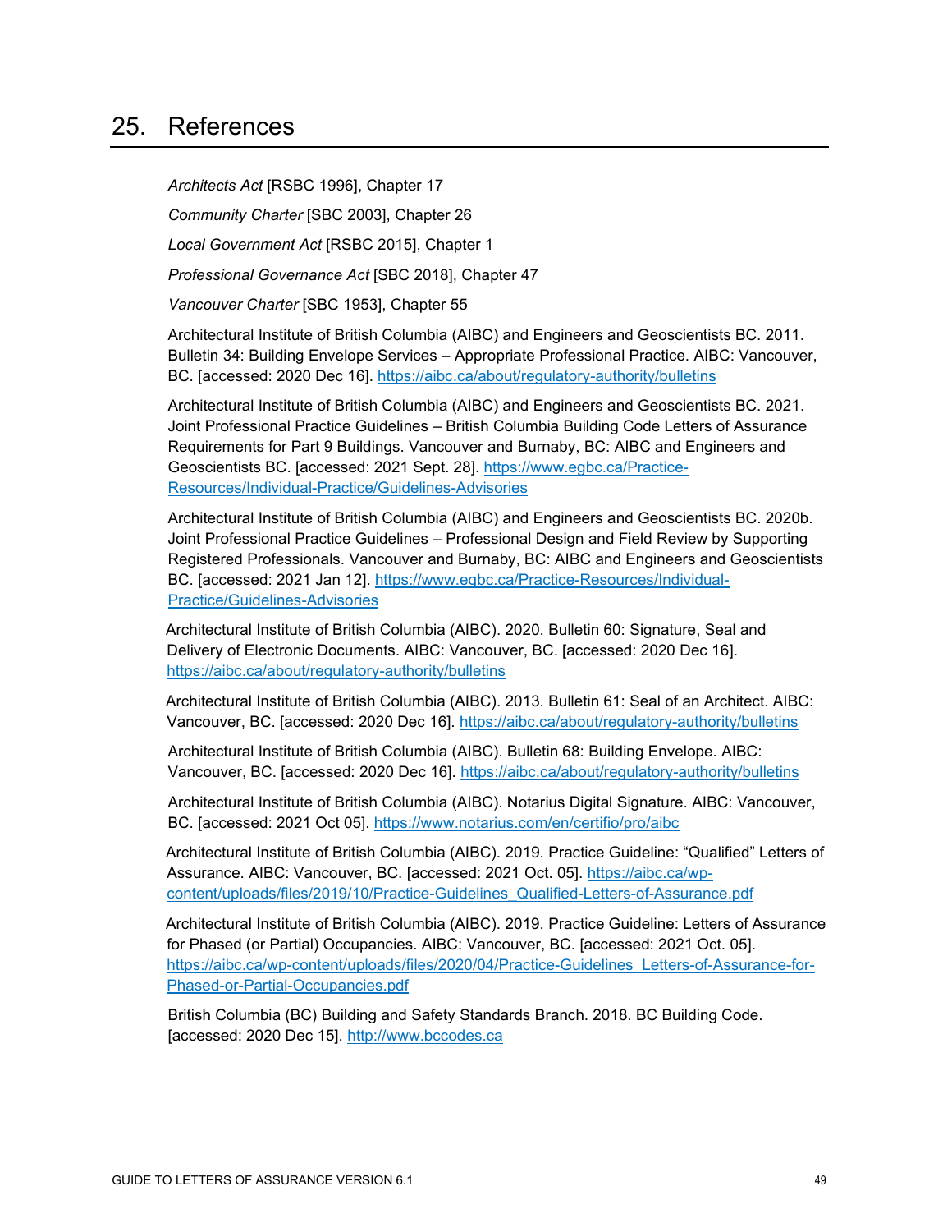# 25. References

*Architects Act* [RSBC 1996], Chapter 17

*Community Charter* [SBC 2003], Chapter 26

*Local Government Act* [RSBC 2015], Chapter 1

*Professional Governance Act* [SBC 2018], Chapter 47

*Vancouver Charter* [SBC 1953], Chapter 55

Architectural Institute of British Columbia (AIBC) and Engineers and Geoscientists BC. 2011. Bulletin 34: Building Envelope Services – Appropriate Professional Practice. AIBC: Vancouver, BC. [accessed: 2020 Dec 16]. https://aibc.ca/about/regulatory-authority/bulletins

Architectural Institute of British Columbia (AIBC) and Engineers and Geoscientists BC. 2021. Joint Professional Practice Guidelines – British Columbia Building Code Letters of Assurance Requirements for Part 9 Buildings. Vancouver and Burnaby, BC: AIBC and Engineers and Geoscientists BC. [accessed: 2021 Sept. 28]. https://www.egbc.ca/Practice-Resources/Individual-Practice/Guidelines-Advisories

Architectural Institute of British Columbia (AIBC) and Engineers and Geoscientists BC. 2020b. Joint Professional Practice Guidelines – Professional Design and Field Review by Supporting Registered Professionals. Vancouver and Burnaby, BC: AIBC and Engineers and Geoscientists BC. [accessed: 2021 Jan 12]. https://www.egbc.ca/Practice-Resources/Individual-Practice/Guidelines-Advisories

Architectural Institute of British Columbia (AIBC). 2020. Bulletin 60: Signature, Seal and Delivery of Electronic Documents. AIBC: Vancouver, BC. [accessed: 2020 Dec 16]. https://aibc.ca/about/regulatory-authority/bulletins

Architectural Institute of British Columbia (AIBC). 2013. Bulletin 61: Seal of an Architect. AIBC: Vancouver, BC. [accessed: 2020 Dec 16]. https://aibc.ca/about/regulatory-authority/bulletins

Architectural Institute of British Columbia (AIBC). Bulletin 68: Building Envelope. AIBC: Vancouver, BC. [accessed: 2020 Dec 16]. https://aibc.ca/about/regulatory-authority/bulletins

Architectural Institute of British Columbia (AIBC). Notarius Digital Signature. AIBC: Vancouver, BC. [accessed: 2021 Oct 05]. https://www.notarius.com/en/certifio/pro/aibc

Architectural Institute of British Columbia (AIBC). 2019. Practice Guideline: "Qualified" Letters of Assurance. AIBC: Vancouver, BC. [accessed: 2021 Oct. 05]. https://aibc.ca/wp-content/uploads/files/2019/10/Practice-Guidelines_Qualified-Letters-of-Assurance.pdf

Architectural Institute of British Columbia (AIBC). 2019. Practice Guideline: Letters of Assurance for Phased (or Partial) Occupancies. AIBC: Vancouver, BC. [accessed: 2021 Oct. 05]. https://aibc.ca/wp-content/uploads/files/2020/04/Practice-Guidelines_Letters-of-Assurance-for-Phased-or-Partial-Occupancies.pdf

British Columbia (BC) Building and Safety Standards Branch. 2018. BC Building Code. [accessed: 2020 Dec 15]. http://www.bccodes.ca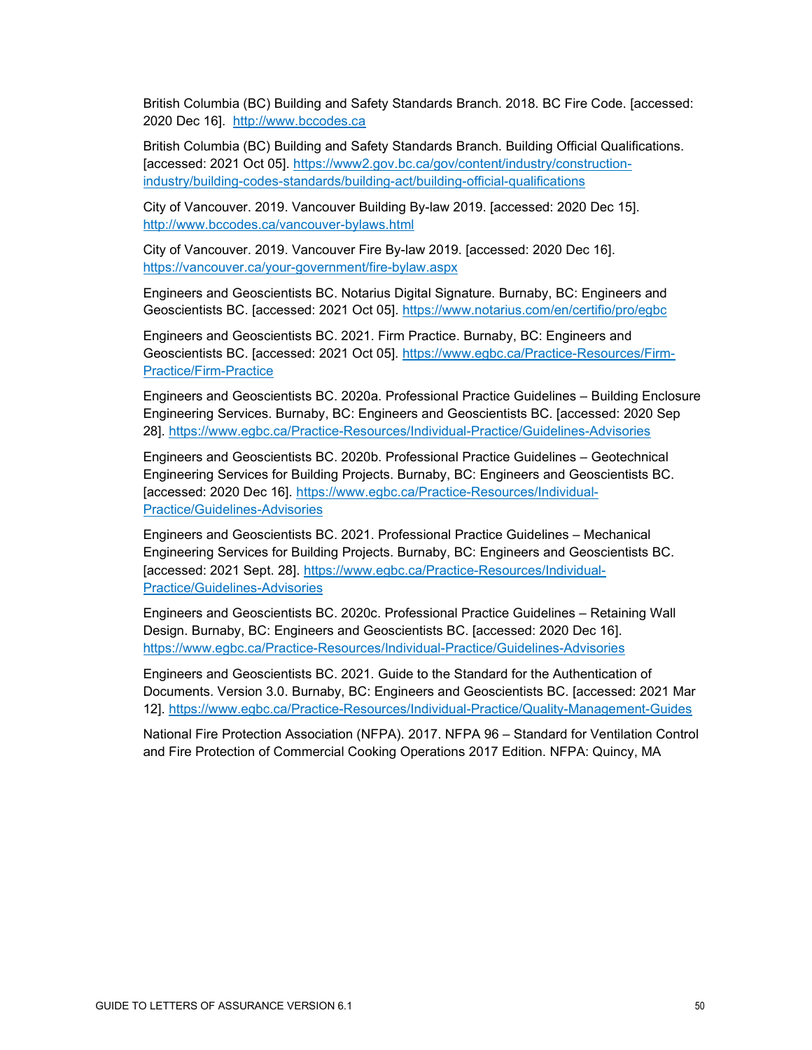British Columbia (BC) Building and Safety Standards Branch. 2018. BC Fire Code. [accessed: 2020 Dec 16]. http://www.bccodes.ca

British Columbia (BC) Building and Safety Standards Branch. Building Official Qualifications. [accessed: 2021 Oct 05]. https://www2.gov.bc.ca/gov/content/industry/construction-industry/building-codes-standards/building-act/building-official-qualifications

City of Vancouver. 2019. Vancouver Building By-law 2019. [accessed: 2020 Dec 15]. http://www.bccodes.ca/vancouver-bylaws.html

City of Vancouver. 2019. Vancouver Fire By-law 2019. [accessed: 2020 Dec 16]. https://vancouver.ca/your-government/fire-bylaw.aspx

Engineers and Geoscientists BC. Notarius Digital Signature. Burnaby, BC: Engineers and Geoscientists BC. [accessed: 2021 Oct 05]. https://www.notarius.com/en/certifio/pro/egbc

Engineers and Geoscientists BC. 2021. Firm Practice. Burnaby, BC: Engineers and Geoscientists BC. [accessed: 2021 Oct 05]. https://www.egbc.ca/Practice-Resources/Firm-Practice/Firm-Practice

Engineers and Geoscientists BC. 2020a. Professional Practice Guidelines – Building Enclosure Engineering Services. Burnaby, BC: Engineers and Geoscientists BC. [accessed: 2020 Sep 28]. https://www.egbc.ca/Practice-Resources/Individual-Practice/Guidelines-Advisories

Engineers and Geoscientists BC. 2020b. Professional Practice Guidelines – Geotechnical Engineering Services for Building Projects. Burnaby, BC: Engineers and Geoscientists BC. [accessed: 2020 Dec 16]. https://www.egbc.ca/Practice-Resources/Individual-Practice/Guidelines-Advisories

Engineers and Geoscientists BC. 2021. Professional Practice Guidelines – Mechanical Engineering Services for Building Projects. Burnaby, BC: Engineers and Geoscientists BC. [accessed: 2021 Sept. 28]. https://www.egbc.ca/Practice-Resources/Individual-Practice/Guidelines-Advisories

Engineers and Geoscientists BC. 2020c. Professional Practice Guidelines – Retaining Wall Design. Burnaby, BC: Engineers and Geoscientists BC. [accessed: 2020 Dec 16]. https://www.egbc.ca/Practice-Resources/Individual-Practice/Guidelines-Advisories

Engineers and Geoscientists BC. 2021. Guide to the Standard for the Authentication of Documents. Version 3.0. Burnaby, BC: Engineers and Geoscientists BC. [accessed: 2021 Mar 12]. https://www.egbc.ca/Practice-Resources/Individual-Practice/Quality-Management-Guides

National Fire Protection Association (NFPA). 2017. NFPA 96 – Standard for Ventilation Control and Fire Protection of Commercial Cooking Operations 2017 Edition. NFPA: Quincy, MA